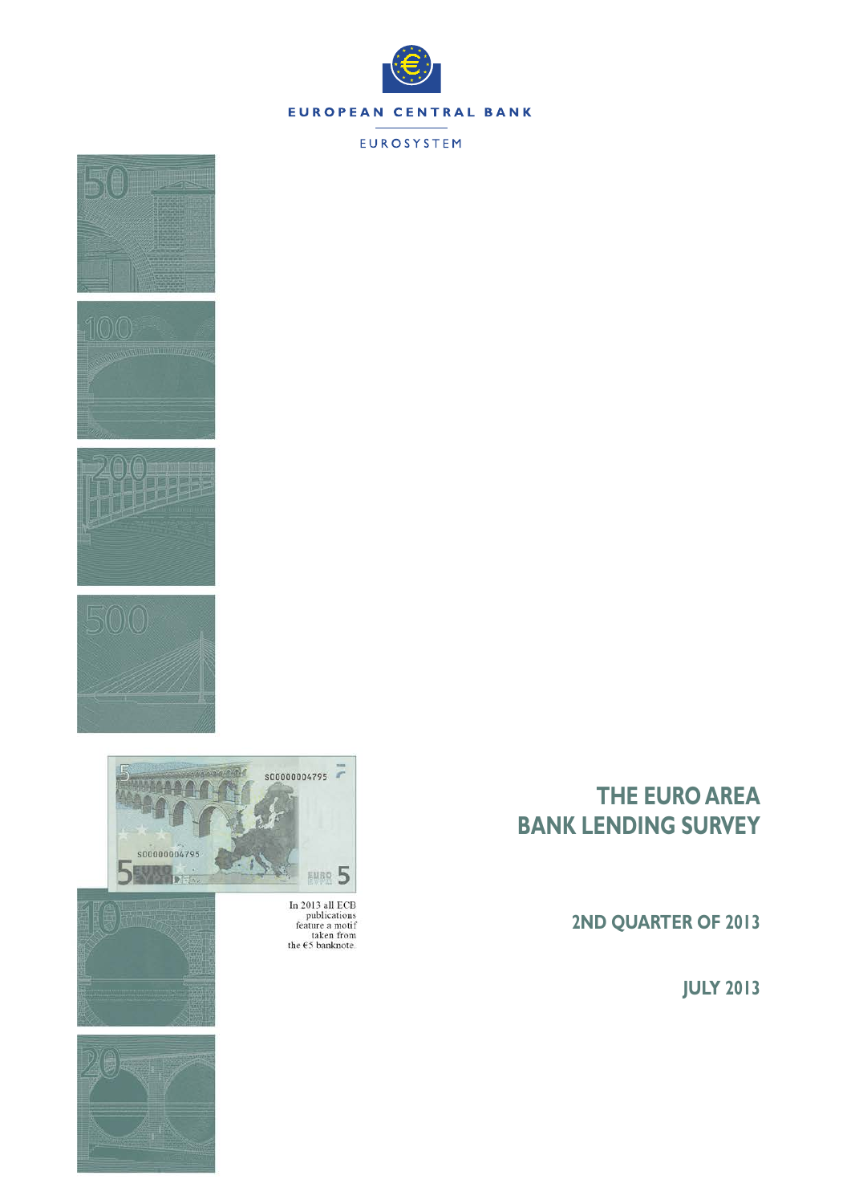EUROPEAN CENTRAL BANK

EUROSYSTEM

In 2013 all ECB publications feature a motif taken from the €5 banknote.

# THE EURO AREA BANK LENDING SURVEY

## 2ND QUARTER OF 2013

JULY 2013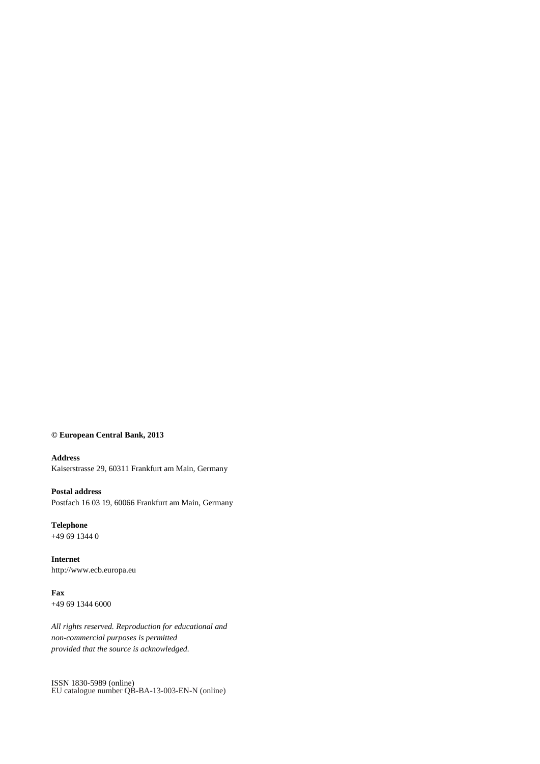**© European Central Bank, 2013**

**Address**
Kaiserstrasse 29, 60311 Frankfurt am Main, Germany

**Postal address**
Postfach 16 03 19, 60066 Frankfurt am Main, Germany

**Telephone**
+49 69 1344 0

**Internet**
http://www.ecb.europa.eu

**Fax**
+49 69 1344 6000

*All rights reserved. Reproduction for educational and non-commercial purposes is permitted provided that the source is acknowledged.*

ISSN 1830-5989 (online)
EU catalogue number QB-BA-13-003-EN-N (online)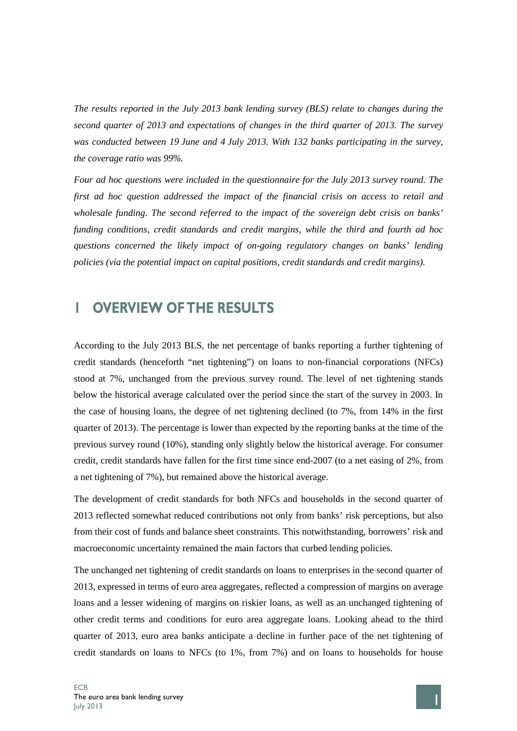*The results reported in the July 2013 bank lending survey (BLS) relate to changes during the second quarter of 2013 and expectations of changes in the third quarter of 2013. The survey was conducted between 19 June and 4 July 2013. With 132 banks participating in the survey, the coverage ratio was 99%.*

*Four ad hoc questions were included in the questionnaire for the July 2013 survey round. The first ad hoc question addressed the impact of the financial crisis on access to retail and wholesale funding. The second referred to the impact of the sovereign debt crisis on banks' funding conditions, credit standards and credit margins, while the third and fourth ad hoc questions concerned the likely impact of on-going regulatory changes on banks' lending policies (via the potential impact on capital positions, credit standards and credit margins).*

# 1 OVERVIEW OF THE RESULTS

According to the July 2013 BLS, the net percentage of banks reporting a further tightening of credit standards (henceforth "net tightening") on loans to non-financial corporations (NFCs) stood at 7%, unchanged from the previous survey round. The level of net tightening stands below the historical average calculated over the period since the start of the survey in 2003. In the case of housing loans, the degree of net tightening declined (to 7%, from 14% in the first quarter of 2013). The percentage is lower than expected by the reporting banks at the time of the previous survey round (10%), standing only slightly below the historical average. For consumer credit, credit standards have fallen for the first time since end-2007 (to a net easing of 2%, from a net tightening of 7%), but remained above the historical average.

The development of credit standards for both NFCs and households in the second quarter of 2013 reflected somewhat reduced contributions not only from banks' risk perceptions, but also from their cost of funds and balance sheet constraints. This notwithstanding, borrowers' risk and macroeconomic uncertainty remained the main factors that curbed lending policies.

The unchanged net tightening of credit standards on loans to enterprises in the second quarter of 2013, expressed in terms of euro area aggregates, reflected a compression of margins on average loans and a lesser widening of margins on riskier loans, as well as an unchanged tightening of other credit terms and conditions for euro area aggregate loans. Looking ahead to the third quarter of 2013, euro area banks anticipate a decline in further pace of the net tightening of credit standards on loans to NFCs (to 1%, from 7%) and on loans to households for house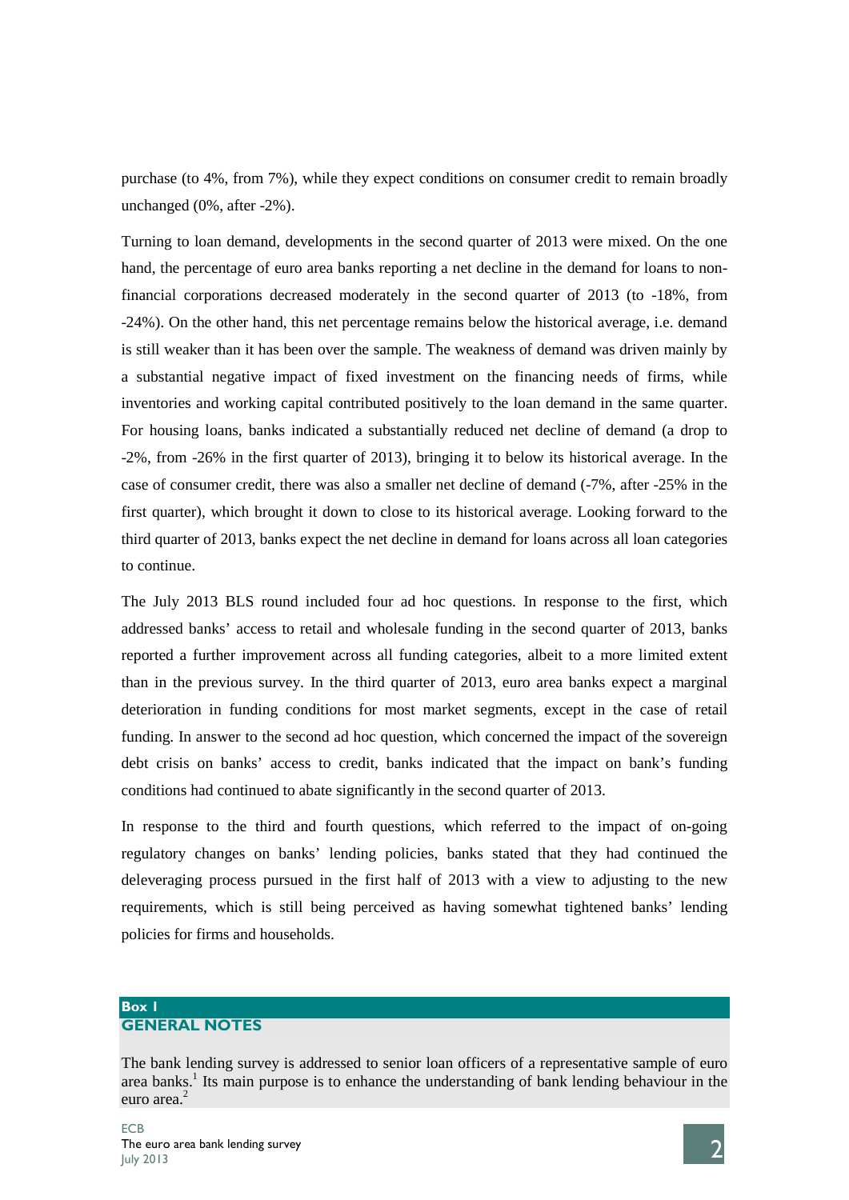purchase (to 4%, from 7%), while they expect conditions on consumer credit to remain broadly unchanged (0%, after -2%).

Turning to loan demand, developments in the second quarter of 2013 were mixed. On the one hand, the percentage of euro area banks reporting a net decline in the demand for loans to non-financial corporations decreased moderately in the second quarter of 2013 (to -18%, from -24%). On the other hand, this net percentage remains below the historical average, i.e. demand is still weaker than it has been over the sample. The weakness of demand was driven mainly by a substantial negative impact of fixed investment on the financing needs of firms, while inventories and working capital contributed positively to the loan demand in the same quarter. For housing loans, banks indicated a substantially reduced net decline of demand (a drop to -2%, from -26% in the first quarter of 2013), bringing it to below its historical average. In the case of consumer credit, there was also a smaller net decline of demand (-7%, after -25% in the first quarter), which brought it down to close to its historical average. Looking forward to the third quarter of 2013, banks expect the net decline in demand for loans across all loan categories to continue.

The July 2013 BLS round included four ad hoc questions. In response to the first, which addressed banks' access to retail and wholesale funding in the second quarter of 2013, banks reported a further improvement across all funding categories, albeit to a more limited extent than in the previous survey. In the third quarter of 2013, euro area banks expect a marginal deterioration in funding conditions for most market segments, except in the case of retail funding. In answer to the second ad hoc question, which concerned the impact of the sovereign debt crisis on banks' access to credit, banks indicated that the impact on bank's funding conditions had continued to abate significantly in the second quarter of 2013.

In response to the third and fourth questions, which referred to the impact of on-going regulatory changes on banks' lending policies, banks stated that they had continued the deleveraging process pursued in the first half of 2013 with a view to adjusting to the new requirements, which is still being perceived as having somewhat tightened banks' lending policies for firms and households.

**Box 1**

## GENERAL NOTES

The bank lending survey is addressed to senior loan officers of a representative sample of euro area banks.[1] Its main purpose is to enhance the understanding of bank lending behaviour in the euro area.[2]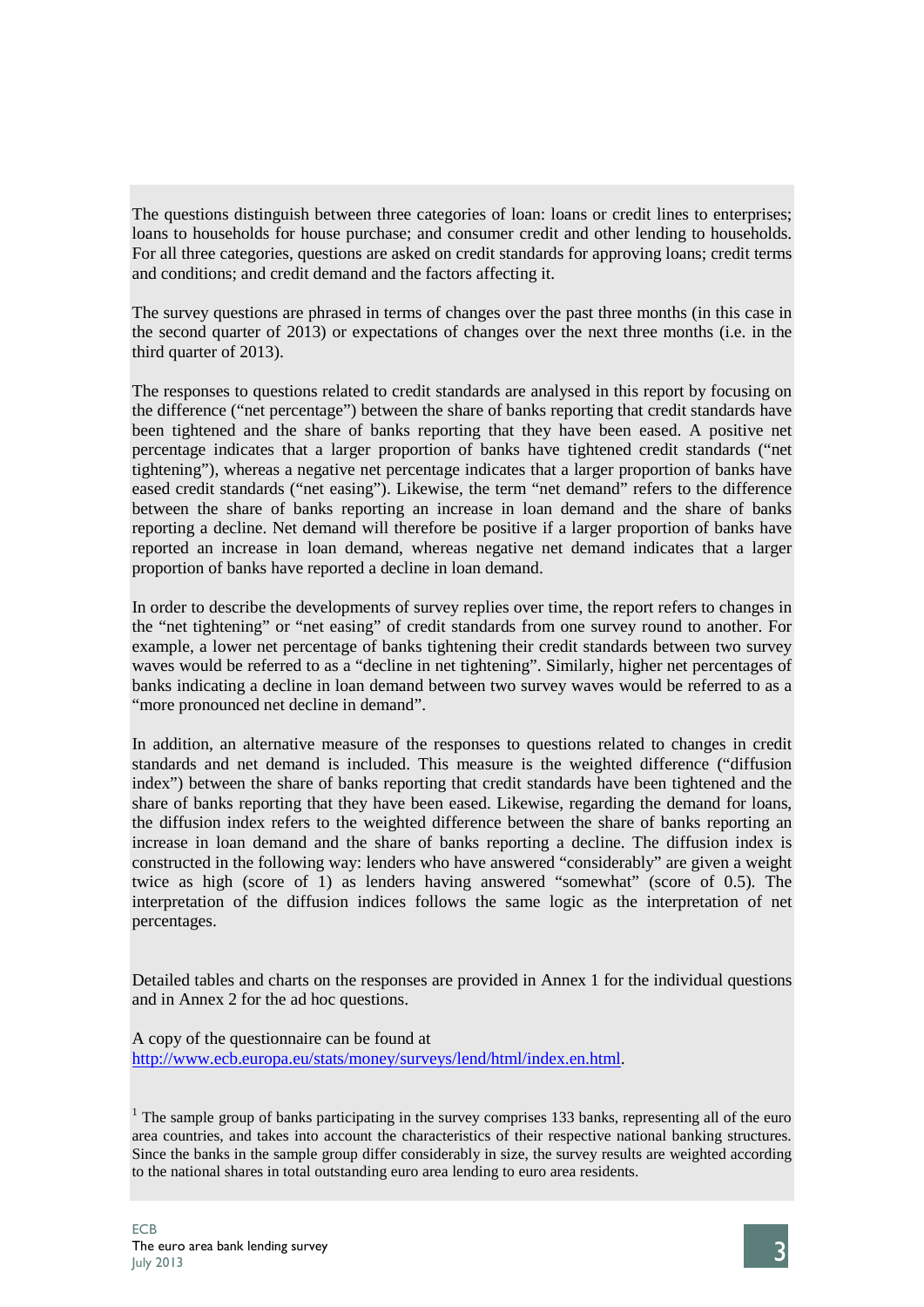The questions distinguish between three categories of loan: loans or credit lines to enterprises; loans to households for house purchase; and consumer credit and other lending to households. For all three categories, questions are asked on credit standards for approving loans; credit terms and conditions; and credit demand and the factors affecting it.

The survey questions are phrased in terms of changes over the past three months (in this case in the second quarter of 2013) or expectations of changes over the next three months (i.e. in the third quarter of 2013).

The responses to questions related to credit standards are analysed in this report by focusing on the difference ("net percentage") between the share of banks reporting that credit standards have been tightened and the share of banks reporting that they have been eased. A positive net percentage indicates that a larger proportion of banks have tightened credit standards ("net tightening"), whereas a negative net percentage indicates that a larger proportion of banks have eased credit standards ("net easing"). Likewise, the term "net demand" refers to the difference between the share of banks reporting an increase in loan demand and the share of banks reporting a decline. Net demand will therefore be positive if a larger proportion of banks have reported an increase in loan demand, whereas negative net demand indicates that a larger proportion of banks have reported a decline in loan demand.

In order to describe the developments of survey replies over time, the report refers to changes in the "net tightening" or "net easing" of credit standards from one survey round to another. For example, a lower net percentage of banks tightening their credit standards between two survey waves would be referred to as a "decline in net tightening". Similarly, higher net percentages of banks indicating a decline in loan demand between two survey waves would be referred to as a "more pronounced net decline in demand".

In addition, an alternative measure of the responses to questions related to changes in credit standards and net demand is included. This measure is the weighted difference ("diffusion index") between the share of banks reporting that credit standards have been tightened and the share of banks reporting that they have been eased. Likewise, regarding the demand for loans, the diffusion index refers to the weighted difference between the share of banks reporting an increase in loan demand and the share of banks reporting a decline. The diffusion index is constructed in the following way: lenders who have answered "considerably" are given a weight twice as high (score of 1) as lenders having answered "somewhat" (score of 0.5). The interpretation of the diffusion indices follows the same logic as the interpretation of net percentages.

Detailed tables and charts on the responses are provided in Annex 1 for the individual questions and in Annex 2 for the ad hoc questions.

A copy of the questionnaire can be found at http://www.ecb.europa.eu/stats/money/surveys/lend/html/index.en.html.

[1] The sample group of banks participating in the survey comprises 133 banks, representing all of the euro area countries, and takes into account the characteristics of their respective national banking structures. Since the banks in the sample group differ considerably in size, the survey results are weighted according to the national shares in total outstanding euro area lending to euro area residents.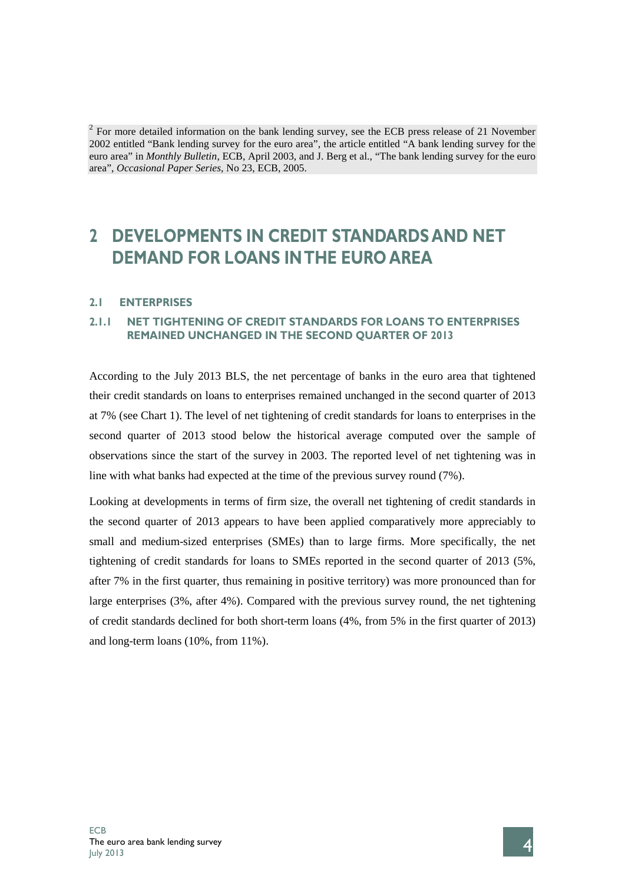[2] For more detailed information on the bank lending survey, see the ECB press release of 21 November 2002 entitled "Bank lending survey for the euro area", the article entitled "A bank lending survey for the euro area" in *Monthly Bulletin*, ECB, April 2003, and J. Berg et al., "The bank lending survey for the euro area", *Occasional Paper Series*, No 23, ECB, 2005.

# 2 DEVELOPMENTS IN CREDIT STANDARDS AND NET DEMAND FOR LOANS IN THE EURO AREA

## 2.1 ENTERPRISES

### 2.1.1 NET TIGHTENING OF CREDIT STANDARDS FOR LOANS TO ENTERPRISES REMAINED UNCHANGED IN THE SECOND QUARTER OF 2013

According to the July 2013 BLS, the net percentage of banks in the euro area that tightened their credit standards on loans to enterprises remained unchanged in the second quarter of 2013 at 7% (see Chart 1). The level of net tightening of credit standards for loans to enterprises in the second quarter of 2013 stood below the historical average computed over the sample of observations since the start of the survey in 2003. The reported level of net tightening was in line with what banks had expected at the time of the previous survey round (7%).

Looking at developments in terms of firm size, the overall net tightening of credit standards in the second quarter of 2013 appears to have been applied comparatively more appreciably to small and medium-sized enterprises (SMEs) than to large firms. More specifically, the net tightening of credit standards for loans to SMEs reported in the second quarter of 2013 (5%, after 7% in the first quarter, thus remaining in positive territory) was more pronounced than for large enterprises (3%, after 4%). Compared with the previous survey round, the net tightening of credit standards declined for both short-term loans (4%, from 5% in the first quarter of 2013) and long-term loans (10%, from 11%).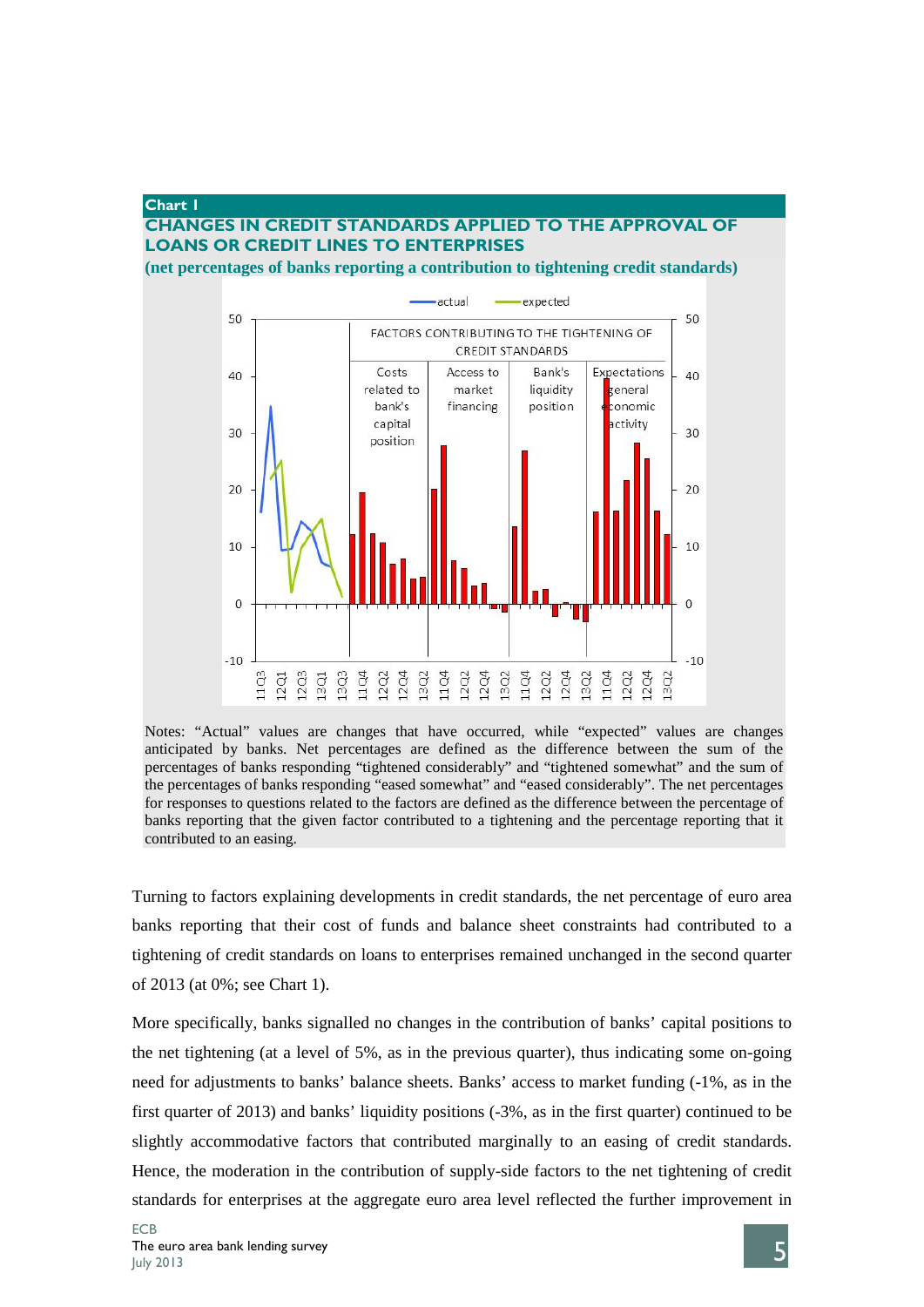**Chart 1**

**CHANGES IN CREDIT STANDARDS APPLIED TO THE APPROVAL OF LOANS OR CREDIT LINES TO ENTERPRISES**

**(net percentages of banks reporting a contribution to tightening credit standards)**

Notes: "Actual" values are changes that have occurred, while "expected" values are changes anticipated by banks. Net percentages are defined as the difference between the sum of the percentages of banks responding "tightened considerably" and "tightened somewhat" and the sum of the percentages of banks responding "eased somewhat" and "eased considerably". The net percentages for responses to questions related to the factors are defined as the difference between the percentage of banks reporting that the given factor contributed to a tightening and the percentage reporting that it contributed to an easing.

Turning to factors explaining developments in credit standards, the net percentage of euro area banks reporting that their cost of funds and balance sheet constraints had contributed to a tightening of credit standards on loans to enterprises remained unchanged in the second quarter of 2013 (at 0%; see Chart 1).

More specifically, banks signalled no changes in the contribution of banks' capital positions to the net tightening (at a level of 5%, as in the previous quarter), thus indicating some on-going need for adjustments to banks' balance sheets. Banks' access to market funding (-1%, as in the first quarter of 2013) and banks' liquidity positions (-3%, as in the first quarter) continued to be slightly accommodative factors that contributed marginally to an easing of credit standards. Hence, the moderation in the contribution of supply-side factors to the net tightening of credit standards for enterprises at the aggregate euro area level reflected the further improvement in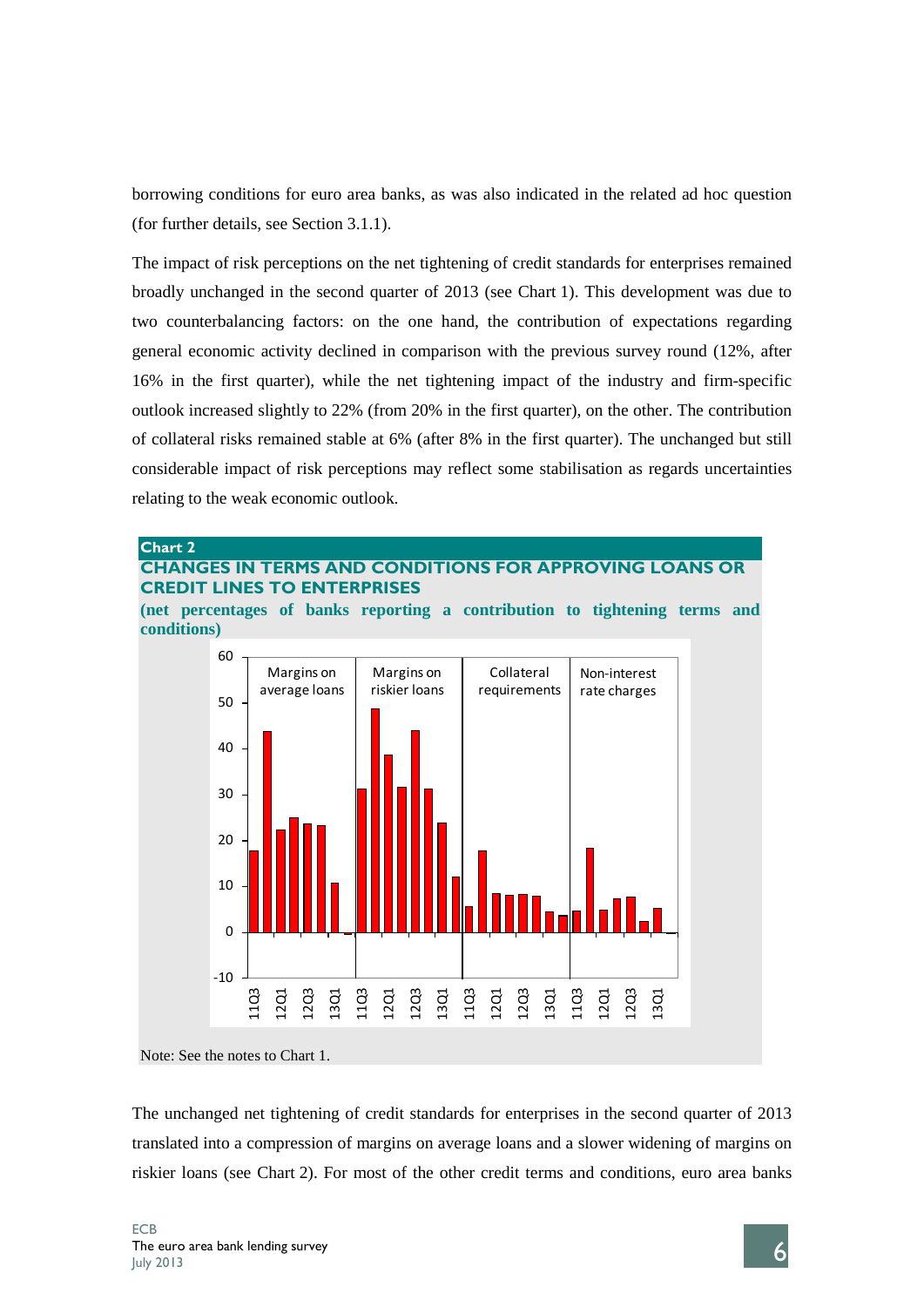borrowing conditions for euro area banks, as was also indicated in the related ad hoc question (for further details, see Section 3.1.1).

The impact of risk perceptions on the net tightening of credit standards for enterprises remained broadly unchanged in the second quarter of 2013 (see Chart 1). This development was due to two counterbalancing factors: on the one hand, the contribution of expectations regarding general economic activity declined in comparison with the previous survey round (12%, after 16% in the first quarter), while the net tightening impact of the industry and firm-specific outlook increased slightly to 22% (from 20% in the first quarter), on the other. The contribution of collateral risks remained stable at 6% (after 8% in the first quarter). The unchanged but still considerable impact of risk perceptions may reflect some stabilisation as regards uncertainties relating to the weak economic outlook.

**Chart 2**

**CHANGES IN TERMS AND CONDITIONS FOR APPROVING LOANS OR CREDIT LINES TO ENTERPRISES**

**(net percentages of banks reporting a contribution to tightening terms and conditions)**

Note: See the notes to Chart 1.

The unchanged net tightening of credit standards for enterprises in the second quarter of 2013 translated into a compression of margins on average loans and a slower widening of margins on riskier loans (see Chart 2). For most of the other credit terms and conditions, euro area banks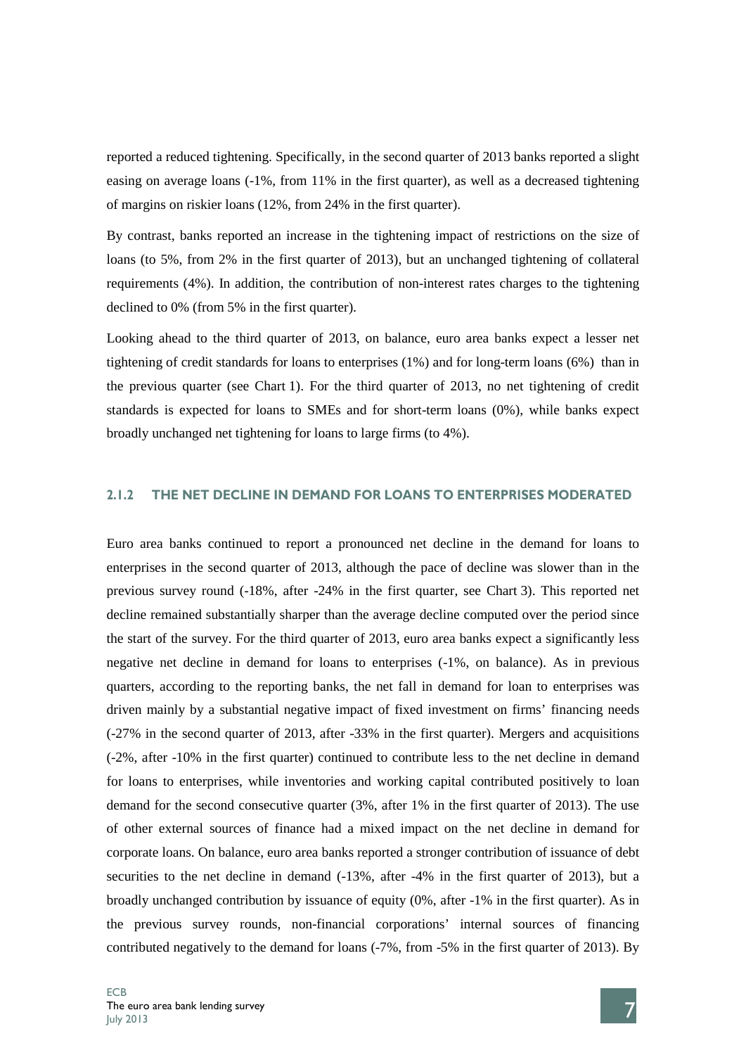reported a reduced tightening. Specifically, in the second quarter of 2013 banks reported a slight easing on average loans (-1%, from 11% in the first quarter), as well as a decreased tightening of margins on riskier loans (12%, from 24% in the first quarter).

By contrast, banks reported an increase in the tightening impact of restrictions on the size of loans (to 5%, from 2% in the first quarter of 2013), but an unchanged tightening of collateral requirements (4%). In addition, the contribution of non-interest rates charges to the tightening declined to 0% (from 5% in the first quarter).

Looking ahead to the third quarter of 2013, on balance, euro area banks expect a lesser net tightening of credit standards for loans to enterprises (1%) and for long-term loans (6%) than in the previous quarter (see Chart 1). For the third quarter of 2013, no net tightening of credit standards is expected for loans to SMEs and for short-term loans (0%), while banks expect broadly unchanged net tightening for loans to large firms (to 4%).

### 2.1.2 THE NET DECLINE IN DEMAND FOR LOANS TO ENTERPRISES MODERATED

Euro area banks continued to report a pronounced net decline in the demand for loans to enterprises in the second quarter of 2013, although the pace of decline was slower than in the previous survey round (-18%, after -24% in the first quarter, see Chart 3). This reported net decline remained substantially sharper than the average decline computed over the period since the start of the survey. For the third quarter of 2013, euro area banks expect a significantly less negative net decline in demand for loans to enterprises (-1%, on balance). As in previous quarters, according to the reporting banks, the net fall in demand for loan to enterprises was driven mainly by a substantial negative impact of fixed investment on firms' financing needs (-27% in the second quarter of 2013, after -33% in the first quarter). Mergers and acquisitions (-2%, after -10% in the first quarter) continued to contribute less to the net decline in demand for loans to enterprises, while inventories and working capital contributed positively to loan demand for the second consecutive quarter (3%, after 1% in the first quarter of 2013). The use of other external sources of finance had a mixed impact on the net decline in demand for corporate loans. On balance, euro area banks reported a stronger contribution of issuance of debt securities to the net decline in demand (-13%, after -4% in the first quarter of 2013), but a broadly unchanged contribution by issuance of equity (0%, after -1% in the first quarter). As in the previous survey rounds, non-financial corporations' internal sources of financing contributed negatively to the demand for loans (-7%, from -5% in the first quarter of 2013). By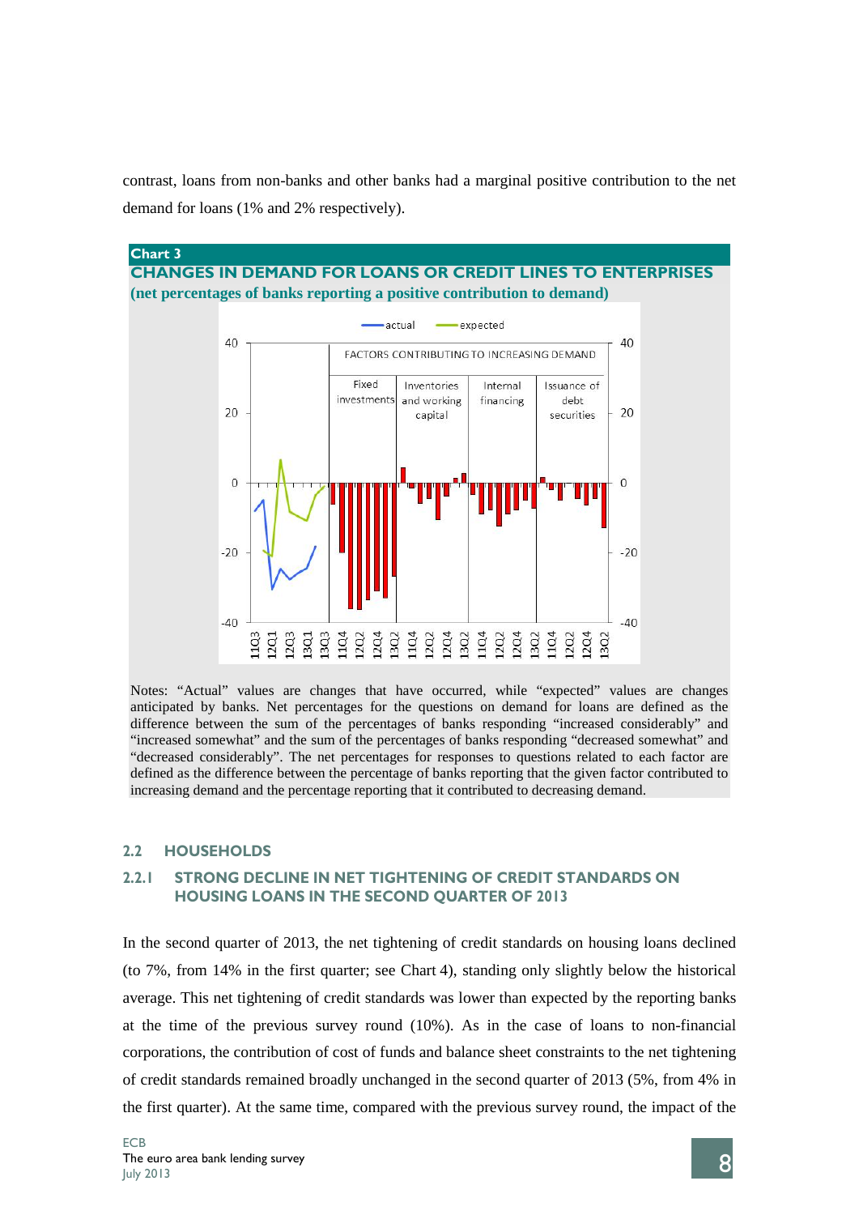contrast, loans from non-banks and other banks had a marginal positive contribution to the net demand for loans (1% and 2% respectively).

**Chart 3**

**CHANGES IN DEMAND FOR LOANS OR CREDIT LINES TO ENTERPRISES**

**(net percentages of banks reporting a positive contribution to demand)**

Notes: "Actual" values are changes that have occurred, while "expected" values are changes anticipated by banks. Net percentages for the questions on demand for loans are defined as the difference between the sum of the percentages of banks responding "increased considerably" and "increased somewhat" and the sum of the percentages of banks responding "decreased somewhat" and "decreased considerably". The net percentages for responses to questions related to each factor are defined as the difference between the percentage of banks reporting that the given factor contributed to increasing demand and the percentage reporting that it contributed to decreasing demand.

## 2.2 HOUSEHOLDS

### 2.2.1 STRONG DECLINE IN NET TIGHTENING OF CREDIT STANDARDS ON HOUSING LOANS IN THE SECOND QUARTER OF 2013

In the second quarter of 2013, the net tightening of credit standards on housing loans declined (to 7%, from 14% in the first quarter; see Chart 4), standing only slightly below the historical average. This net tightening of credit standards was lower than expected by the reporting banks at the time of the previous survey round (10%). As in the case of loans to non-financial corporations, the contribution of cost of funds and balance sheet constraints to the net tightening of credit standards remained broadly unchanged in the second quarter of 2013 (5%, from 4% in the first quarter). At the same time, compared with the previous survey round, the impact of the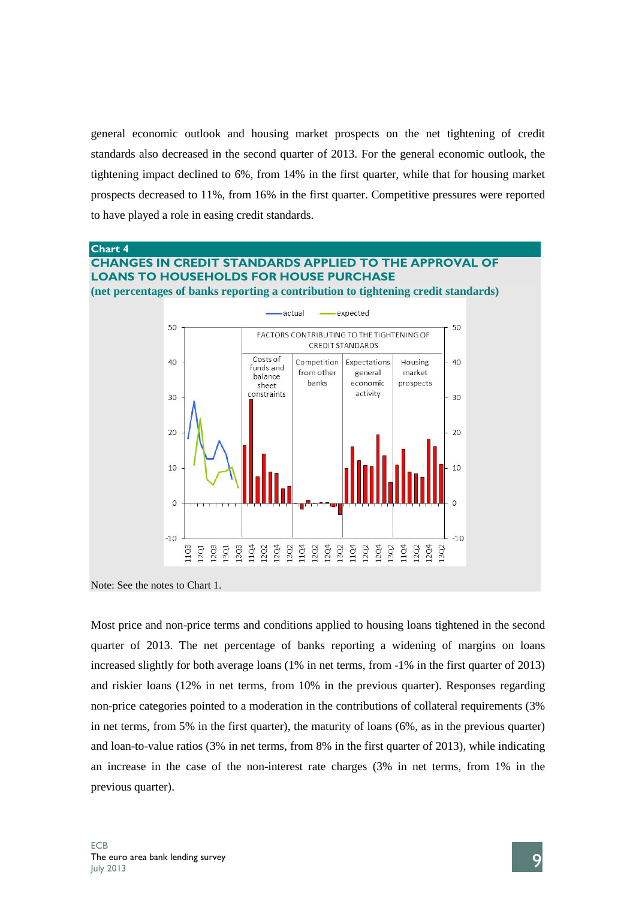general economic outlook and housing market prospects on the net tightening of credit standards also decreased in the second quarter of 2013. For the general economic outlook, the tightening impact declined to 6%, from 14% in the first quarter, while that for housing market prospects decreased to 11%, from 16% in the first quarter. Competitive pressures were reported to have played a role in easing credit standards.

**Chart 4**

**CHANGES IN CREDIT STANDARDS APPLIED TO THE APPROVAL OF LOANS TO HOUSEHOLDS FOR HOUSE PURCHASE**

**(net percentages of banks reporting a contribution to tightening credit standards)**

Note: See the notes to Chart 1.

Most price and non-price terms and conditions applied to housing loans tightened in the second quarter of 2013. The net percentage of banks reporting a widening of margins on loans increased slightly for both average loans (1% in net terms, from -1% in the first quarter of 2013) and riskier loans (12% in net terms, from 10% in the previous quarter). Responses regarding non-price categories pointed to a moderation in the contributions of collateral requirements (3% in net terms, from 5% in the first quarter), the maturity of loans (6%, as in the previous quarter) and loan-to-value ratios (3% in net terms, from 8% in the first quarter of 2013), while indicating an increase in the case of the non-interest rate charges (3% in net terms, from 1% in the previous quarter).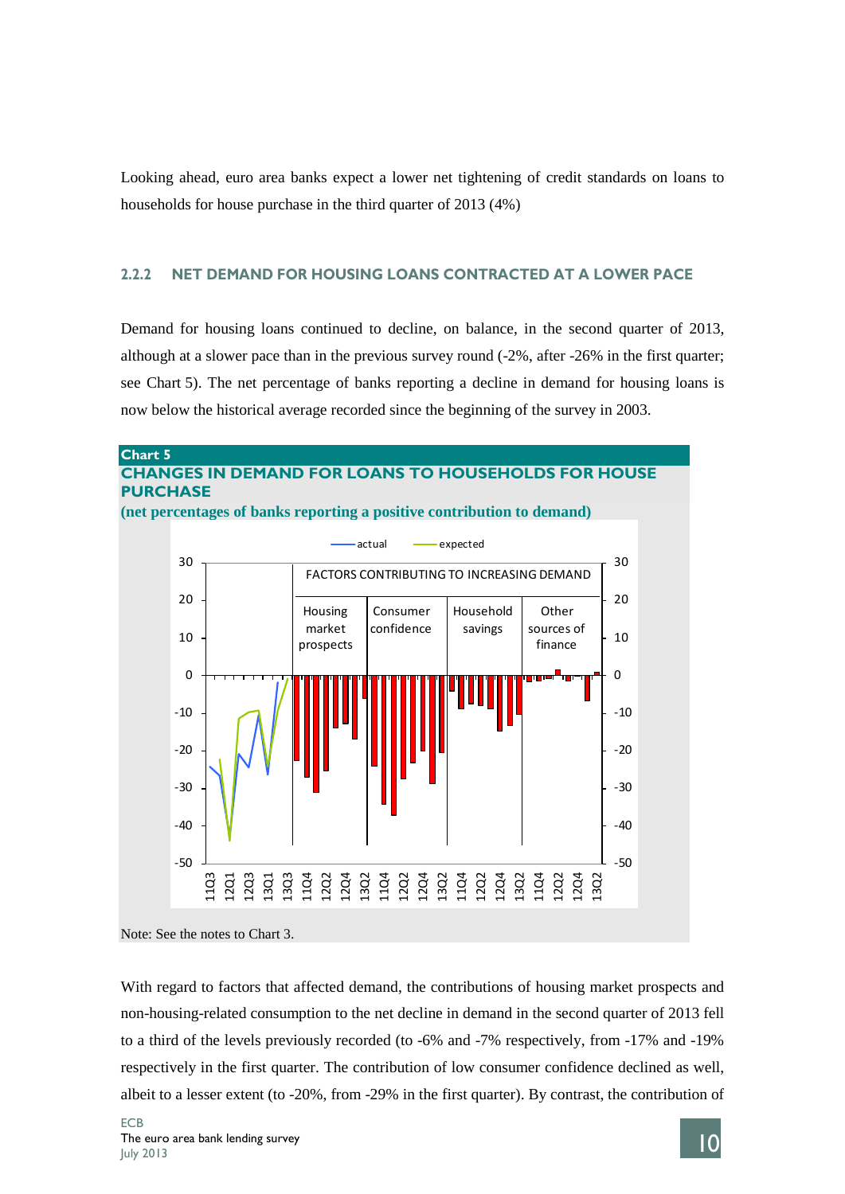Looking ahead, euro area banks expect a lower net tightening of credit standards on loans to households for house purchase in the third quarter of 2013 (4%)

### 2.2.2 NET DEMAND FOR HOUSING LOANS CONTRACTED AT A LOWER PACE

Demand for housing loans continued to decline, on balance, in the second quarter of 2013, although at a slower pace than in the previous survey round (-2%, after -26% in the first quarter; see Chart 5). The net percentage of banks reporting a decline in demand for housing loans is now below the historical average recorded since the beginning of the survey in 2003.

**Chart 5**

**CHANGES IN DEMAND FOR LOANS TO HOUSEHOLDS FOR HOUSE PURCHASE**

**(net percentages of banks reporting a positive contribution to demand)**

Note: See the notes to Chart 3.

With regard to factors that affected demand, the contributions of housing market prospects and non-housing-related consumption to the net decline in demand in the second quarter of 2013 fell to a third of the levels previously recorded (to -6% and -7% respectively, from -17% and -19% respectively in the first quarter. The contribution of low consumer confidence declined as well, albeit to a lesser extent (to -20%, from -29% in the first quarter). By contrast, the contribution of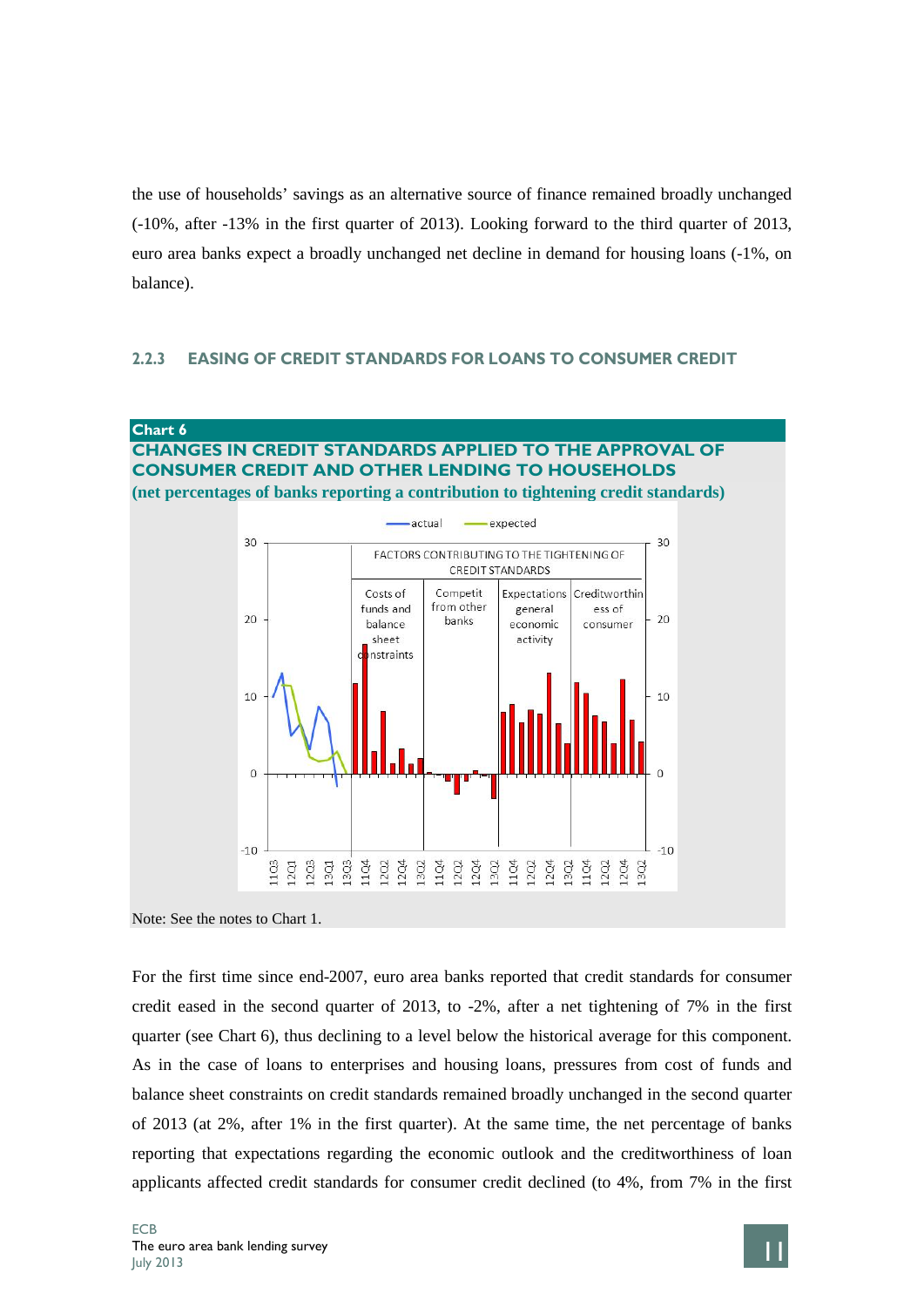the use of households' savings as an alternative source of finance remained broadly unchanged (-10%, after -13% in the first quarter of 2013). Looking forward to the third quarter of 2013, euro area banks expect a broadly unchanged net decline in demand for housing loans (-1%, on balance).

### 2.2.3 EASING OF CREDIT STANDARDS FOR LOANS TO CONSUMER CREDIT

**Chart 6**

**CHANGES IN CREDIT STANDARDS APPLIED TO THE APPROVAL OF CONSUMER CREDIT AND OTHER LENDING TO HOUSEHOLDS**

**(net percentages of banks reporting a contribution to tightening credit standards)**

Note: See the notes to Chart 1.

For the first time since end-2007, euro area banks reported that credit standards for consumer credit eased in the second quarter of 2013, to -2%, after a net tightening of 7% in the first quarter (see Chart 6), thus declining to a level below the historical average for this component. As in the case of loans to enterprises and housing loans, pressures from cost of funds and balance sheet constraints on credit standards remained broadly unchanged in the second quarter of 2013 (at 2%, after 1% in the first quarter). At the same time, the net percentage of banks reporting that expectations regarding the economic outlook and the creditworthiness of loan applicants affected credit standards for consumer credit declined (to 4%, from 7% in the first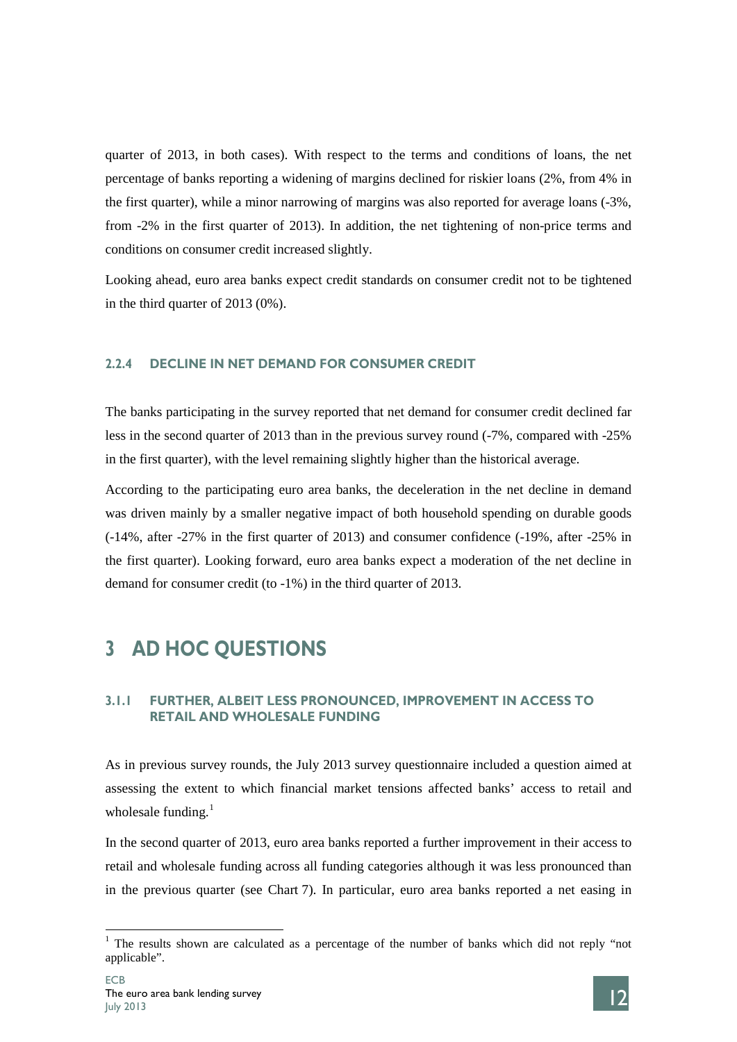quarter of 2013, in both cases). With respect to the terms and conditions of loans, the net percentage of banks reporting a widening of margins declined for riskier loans (2%, from 4% in the first quarter), while a minor narrowing of margins was also reported for average loans (-3%, from -2% in the first quarter of 2013). In addition, the net tightening of non-price terms and conditions on consumer credit increased slightly.

Looking ahead, euro area banks expect credit standards on consumer credit not to be tightened in the third quarter of 2013 (0%).

### 2.2.4 DECLINE IN NET DEMAND FOR CONSUMER CREDIT

The banks participating in the survey reported that net demand for consumer credit declined far less in the second quarter of 2013 than in the previous survey round (-7%, compared with -25% in the first quarter), with the level remaining slightly higher than the historical average.

According to the participating euro area banks, the deceleration in the net decline in demand was driven mainly by a smaller negative impact of both household spending on durable goods (-14%, after -27% in the first quarter of 2013) and consumer confidence (-19%, after -25% in the first quarter). Looking forward, euro area banks expect a moderation of the net decline in demand for consumer credit (to -1%) in the third quarter of 2013.

# 3 AD HOC QUESTIONS

### 3.1.1 FURTHER, ALBEIT LESS PRONOUNCED, IMPROVEMENT IN ACCESS TO RETAIL AND WHOLESALE FUNDING

As in previous survey rounds, the July 2013 survey questionnaire included a question aimed at assessing the extent to which financial market tensions affected banks' access to retail and wholesale funding.[1]

In the second quarter of 2013, euro area banks reported a further improvement in their access to retail and wholesale funding across all funding categories although it was less pronounced than in the previous quarter (see Chart 7). In particular, euro area banks reported a net easing in

[1] The results shown are calculated as a percentage of the number of banks which did not reply "not applicable".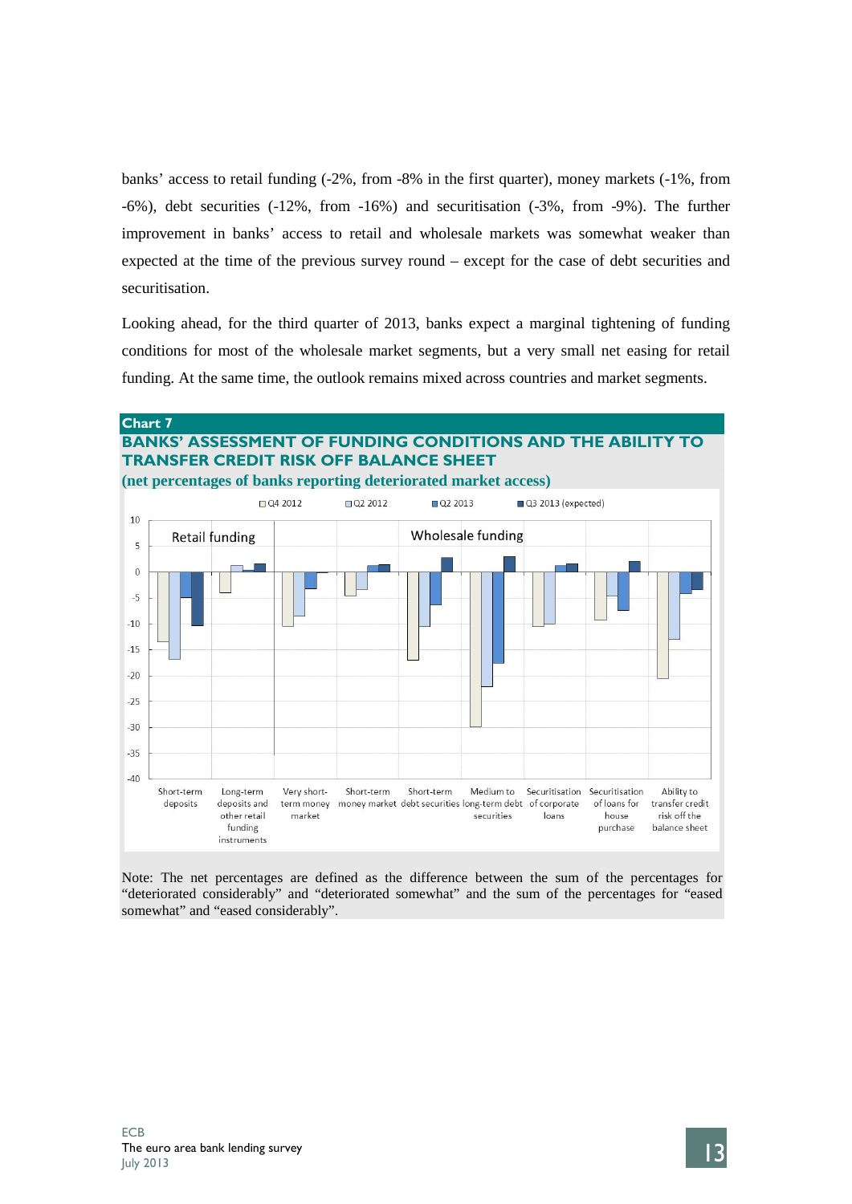banks' access to retail funding (-2%, from -8% in the first quarter), money markets (-1%, from -6%), debt securities (-12%, from -16%) and securitisation (-3%, from -9%). The further improvement in banks' access to retail and wholesale markets was somewhat weaker than expected at the time of the previous survey round – except for the case of debt securities and securitisation.

Looking ahead, for the third quarter of 2013, banks expect a marginal tightening of funding conditions for most of the wholesale market segments, but a very small net easing for retail funding. At the same time, the outlook remains mixed across countries and market segments.

**Chart 7**

**BANKS' ASSESSMENT OF FUNDING CONDITIONS AND THE ABILITY TO TRANSFER CREDIT RISK OFF BALANCE SHEET**

**(net percentages of banks reporting deteriorated market access)**

Legend: Q4 2012, Q2 2012, Q2 2013, Q3 2013 (expected)

Retail funding: Short-term deposits; Long-term deposits and other retail funding instruments

Wholesale funding: Very short-term money market; Short-term money market; Short-term debt securities; Medium to long-term debt securities; Securitisation of corporate loans; Securitisation of loans for house purchase; Ability to transfer credit risk off the balance sheet

Note: The net percentages are defined as the difference between the sum of the percentages for "deteriorated considerably" and "deteriorated somewhat" and the sum of the percentages for "eased somewhat" and "eased considerably".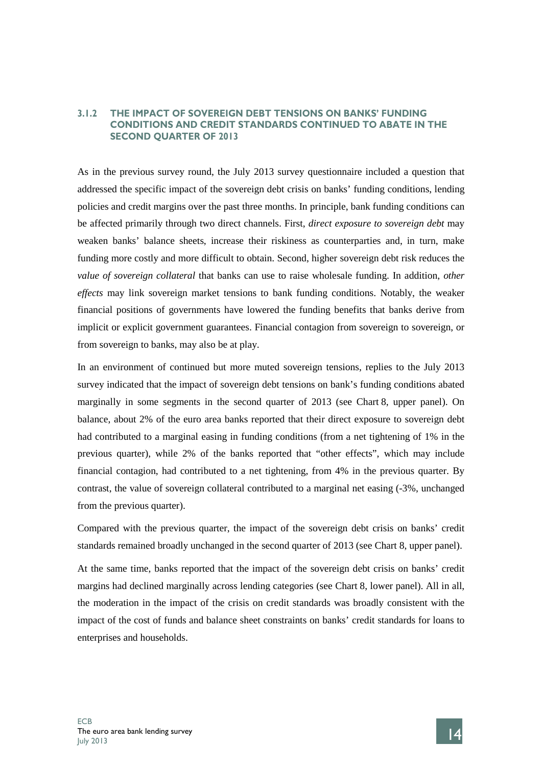### 3.1.2 THE IMPACT OF SOVEREIGN DEBT TENSIONS ON BANKS' FUNDING CONDITIONS AND CREDIT STANDARDS CONTINUED TO ABATE IN THE SECOND QUARTER OF 2013

As in the previous survey round, the July 2013 survey questionnaire included a question that addressed the specific impact of the sovereign debt crisis on banks' funding conditions, lending policies and credit margins over the past three months. In principle, bank funding conditions can be affected primarily through two direct channels. First, *direct exposure to sovereign debt* may weaken banks' balance sheets, increase their riskiness as counterparties and, in turn, make funding more costly and more difficult to obtain. Second, higher sovereign debt risk reduces the *value of sovereign collateral* that banks can use to raise wholesale funding. In addition, *other effects* may link sovereign market tensions to bank funding conditions. Notably, the weaker financial positions of governments have lowered the funding benefits that banks derive from implicit or explicit government guarantees. Financial contagion from sovereign to sovereign, or from sovereign to banks, may also be at play.

In an environment of continued but more muted sovereign tensions, replies to the July 2013 survey indicated that the impact of sovereign debt tensions on bank's funding conditions abated marginally in some segments in the second quarter of 2013 (see Chart 8, upper panel). On balance, about 2% of the euro area banks reported that their direct exposure to sovereign debt had contributed to a marginal easing in funding conditions (from a net tightening of 1% in the previous quarter), while 2% of the banks reported that "other effects", which may include financial contagion, had contributed to a net tightening, from 4% in the previous quarter. By contrast, the value of sovereign collateral contributed to a marginal net easing (-3%, unchanged from the previous quarter).

Compared with the previous quarter, the impact of the sovereign debt crisis on banks' credit standards remained broadly unchanged in the second quarter of 2013 (see Chart 8, upper panel).

At the same time, banks reported that the impact of the sovereign debt crisis on banks' credit margins had declined marginally across lending categories (see Chart 8, lower panel). All in all, the moderation in the impact of the crisis on credit standards was broadly consistent with the impact of the cost of funds and balance sheet constraints on banks' credit standards for loans to enterprises and households.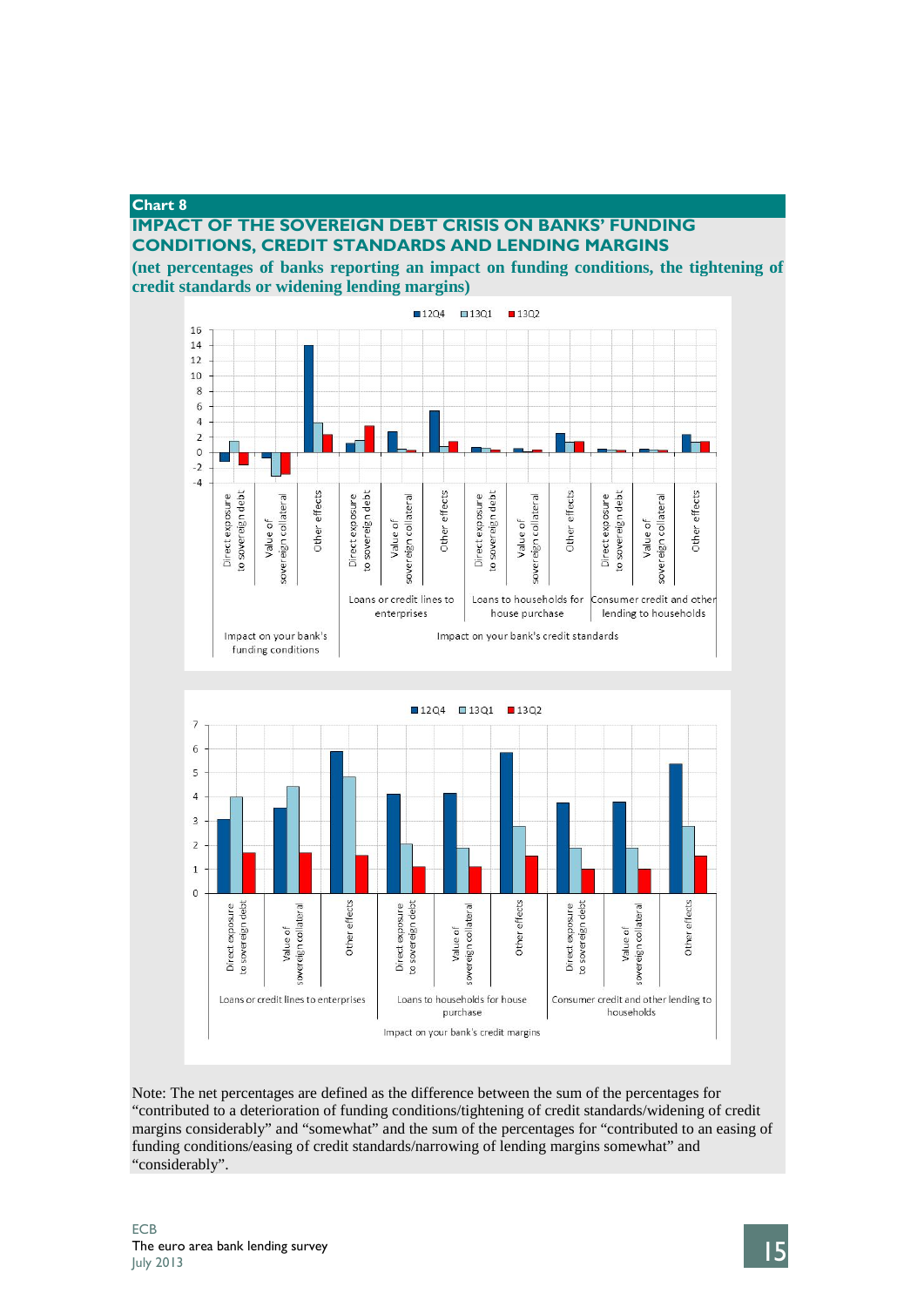**Chart 8**

**IMPACT OF THE SOVEREIGN DEBT CRISIS ON BANKS' FUNDING CONDITIONS, CREDIT STANDARDS AND LENDING MARGINS**

**(net percentages of banks reporting an impact on funding conditions, the tightening of credit standards or widening lending margins)**

Note: The net percentages are defined as the difference between the sum of the percentages for "contributed to a deterioration of funding conditions/tightening of credit standards/widening of credit margins considerably" and "somewhat" and the sum of the percentages for "contributed to an easing of funding conditions/easing of credit standards/narrowing of lending margins somewhat" and "considerably".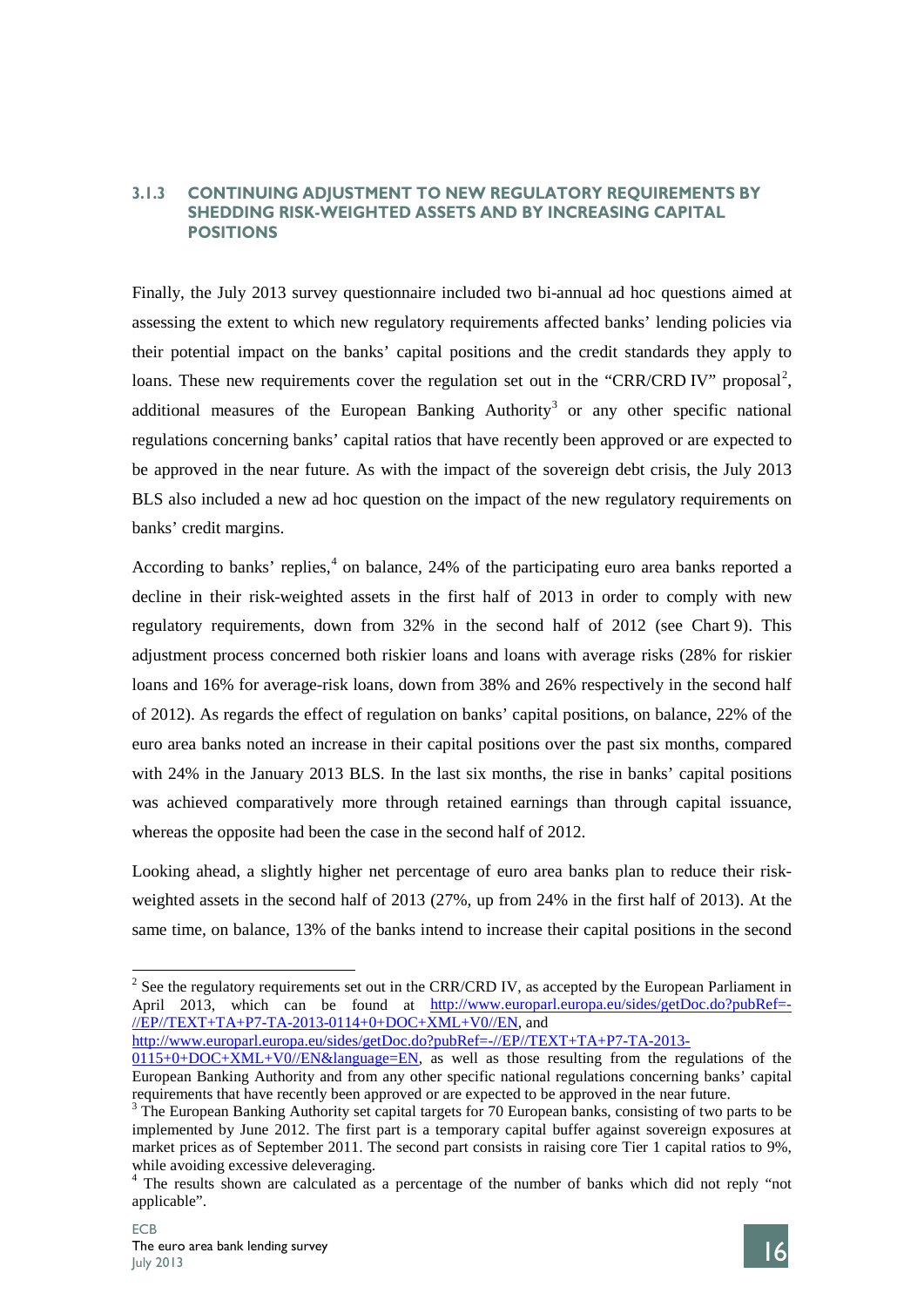### 3.1.3 CONTINUING ADJUSTMENT TO NEW REGULATORY REQUIREMENTS BY SHEDDING RISK-WEIGHTED ASSETS AND BY INCREASING CAPITAL POSITIONS

Finally, the July 2013 survey questionnaire included two bi-annual ad hoc questions aimed at assessing the extent to which new regulatory requirements affected banks' lending policies via their potential impact on the banks' capital positions and the credit standards they apply to loans. These new requirements cover the regulation set out in the "CRR/CRD IV" proposal[2], additional measures of the European Banking Authority[3] or any other specific national regulations concerning banks' capital ratios that have recently been approved or are expected to be approved in the near future. As with the impact of the sovereign debt crisis, the July 2013 BLS also included a new ad hoc question on the impact of the new regulatory requirements on banks' credit margins.

According to banks' replies,[4] on balance, 24% of the participating euro area banks reported a decline in their risk-weighted assets in the first half of 2013 in order to comply with new regulatory requirements, down from 32% in the second half of 2012 (see Chart 9). This adjustment process concerned both riskier loans and loans with average risks (28% for riskier loans and 16% for average-risk loans, down from 38% and 26% respectively in the second half of 2012). As regards the effect of regulation on banks' capital positions, on balance, 22% of the euro area banks noted an increase in their capital positions over the past six months, compared with 24% in the January 2013 BLS. In the last six months, the rise in banks' capital positions was achieved comparatively more through retained earnings than through capital issuance, whereas the opposite had been the case in the second half of 2012.

Looking ahead, a slightly higher net percentage of euro area banks plan to reduce their risk-weighted assets in the second half of 2013 (27%, up from 24% in the first half of 2013). At the same time, on balance, 13% of the banks intend to increase their capital positions in the second

---

[2] See the regulatory requirements set out in the CRR/CRD IV, as accepted by the European Parliament in April 2013, which can be found at http://www.europarl.europa.eu/sides/getDoc.do?pubRef=-//EP//TEXT+TA+P7-TA-2013-0114+0+DOC+XML+V0//EN, and http://www.europarl.europa.eu/sides/getDoc.do?pubRef=-//EP//TEXT+TA+P7-TA-2013-0115+0+DOC+XML+V0//EN&language=EN, as well as those resulting from the regulations of the European Banking Authority and from any other specific national regulations concerning banks' capital requirements that have recently been approved or are expected to be approved in the near future.

[3] The European Banking Authority set capital targets for 70 European banks, consisting of two parts to be implemented by June 2012. The first part is a temporary capital buffer against sovereign exposures at market prices as of September 2011. The second part consists in raising core Tier 1 capital ratios to 9%, while avoiding excessive deleveraging.

[4] The results shown are calculated as a percentage of the number of banks which did not reply "not applicable".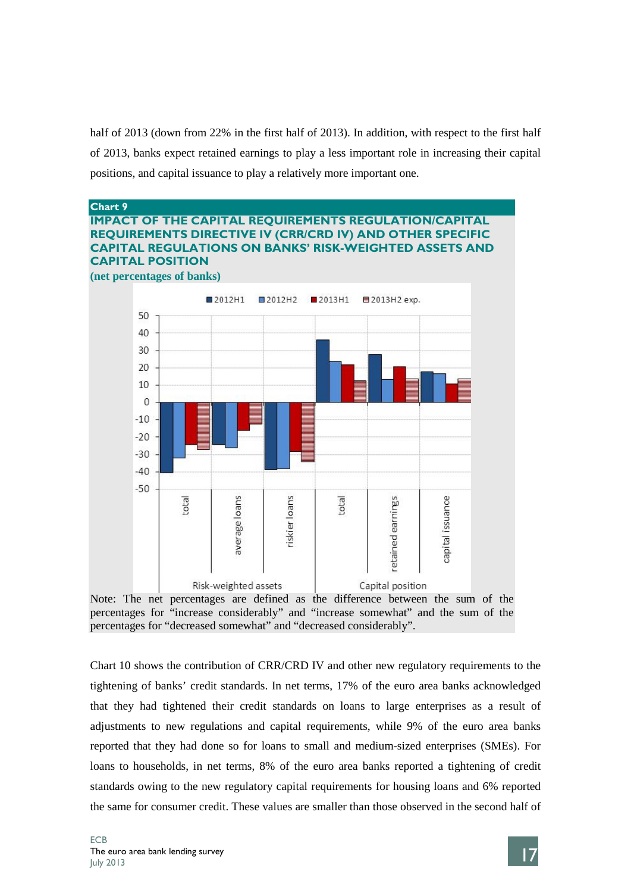half of 2013 (down from 22% in the first half of 2013). In addition, with respect to the first half of 2013, banks expect retained earnings to play a less important role in increasing their capital positions, and capital issuance to play a relatively more important one.

**Chart 9**

**IMPACT OF THE CAPITAL REQUIREMENTS REGULATION/CAPITAL REQUIREMENTS DIRECTIVE IV (CRR/CRD IV) AND OTHER SPECIFIC CAPITAL REGULATIONS ON BANKS' RISK-WEIGHTED ASSETS AND CAPITAL POSITION**

(net percentages of banks)

Note: The net percentages are defined as the difference between the sum of the percentages for "increase considerably" and "increase somewhat" and the sum of the percentages for "decreased somewhat" and "decreased considerably".

Chart 10 shows the contribution of CRR/CRD IV and other new regulatory requirements to the tightening of banks' credit standards. In net terms, 17% of the euro area banks acknowledged that they had tightened their credit standards on loans to large enterprises as a result of adjustments to new regulations and capital requirements, while 9% of the euro area banks reported that they had done so for loans to small and medium-sized enterprises (SMEs). For loans to households, in net terms, 8% of the euro area banks reported a tightening of credit standards owing to the new regulatory capital requirements for housing loans and 6% reported the same for consumer credit. These values are smaller than those observed in the second half of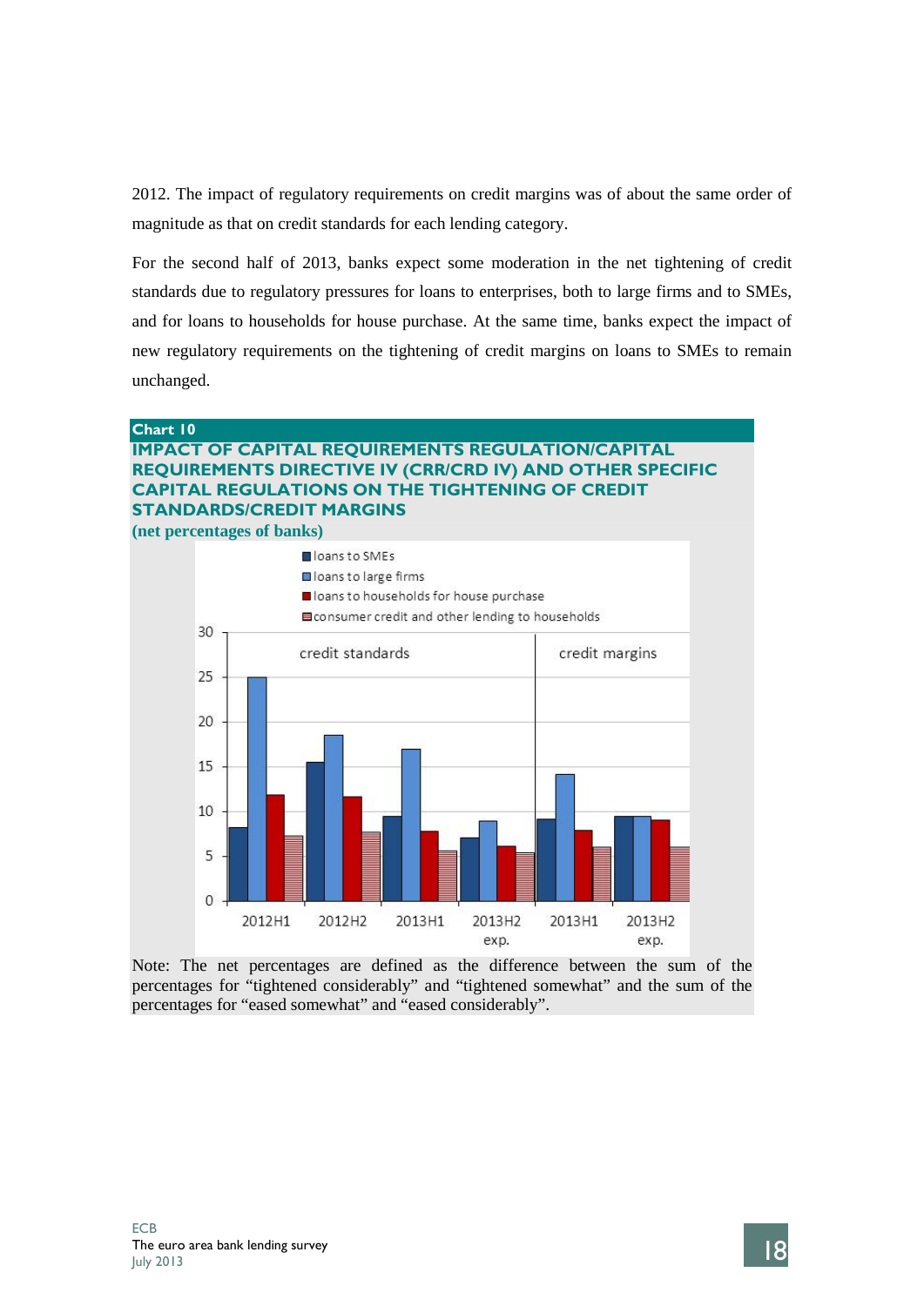2012. The impact of regulatory requirements on credit margins was of about the same order of magnitude as that on credit standards for each lending category.

For the second half of 2013, banks expect some moderation in the net tightening of credit standards due to regulatory pressures for loans to enterprises, both to large firms and to SMEs, and for loans to households for house purchase. At the same time, banks expect the impact of new regulatory requirements on the tightening of credit margins on loans to SMEs to remain unchanged.

**Chart 10**

**IMPACT OF CAPITAL REQUIREMENTS REGULATION/CAPITAL REQUIREMENTS DIRECTIVE IV (CRR/CRD IV) AND OTHER SPECIFIC CAPITAL REGULATIONS ON THE TIGHTENING OF CREDIT STANDARDS/CREDIT MARGINS**

**(net percentages of banks)**

Note: The net percentages are defined as the difference between the sum of the percentages for "tightened considerably" and "tightened somewhat" and the sum of the percentages for "eased somewhat" and "eased considerably".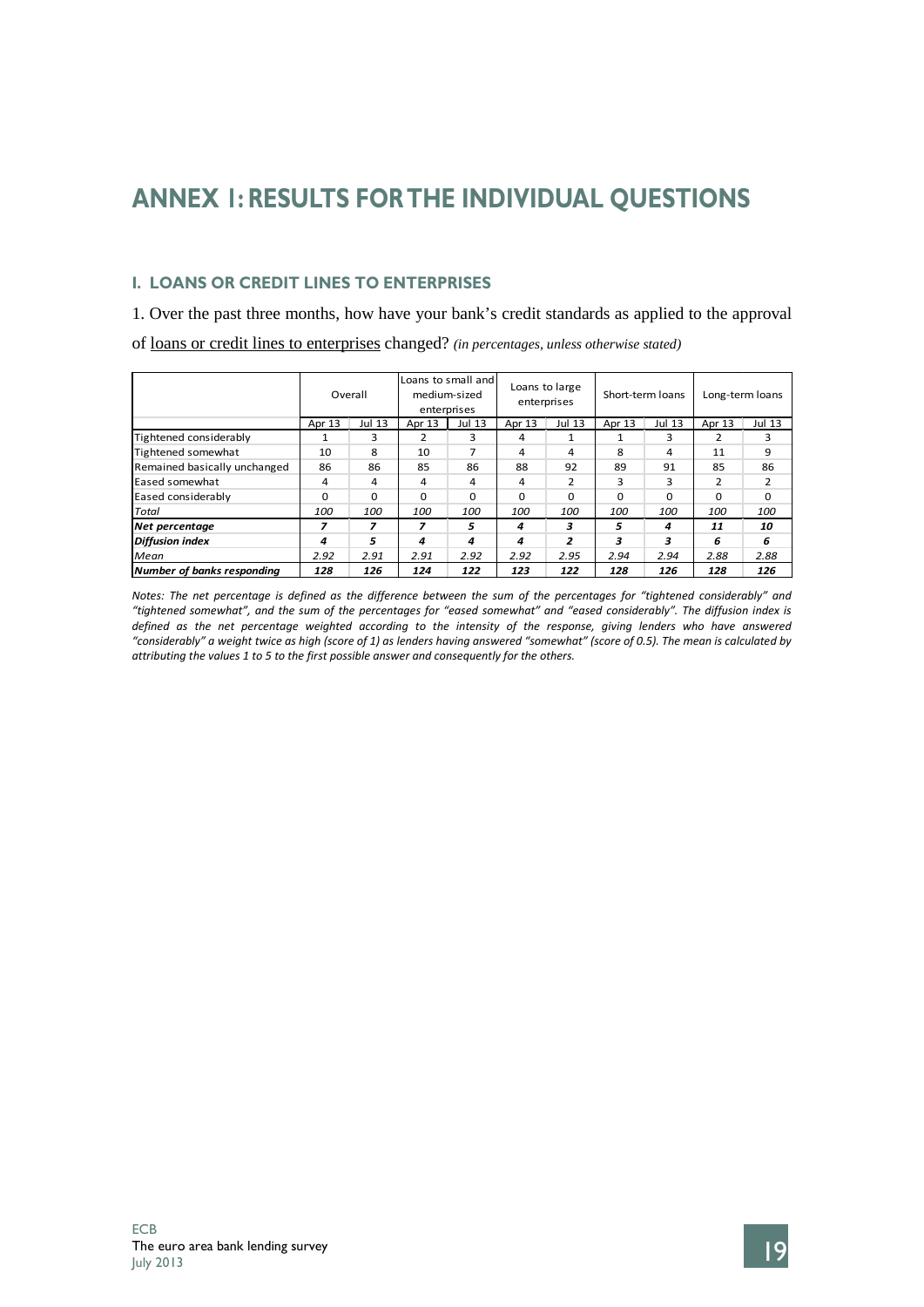# ANNEX 1: RESULTS FOR THE INDIVIDUAL QUESTIONS

## I. LOANS OR CREDIT LINES TO ENTERPRISES

1. Over the past three months, how have your bank's credit standards as applied to the approval of loans or credit lines to enterprises changed? *(in percentages, unless otherwise stated)*

| | Overall | | Loans to small and medium-sized enterprises | | Loans to large enterprises | | Short-term loans | | Long-term loans | |
|---|---|---|---|---|---|---|---|---|---|---|
| | Apr 13 | Jul 13 | Apr 13 | Jul 13 | Apr 13 | Jul 13 | Apr 13 | Jul 13 | Apr 13 | Jul 13 |
| Tightened considerably | 1 | 3 | 2 | 3 | 4 | 1 | 1 | 3 | 2 | 3 |
| Tightened somewhat | 10 | 8 | 10 | 7 | 4 | 4 | 8 | 4 | 11 | 9 |
| Remained basically unchanged | 86 | 86 | 85 | 86 | 88 | 92 | 89 | 91 | 85 | 86 |
| Eased somewhat | 4 | 4 | 4 | 4 | 4 | 2 | 3 | 3 | 2 | 2 |
| Eased considerably | 0 | 0 | 0 | 0 | 0 | 0 | 0 | 0 | 0 | 0 |
| *Total* | *100* | *100* | *100* | *100* | *100* | *100* | *100* | *100* | *100* | *100* |
| ***Net percentage*** | ***7*** | ***7*** | ***7*** | ***5*** | ***4*** | ***3*** | ***5*** | ***4*** | ***11*** | ***10*** |
| ***Diffusion index*** | ***4*** | ***5*** | ***4*** | ***4*** | ***4*** | ***2*** | ***3*** | ***3*** | ***6*** | ***6*** |
| *Mean* | *2.92* | *2.91* | *2.91* | *2.92* | *2.92* | *2.95* | *2.94* | *2.94* | *2.88* | *2.88* |
| ***Number of banks responding*** | ***128*** | ***126*** | ***124*** | ***122*** | ***123*** | ***122*** | ***128*** | ***126*** | ***128*** | ***126*** |

*Notes: The net percentage is defined as the difference between the sum of the percentages for "tightened considerably" and "tightened somewhat", and the sum of the percentages for "eased somewhat" and "eased considerably". The diffusion index is defined as the net percentage weighted according to the intensity of the response, giving lenders who have answered "considerably" a weight twice as high (score of 1) as lenders having answered "somewhat" (score of 0.5). The mean is calculated by attributing the values 1 to 5 to the first possible answer and consequently for the others.*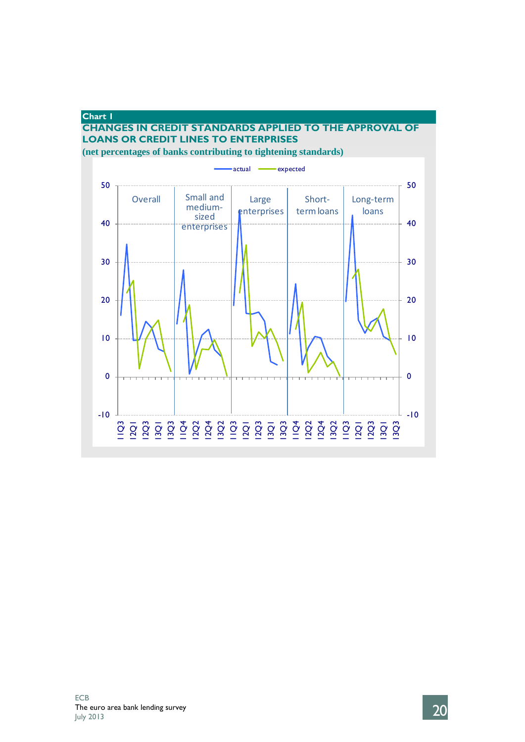**Chart 1**

**CHANGES IN CREDIT STANDARDS APPLIED TO THE APPROVAL OF LOANS OR CREDIT LINES TO ENTERPRISES**

**(net percentages of banks contributing to tightening standards)**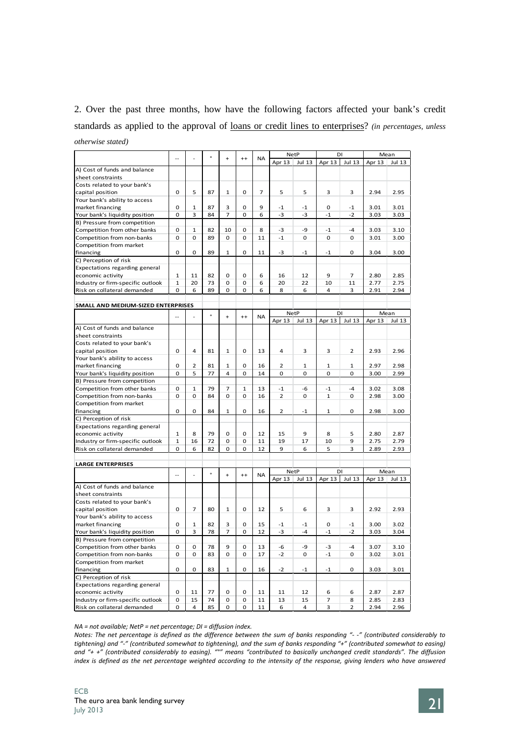2. Over the past three months, how have the following factors affected your bank's credit standards as applied to the approval of loans or credit lines to enterprises? *(in percentages, unless otherwise stated)*

| | -- | - | ° | + | ++ | NA | NetP | | DI | | Mean | |
|---|---|---|---|---|---|---|---|---|---|---|---|---|
| | | | | | | | Apr 13 | Jul 13 | Apr 13 | Jul 13 | Apr 13 | Jul 13 |
| A) Cost of funds and balance sheet constraints | | | | | | | | | | | | |
| Costs related to your bank's capital position | 0 | 5 | 87 | 1 | 0 | 7 | 5 | 5 | 3 | 3 | 2.94 | 2.95 |
| Your bank's ability to access market financing | 0 | 1 | 87 | 3 | 0 | 9 | -1 | -1 | 0 | -1 | 3.01 | 3.01 |
| Your bank's liquidity position | 0 | 3 | 84 | 7 | 0 | 6 | -3 | -3 | -1 | -2 | 3.03 | 3.03 |
| B) Pressure from competition | | | | | | | | | | | | |
| Competition from other banks | 0 | 1 | 82 | 10 | 0 | 8 | -3 | -9 | -1 | -4 | 3.03 | 3.10 |
| Competition from non-banks | 0 | 0 | 89 | 0 | 0 | 11 | -1 | 0 | 0 | 0 | 3.01 | 3.00 |
| Competition from market financing | 0 | 0 | 89 | 1 | 0 | 11 | -3 | -1 | -1 | 0 | 3.04 | 3.00 |
| C) Perception of risk | | | | | | | | | | | | |
| Expectations regarding general economic activity | 1 | 11 | 82 | 0 | 0 | 6 | 16 | 12 | 9 | 7 | 2.80 | 2.85 |
| Industry or firm-specific outlook | 1 | 20 | 73 | 0 | 0 | 6 | 20 | 22 | 10 | 11 | 2.77 | 2.75 |
| Risk on collateral demanded | 0 | 6 | 89 | 0 | 0 | 6 | 8 | 6 | 4 | 3 | 2.91 | 2.94 |

**SMALL AND MEDIUM-SIZED ENTERPRISES**

| | -- | - | ° | + | ++ | NA | NetP | | DI | | Mean | |
|---|---|---|---|---|---|---|---|---|---|---|---|---|
| | | | | | | | Apr 13 | Jul 13 | Apr 13 | Jul 13 | Apr 13 | Jul 13 |
| A) Cost of funds and balance sheet constraints | | | | | | | | | | | | |
| Costs related to your bank's capital position | 0 | 4 | 81 | 1 | 0 | 13 | 4 | 3 | 3 | 2 | 2.93 | 2.96 |
| Your bank's ability to access market financing | 0 | 2 | 81 | 1 | 0 | 16 | 2 | 1 | 1 | 1 | 2.97 | 2.98 |
| Your bank's liquidity position | 0 | 5 | 77 | 4 | 0 | 14 | 0 | 0 | 0 | 0 | 3.00 | 2.99 |
| B) Pressure from competition | | | | | | | | | | | | |
| Competition from other banks | 0 | 1 | 79 | 7 | 1 | 13 | -1 | -6 | -1 | -4 | 3.02 | 3.08 |
| Competition from non-banks | 0 | 0 | 84 | 0 | 0 | 16 | 2 | 0 | 1 | 0 | 2.98 | 3.00 |
| Competition from market financing | 0 | 0 | 84 | 1 | 0 | 16 | 2 | -1 | 1 | 0 | 2.98 | 3.00 |
| C) Perception of risk | | | | | | | | | | | | |
| Expectations regarding general economic activity | 1 | 8 | 79 | 0 | 0 | 12 | 15 | 9 | 8 | 5 | 2.80 | 2.87 |
| Industry or firm-specific outlook | 1 | 16 | 72 | 0 | 0 | 11 | 19 | 17 | 10 | 9 | 2.75 | 2.79 |
| Risk on collateral demanded | 0 | 6 | 82 | 0 | 0 | 12 | 9 | 6 | 5 | 3 | 2.89 | 2.93 |

**LARGE ENTERPRISES**

| | -- | - | ° | + | ++ | NA | NetP | | DI | | Mean | |
|---|---|---|---|---|---|---|---|---|---|---|---|---|
| | | | | | | | Apr 13 | Jul 13 | Apr 13 | Jul 13 | Apr 13 | Jul 13 |
| A) Cost of funds and balance sheet constraints | | | | | | | | | | | | |
| Costs related to your bank's capital position | 0 | 7 | 80 | 1 | 0 | 12 | 5 | 6 | 3 | 3 | 2.92 | 2.93 |
| Your bank's ability to access market financing | 0 | 1 | 82 | 3 | 0 | 15 | -1 | -1 | 0 | -1 | 3.00 | 3.02 |
| Your bank's liquidity position | 0 | 3 | 78 | 7 | 0 | 12 | -3 | -4 | -1 | -2 | 3.03 | 3.04 |
| B) Pressure from competition | | | | | | | | | | | | |
| Competition from other banks | 0 | 0 | 78 | 9 | 0 | 13 | -6 | -9 | -3 | -4 | 3.07 | 3.10 |
| Competition from non-banks | 0 | 0 | 83 | 0 | 0 | 17 | -2 | 0 | -1 | 0 | 3.02 | 3.01 |
| Competition from market financing | 0 | 0 | 83 | 1 | 0 | 16 | -2 | -1 | -1 | 0 | 3.03 | 3.01 |
| C) Perception of risk | | | | | | | | | | | | |
| Expectations regarding general economic activity | 0 | 11 | 77 | 0 | 0 | 11 | 11 | 12 | 6 | 6 | 2.87 | 2.87 |
| Industry or firm-specific outlook | 0 | 15 | 74 | 0 | 0 | 11 | 13 | 15 | 7 | 8 | 2.85 | 2.83 |
| Risk on collateral demanded | 0 | 4 | 85 | 0 | 0 | 11 | 6 | 4 | 3 | 2 | 2.94 | 2.96 |

*NA = not available; NetP = net percentage; DI = diffusion index.*

*Notes: The net percentage is defined as the difference between the sum of banks responding "- -" (contributed considerably to tightening) and "-" (contributed somewhat to tightening), and the sum of banks responding "+" (contributed somewhat to easing) and "+ +" (contributed considerably to easing). "°" means "contributed to basically unchanged credit standards". The diffusion index is defined as the net percentage weighted according to the intensity of the response, giving lenders who have answered*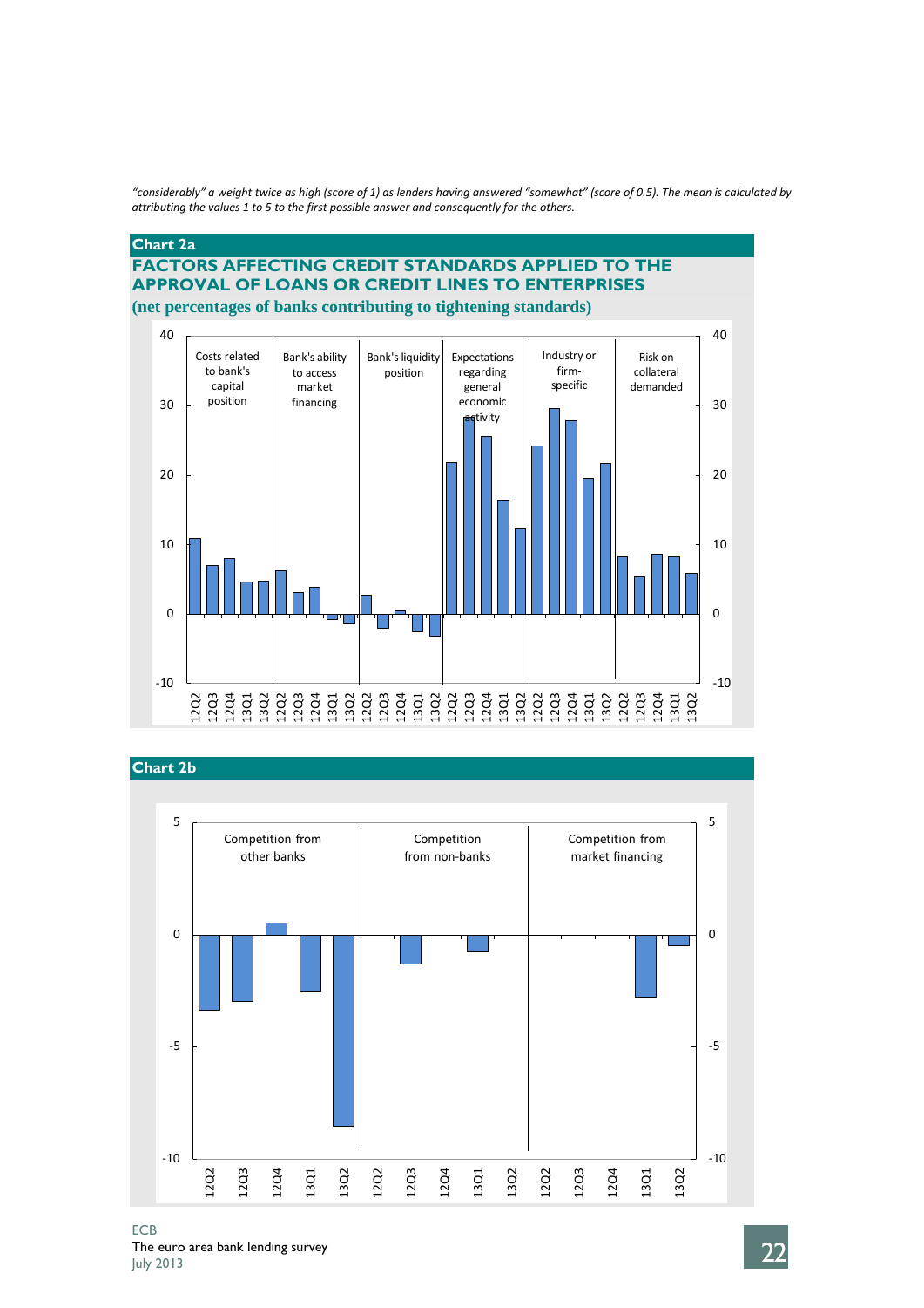*"considerably" a weight twice as high (score of 1) as lenders having answered "somewhat" (score of 0.5). The mean is calculated by attributing the values 1 to 5 to the first possible answer and consequently for the others.*

**Chart 2a**

**FACTORS AFFECTING CREDIT STANDARDS APPLIED TO THE APPROVAL OF LOANS OR CREDIT LINES TO ENTERPRISES**

**(net percentages of banks contributing to tightening standards)**

| Factor | 12Q2 | 12Q3 | 12Q4 | 13Q1 | 13Q2 |
|---|---|---|---|---|---|
| Costs related to bank's capital position | 11 | 7 | 8 | 4.6 | 4.7 |
| Bank's ability to access market financing | 6.2 | 3.1 | 3.8 | -0.8 | -1.4 |
| Bank's liquidity position | 2.7 | -2 | 0.5 | -2.5 | -3.2 |
| Expectations regarding general economic activity | 21.9 | 28.3 | 25.6 | 16.4 | 12.3 |
| Industry or firm-specific | 24.2 | 29.6 | 27.8 | 19.5 | 21.7 |
| Risk on collateral demanded | 8.3 | 5.3 | 8.6 | 8.3 | 5.9 |

**Chart 2b**

| Factor | 12Q2 | 12Q3 | 12Q4 | 13Q1 | 13Q2 |
|---|---|---|---|---|---|
| Competition from other banks | -3.4 | -3 | 0.5 | -2.6 | -8.6 |
| Competition from non-banks | 0 | -1.3 | 0 | -0.7 | 0 |
| Competition from market financing | 0 | 0 | 0 | -2.8 | -0.5 |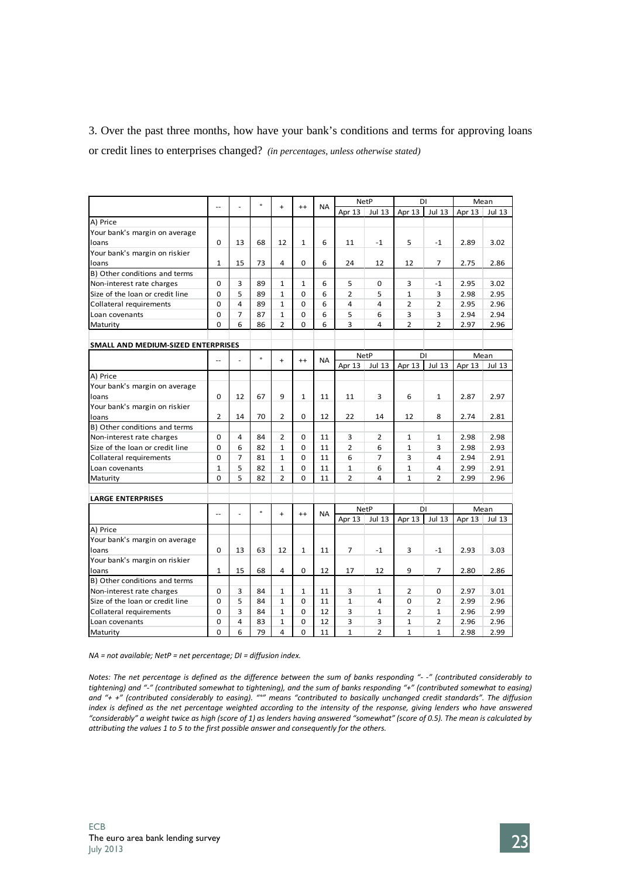3. Over the past three months, how have your bank's conditions and terms for approving loans or credit lines to enterprises changed? *(in percentages, unless otherwise stated)*

| | -- | - | ° | + | ++ | NA | NetP | | DI | | Mean | |
|---|---|---|---|---|---|---|---|---|---|---|---|---|
| | | | | | | | Apr 13 | Jul 13 | Apr 13 | Jul 13 | Apr 13 | Jul 13 |
| A) Price | | | | | | | | | | | | |
| Your bank's margin on average loans | 0 | 13 | 68 | 12 | 1 | 6 | 11 | -1 | 5 | -1 | 2.89 | 3.02 |
| Your bank's margin on riskier loans | 1 | 15 | 73 | 4 | 0 | 6 | 24 | 12 | 12 | 7 | 2.75 | 2.86 |
| B) Other conditions and terms | | | | | | | | | | | | |
| Non-interest rate charges | 0 | 3 | 89 | 1 | 1 | 6 | 5 | 0 | 3 | -1 | 2.95 | 3.02 |
| Size of the loan or credit line | 0 | 5 | 89 | 1 | 0 | 6 | 2 | 5 | 1 | 3 | 2.98 | 2.95 |
| Collateral requirements | 0 | 4 | 89 | 1 | 0 | 6 | 4 | 4 | 2 | 2 | 2.95 | 2.96 |
| Loan covenants | 0 | 7 | 87 | 1 | 0 | 6 | 5 | 6 | 3 | 3 | 2.94 | 2.94 |
| Maturity | 0 | 6 | 86 | 2 | 0 | 6 | 3 | 4 | 2 | 2 | 2.97 | 2.96 |

**SMALL AND MEDIUM-SIZED ENTERPRISES**

| | -- | - | ° | + | ++ | NA | NetP | | DI | | Mean | |
|---|---|---|---|---|---|---|---|---|---|---|---|---|
| | | | | | | | Apr 13 | Jul 13 | Apr 13 | Jul 13 | Apr 13 | Jul 13 |
| A) Price | | | | | | | | | | | | |
| Your bank's margin on average loans | 0 | 12 | 67 | 9 | 1 | 11 | 11 | 3 | 6 | 1 | 2.87 | 2.97 |
| Your bank's margin on riskier loans | 2 | 14 | 70 | 2 | 0 | 12 | 22 | 14 | 12 | 8 | 2.74 | 2.81 |
| B) Other conditions and terms | | | | | | | | | | | | |
| Non-interest rate charges | 0 | 4 | 84 | 2 | 0 | 11 | 3 | 2 | 1 | 1 | 2.98 | 2.98 |
| Size of the loan or credit line | 0 | 6 | 82 | 1 | 0 | 11 | 2 | 6 | 1 | 3 | 2.98 | 2.93 |
| Collateral requirements | 0 | 7 | 81 | 1 | 0 | 11 | 6 | 7 | 3 | 4 | 2.94 | 2.91 |
| Loan covenants | 1 | 5 | 82 | 1 | 0 | 11 | 1 | 6 | 1 | 4 | 2.99 | 2.91 |
| Maturity | 0 | 5 | 82 | 2 | 0 | 11 | 2 | 4 | 1 | 2 | 2.99 | 2.96 |

**LARGE ENTERPRISES**

| | -- | - | ° | + | ++ | NA | NetP | | DI | | Mean | |
|---|---|---|---|---|---|---|---|---|---|---|---|---|
| | | | | | | | Apr 13 | Jul 13 | Apr 13 | Jul 13 | Apr 13 | Jul 13 |
| A) Price | | | | | | | | | | | | |
| Your bank's margin on average loans | 0 | 13 | 63 | 12 | 1 | 11 | 7 | -1 | 3 | -1 | 2.93 | 3.03 |
| Your bank's margin on riskier loans | 1 | 15 | 68 | 4 | 0 | 12 | 17 | 12 | 9 | 7 | 2.80 | 2.86 |
| B) Other conditions and terms | | | | | | | | | | | | |
| Non-interest rate charges | 0 | 3 | 84 | 1 | 1 | 11 | 3 | 1 | 2 | 0 | 2.97 | 3.01 |
| Size of the loan or credit line | 0 | 5 | 84 | 1 | 0 | 11 | 1 | 4 | 0 | 2 | 2.99 | 2.96 |
| Collateral requirements | 0 | 3 | 84 | 1 | 0 | 12 | 3 | 1 | 2 | 1 | 2.96 | 2.99 |
| Loan covenants | 0 | 4 | 83 | 1 | 0 | 12 | 3 | 3 | 1 | 2 | 2.96 | 2.96 |
| Maturity | 0 | 6 | 79 | 4 | 0 | 11 | 1 | 2 | 1 | 1 | 2.98 | 2.99 |

*NA = not available; NetP = net percentage; DI = diffusion index.*

*Notes: The net percentage is defined as the difference between the sum of banks responding "- -" (contributed considerably to tightening) and "-" (contributed somewhat to tightening), and the sum of banks responding "+" (contributed somewhat to easing) and "+ +" (contributed considerably to easing). "°" means "contributed to basically unchanged credit standards". The diffusion index is defined as the net percentage weighted according to the intensity of the response, giving lenders who have answered "considerably" a weight twice as high (score of 1) as lenders having answered "somewhat" (score of 0.5). The mean is calculated by attributing the values 1 to 5 to the first possible answer and consequently for the others.*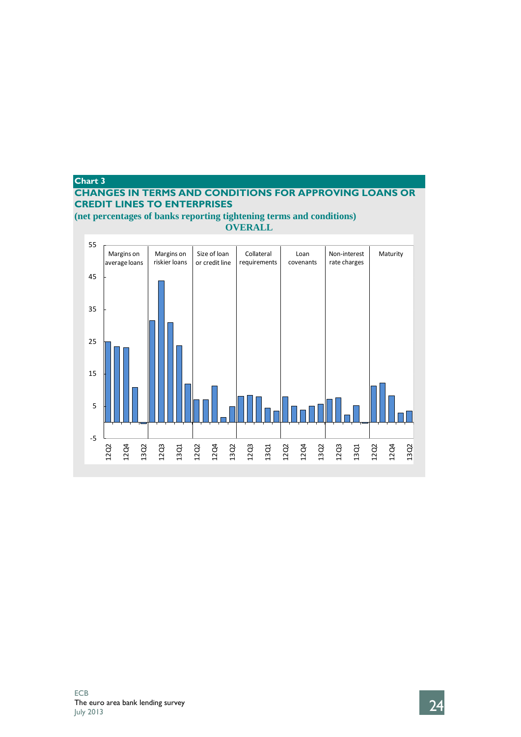### Chart 3

## CHANGES IN TERMS AND CONDITIONS FOR APPROVING LOANS OR CREDIT LINES TO ENTERPRISES

**(net percentages of banks reporting tightening terms and conditions)**

**OVERALL**

Margins on average loans | Margins on riskier loans | Size of loan or credit line | Collateral requirements | Loan covenants | Non-interest rate charges | Maturity

55, 45, 35, 25, 15, 5, -5

12Q2, 12Q4, 13Q2, 12Q3, 13Q1, 12Q2, 12Q4, 13Q2, 12Q3, 13Q1, 12Q2, 12Q4, 13Q2, 12Q3, 13Q1, 12Q2, 12Q4, 13Q2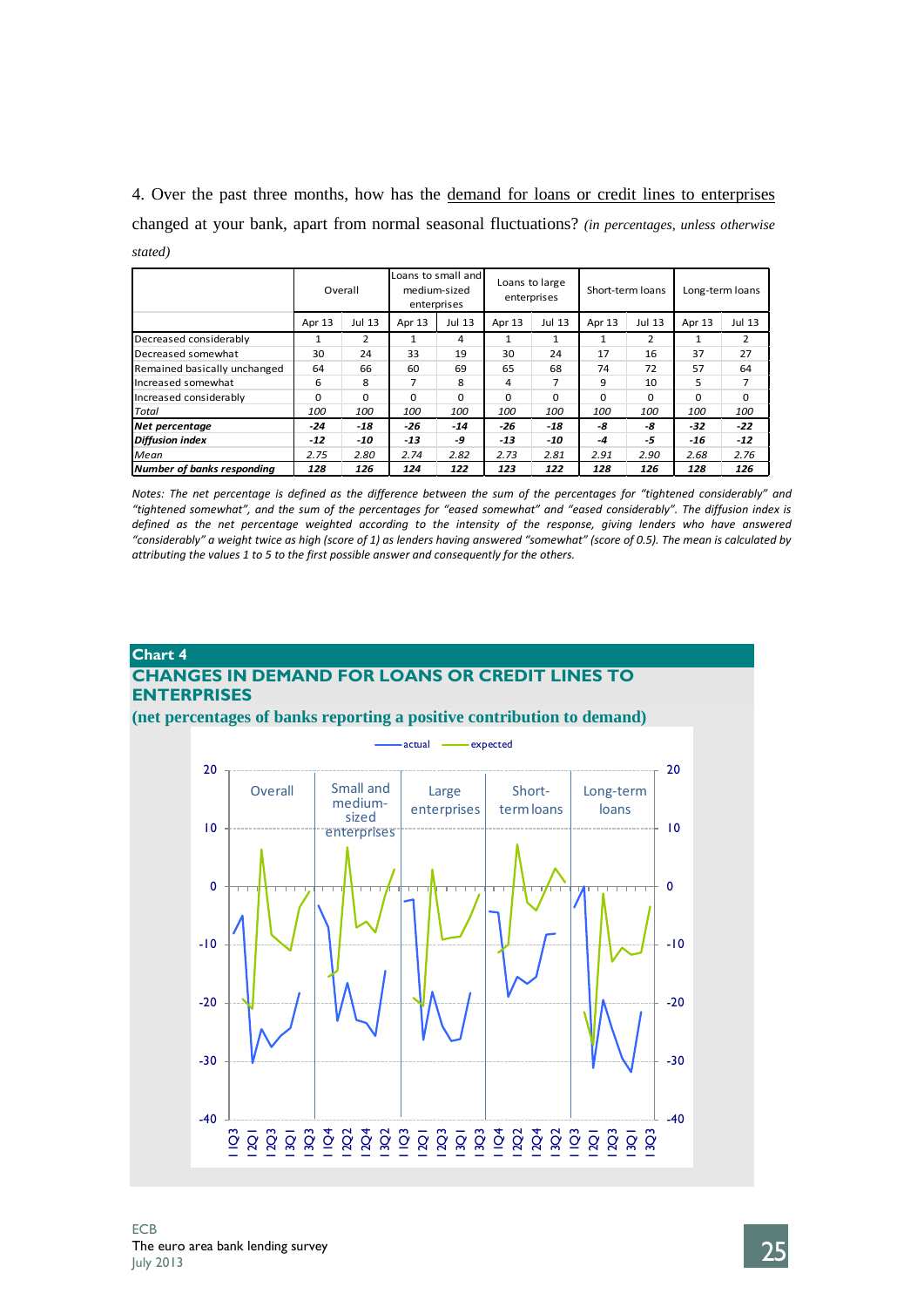4. Over the past three months, how has the demand for loans or credit lines to enterprises changed at your bank, apart from normal seasonal fluctuations? *(in percentages, unless otherwise stated)*

| | Overall | | Loans to small and medium-sized enterprises | | Loans to large enterprises | | Short-term loans | | Long-term loans | |
|---|---|---|---|---|---|---|---|---|---|---|
| | Apr 13 | Jul 13 | Apr 13 | Jul 13 | Apr 13 | Jul 13 | Apr 13 | Jul 13 | Apr 13 | Jul 13 |
| Decreased considerably | 1 | 2 | 1 | 4 | 1 | 1 | 1 | 2 | 1 | 2 |
| Decreased somewhat | 30 | 24 | 33 | 19 | 30 | 24 | 17 | 16 | 37 | 27 |
| Remained basically unchanged | 64 | 66 | 60 | 69 | 65 | 68 | 74 | 72 | 57 | 64 |
| Increased somewhat | 6 | 8 | 7 | 8 | 4 | 7 | 9 | 10 | 5 | 7 |
| Increased considerably | 0 | 0 | 0 | 0 | 0 | 0 | 0 | 0 | 0 | 0 |
| *Total* | *100* | *100* | *100* | *100* | *100* | *100* | *100* | *100* | *100* | *100* |
| ***Net percentage*** | ***-24*** | ***-18*** | ***-26*** | ***-14*** | ***-26*** | ***-18*** | ***-8*** | ***-8*** | ***-32*** | ***-22*** |
| ***Diffusion index*** | ***-12*** | ***-10*** | ***-13*** | ***-9*** | ***-13*** | ***-10*** | ***-4*** | ***-5*** | ***-16*** | ***-12*** |
| *Mean* | *2.75* | *2.80* | *2.74* | *2.82* | *2.73* | *2.81* | *2.91* | *2.90* | *2.68* | *2.76* |
| ***Number of banks responding*** | ***128*** | ***126*** | ***124*** | ***122*** | ***123*** | ***122*** | ***128*** | ***126*** | ***128*** | ***126*** |

*Notes: The net percentage is defined as the difference between the sum of the percentages for "tightened considerably" and "tightened somewhat", and the sum of the percentages for "eased somewhat" and "eased considerably". The diffusion index is defined as the net percentage weighted according to the intensity of the response, giving lenders who have answered "considerably" a weight twice as high (score of 1) as lenders having answered "somewhat" (score of 0.5). The mean is calculated by attributing the values 1 to 5 to the first possible answer and consequently for the others.*

**Chart 4**

**CHANGES IN DEMAND FOR LOANS OR CREDIT LINES TO ENTERPRISES**

**(net percentages of banks reporting a positive contribution to demand)**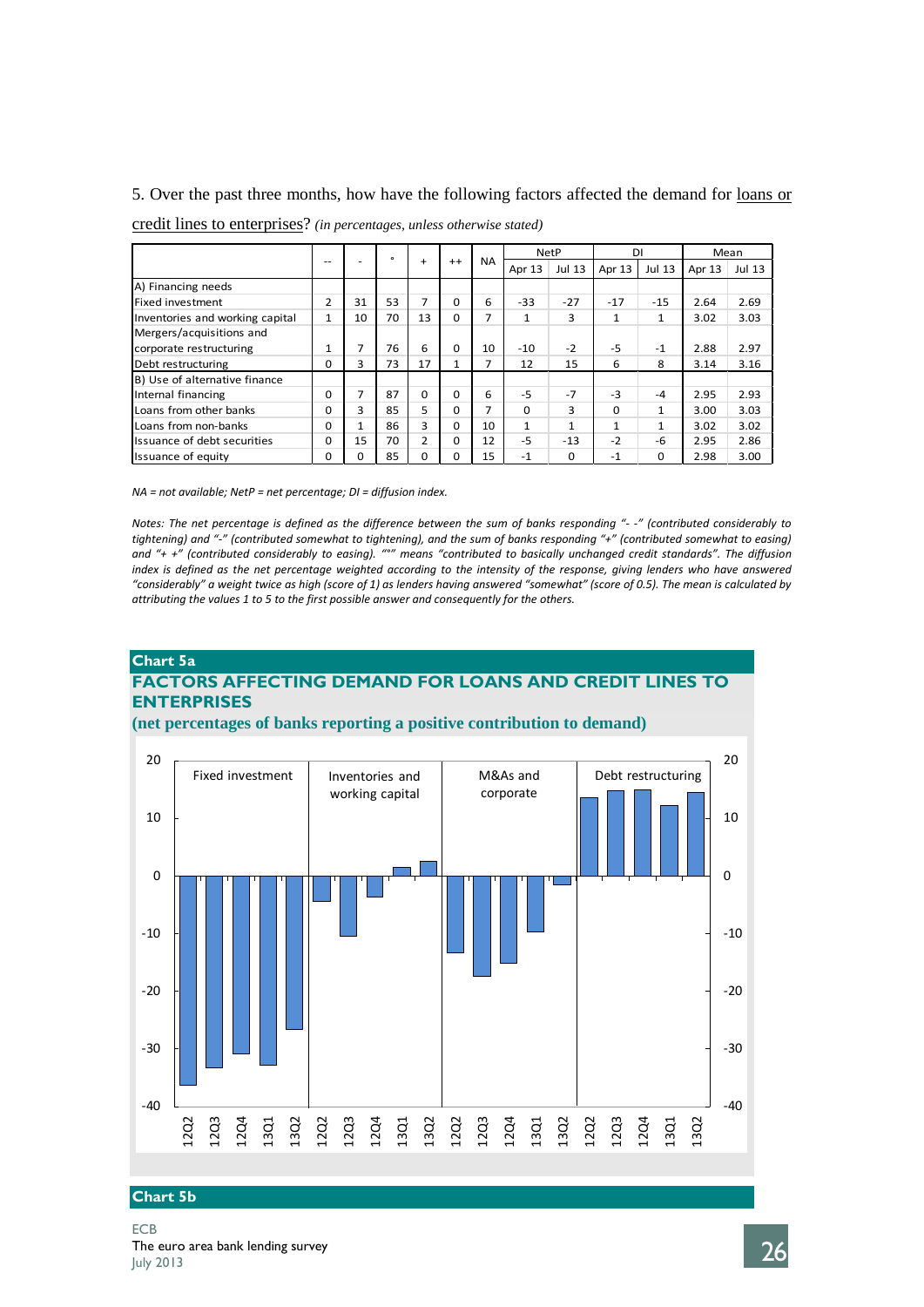5. Over the past three months, how have the following factors affected the demand for loans or credit lines to enterprises? *(in percentages, unless otherwise stated)*

| | -- | - | ° | + | ++ | NA | NetP | | DI | | Mean | |
|---|---|---|---|---|---|---|---|---|---|---|---|---|
| | | | | | | | Apr 13 | Jul 13 | Apr 13 | Jul 13 | Apr 13 | Jul 13 |
| A) Financing needs | | | | | | | | | | | | |
| Fixed investment | 2 | 31 | 53 | 7 | 0 | 6 | -33 | -27 | -17 | -15 | 2.64 | 2.69 |
| Inventories and working capital | 1 | 10 | 70 | 13 | 0 | 7 | 1 | 3 | 1 | 1 | 3.02 | 3.03 |
| Mergers/acquisitions and corporate restructuring | 1 | 7 | 76 | 6 | 0 | 10 | -10 | -2 | -5 | -1 | 2.88 | 2.97 |
| Debt restructuring | 0 | 3 | 73 | 17 | 1 | 7 | 12 | 15 | 6 | 8 | 3.14 | 3.16 |
| B) Use of alternative finance | | | | | | | | | | | | |
| Internal financing | 0 | 7 | 87 | 0 | 0 | 6 | -5 | -7 | -3 | -4 | 2.95 | 2.93 |
| Loans from other banks | 0 | 3 | 85 | 5 | 0 | 7 | 0 | 3 | 0 | 1 | 3.00 | 3.03 |
| Loans from non-banks | 0 | 1 | 86 | 3 | 0 | 10 | 1 | 1 | 1 | 1 | 3.02 | 3.02 |
| Issuance of debt securities | 0 | 15 | 70 | 2 | 0 | 12 | -5 | -13 | -2 | -6 | 2.95 | 2.86 |
| Issuance of equity | 0 | 0 | 85 | 0 | 0 | 15 | -1 | 0 | -1 | 0 | 2.98 | 3.00 |

*NA = not available; NetP = net percentage; DI = diffusion index.*

*Notes: The net percentage is defined as the difference between the sum of banks responding "- -" (contributed considerably to tightening) and "-" (contributed somewhat to tightening), and the sum of banks responding "+" (contributed somewhat to easing) and "+ +" (contributed considerably to easing). "°" means "contributed to basically unchanged credit standards". The diffusion index is defined as the net percentage weighted according to the intensity of the response, giving lenders who have answered "considerably" a weight twice as high (score of 1) as lenders having answered "somewhat" (score of 0.5). The mean is calculated by attributing the values 1 to 5 to the first possible answer and consequently for the others.*

**Chart 5a**

**FACTORS AFFECTING DEMAND FOR LOANS AND CREDIT LINES TO ENTERPRISES**

**(net percentages of banks reporting a positive contribution to demand)**

**Chart 5b**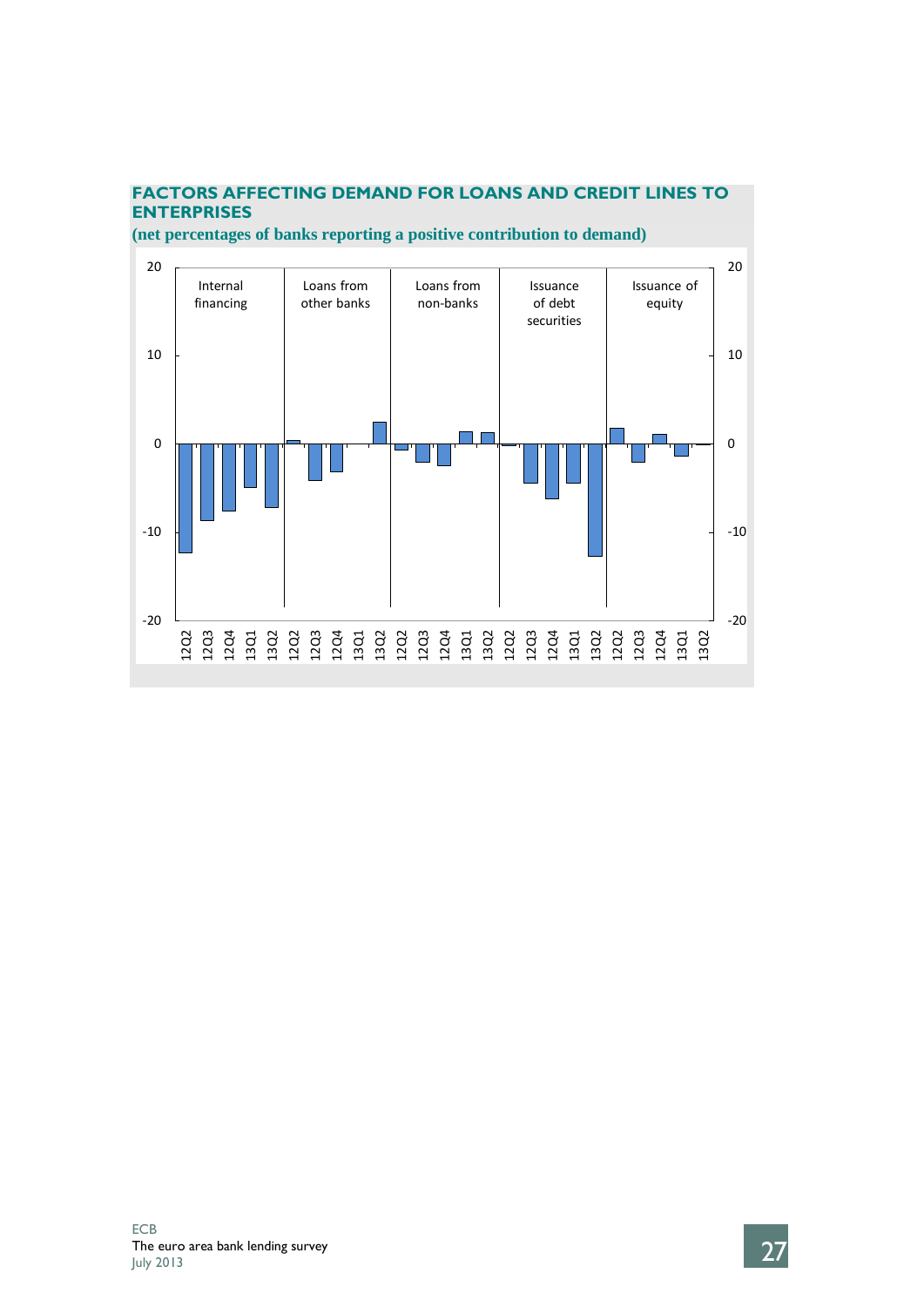**FACTORS AFFECTING DEMAND FOR LOANS AND CREDIT LINES TO ENTERPRISES**

**(net percentages of banks reporting a positive contribution to demand)**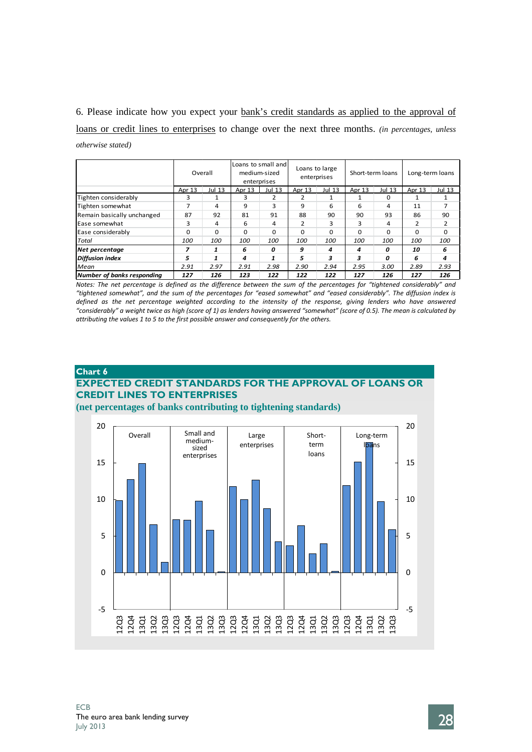6. Please indicate how you expect your bank's credit standards as applied to the approval of loans or credit lines to enterprises to change over the next three months. *(in percentages, unless otherwise stated)*

| | Overall | | Loans to small and medium-sized enterprises | | Loans to large enterprises | | Short-term loans | | Long-term loans | |
|---|---|---|---|---|---|---|---|---|---|---|
| | Apr 13 | Jul 13 | Apr 13 | Jul 13 | Apr 13 | Jul 13 | Apr 13 | Jul 13 | Apr 13 | Jul 13 |
| Tighten considerably | 3 | 1 | 3 | 2 | 2 | 1 | 1 | 0 | 1 | 1 |
| Tighten somewhat | 7 | 4 | 9 | 3 | 9 | 6 | 6 | 4 | 11 | 7 |
| Remain basically unchanged | 87 | 92 | 81 | 91 | 88 | 90 | 90 | 93 | 86 | 90 |
| Ease somewhat | 3 | 4 | 6 | 4 | 2 | 3 | 3 | 4 | 2 | 2 |
| Ease considerably | 0 | 0 | 0 | 0 | 0 | 0 | 0 | 0 | 0 | 0 |
| *Total* | *100* | *100* | *100* | *100* | *100* | *100* | *100* | *100* | *100* | *100* |
| ***Net percentage*** | ***7*** | ***1*** | ***6*** | ***0*** | ***9*** | ***4*** | ***4*** | ***0*** | ***10*** | ***6*** |
| ***Diffusion index*** | ***5*** | ***1*** | ***4*** | ***1*** | ***5*** | ***3*** | ***3*** | ***0*** | ***6*** | ***4*** |
| *Mean* | *2.91* | *2.97* | *2.91* | *2.98* | *2.90* | *2.94* | *2.95* | *3.00* | *2.89* | *2.93* |
| ***Number of banks responding*** | ***127*** | ***126*** | ***123*** | ***122*** | ***122*** | ***122*** | ***127*** | ***126*** | ***127*** | ***126*** |

*Notes: The net percentage is defined as the difference between the sum of the percentages for "tightened considerably" and "tightened somewhat", and the sum of the percentages for "eased somewhat" and "eased considerably". The diffusion index is defined as the net percentage weighted according to the intensity of the response, giving lenders who have answered "considerably" a weight twice as high (score of 1) as lenders having answered "somewhat" (score of 0.5). The mean is calculated by attributing the values 1 to 5 to the first possible answer and consequently for the others.*

**Chart 6**

**EXPECTED CREDIT STANDARDS FOR THE APPROVAL OF LOANS OR CREDIT LINES TO ENTERPRISES**

**(net percentages of banks contributing to tightening standards)**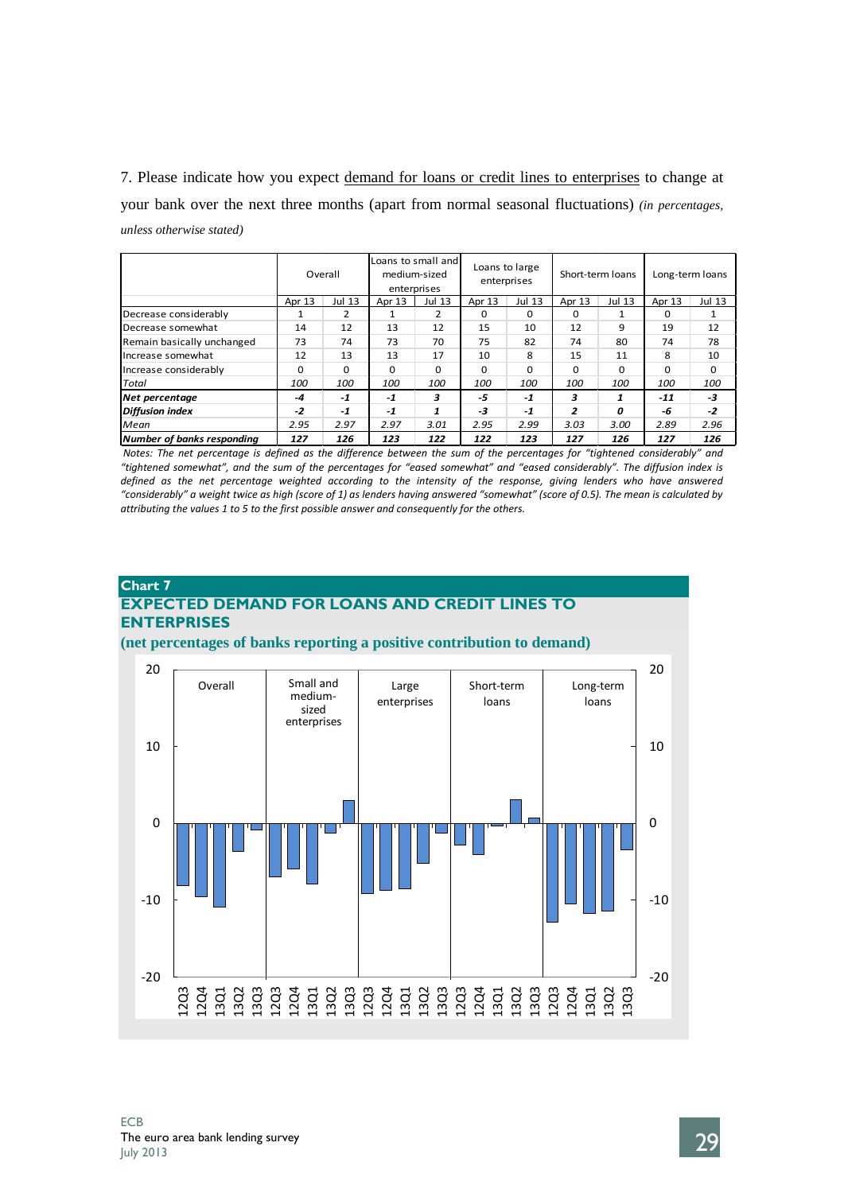7. Please indicate how you expect demand for loans or credit lines to enterprises to change at your bank over the next three months (apart from normal seasonal fluctuations) *(in percentages, unless otherwise stated)*

| | Overall | | Loans to small and medium-sized enterprises | | Loans to large enterprises | | Short-term loans | | Long-term loans | |
|---|---|---|---|---|---|---|---|---|---|---|
| | Apr 13 | Jul 13 | Apr 13 | Jul 13 | Apr 13 | Jul 13 | Apr 13 | Jul 13 | Apr 13 | Jul 13 |
| Decrease considerably | 1 | 2 | 1 | 2 | 0 | 0 | 0 | 1 | 0 | 1 |
| Decrease somewhat | 14 | 12 | 13 | 12 | 15 | 10 | 12 | 9 | 19 | 12 |
| Remain basically unchanged | 73 | 74 | 73 | 70 | 75 | 82 | 74 | 80 | 74 | 78 |
| Increase somewhat | 12 | 13 | 13 | 17 | 10 | 8 | 15 | 11 | 8 | 10 |
| Increase considerably | 0 | 0 | 0 | 0 | 0 | 0 | 0 | 0 | 0 | 0 |
| *Total* | *100* | *100* | *100* | *100* | *100* | *100* | *100* | *100* | *100* | *100* |
| ***Net percentage*** | ***-4*** | ***-1*** | ***-1*** | ***3*** | ***-5*** | ***-1*** | ***3*** | ***1*** | ***-11*** | ***-3*** |
| ***Diffusion index*** | ***-2*** | ***-1*** | ***-1*** | ***1*** | ***-3*** | ***-1*** | ***2*** | ***0*** | ***-6*** | ***-2*** |
| *Mean* | *2.95* | *2.97* | *2.97* | *3.01* | *2.95* | *2.99* | *3.03* | *3.00* | *2.89* | *2.96* |
| ***Number of banks responding*** | ***127*** | ***126*** | ***123*** | ***122*** | ***122*** | ***123*** | ***127*** | ***126*** | ***127*** | ***126*** |

*Notes: The net percentage is defined as the difference between the sum of the percentages for "tightened considerably" and "tightened somewhat", and the sum of the percentages for "eased somewhat" and "eased considerably". The diffusion index is defined as the net percentage weighted according to the intensity of the response, giving lenders who have answered "considerably" a weight twice as high (score of 1) as lenders having answered "somewhat" (score of 0.5). The mean is calculated by attributing the values 1 to 5 to the first possible answer and consequently for the others.*

**Chart 7**

**EXPECTED DEMAND FOR LOANS AND CREDIT LINES TO ENTERPRISES**

**(net percentages of banks reporting a positive contribution to demand)**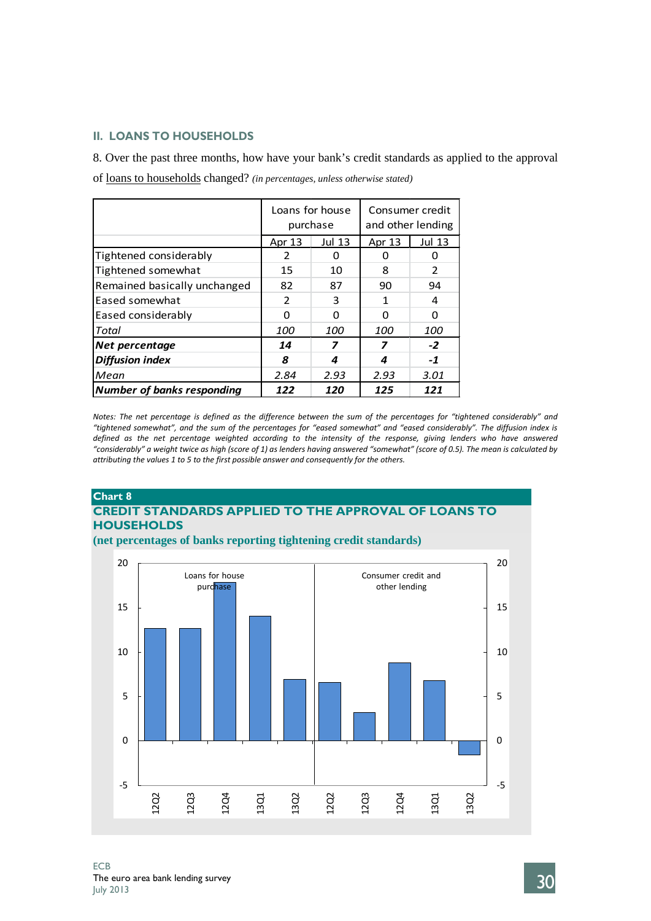## II. LOANS TO HOUSEHOLDS

8. Over the past three months, how have your bank's credit standards as applied to the approval of loans to households changed? *(in percentages, unless otherwise stated)*

| | Loans for house purchase | | Consumer credit and other lending | |
|---|---|---|---|---|
| | Apr 13 | Jul 13 | Apr 13 | Jul 13 |
| Tightened considerably | 2 | 0 | 0 | 0 |
| Tightened somewhat | 15 | 10 | 8 | 2 |
| Remained basically unchanged | 82 | 87 | 90 | 94 |
| Eased somewhat | 2 | 3 | 1 | 4 |
| Eased considerably | 0 | 0 | 0 | 0 |
| *Total* | *100* | *100* | *100* | *100* |
| ***Net percentage*** | ***14*** | ***7*** | ***7*** | ***-2*** |
| ***Diffusion index*** | ***8*** | ***4*** | ***4*** | ***-1*** |
| *Mean* | *2.84* | *2.93* | *2.93* | *3.01* |
| ***Number of banks responding*** | ***122*** | ***120*** | ***125*** | ***121*** |

*Notes: The net percentage is defined as the difference between the sum of the percentages for "tightened considerably" and "tightened somewhat", and the sum of the percentages for "eased somewhat" and "eased considerably". The diffusion index is defined as the net percentage weighted according to the intensity of the response, giving lenders who have answered "considerably" a weight twice as high (score of 1) as lenders having answered "somewhat" (score of 0.5). The mean is calculated by attributing the values 1 to 5 to the first possible answer and consequently for the others.*

**Chart 8**

**CREDIT STANDARDS APPLIED TO THE APPROVAL OF LOANS TO HOUSEHOLDS**

**(net percentages of banks reporting tightening credit standards)**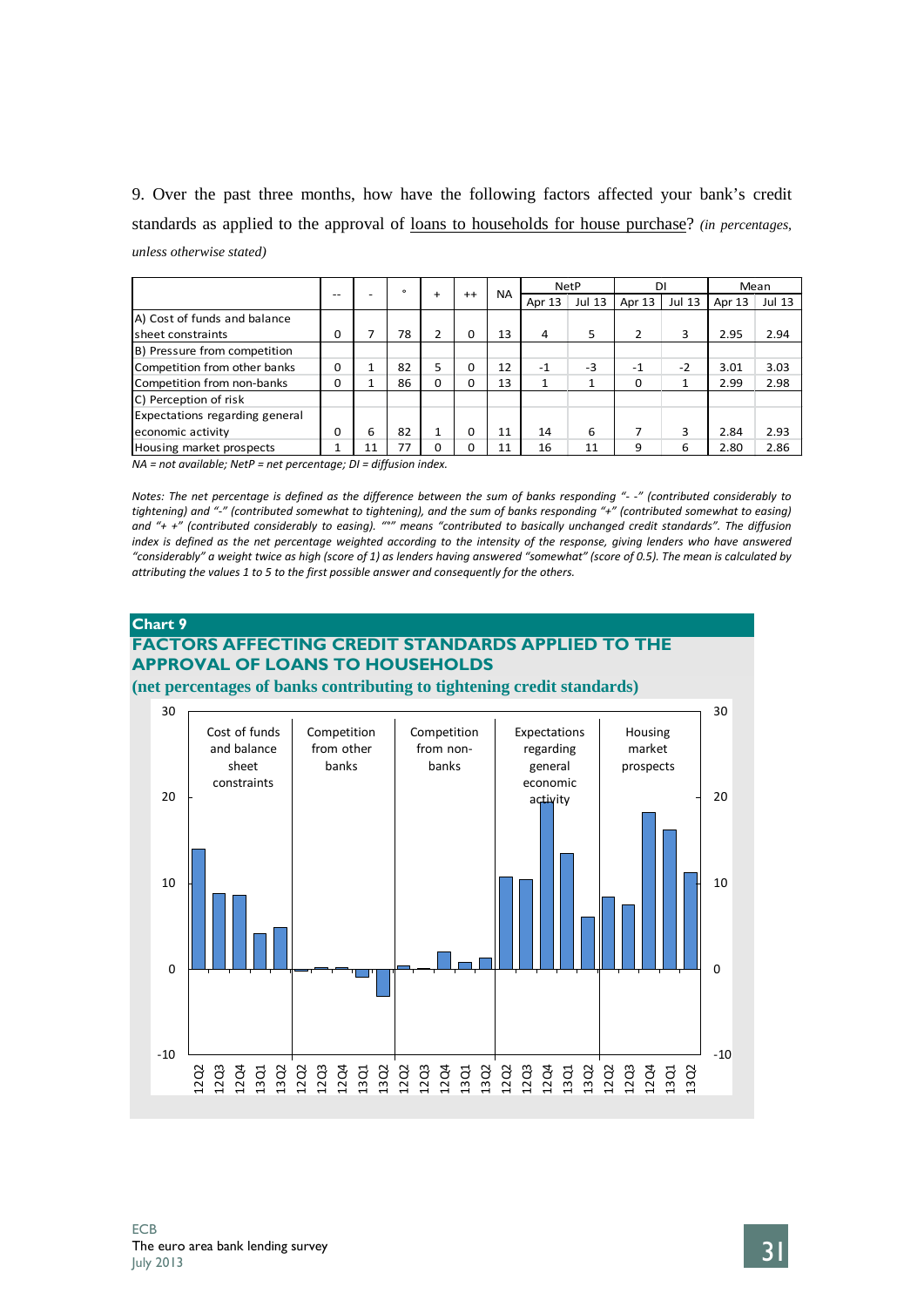9. Over the past three months, how have the following factors affected your bank's credit standards as applied to the approval of loans to households for house purchase? *(in percentages, unless otherwise stated)*

| | -- | - | ° | + | ++ | NA | NetP | | DI | | Mean | |
|---|---|---|---|---|---|---|---|---|---|---|---|---|
| | | | | | | | Apr 13 | Jul 13 | Apr 13 | Jul 13 | Apr 13 | Jul 13 |
| A) Cost of funds and balance sheet constraints | 0 | 7 | 78 | 2 | 0 | 13 | 4 | 5 | 2 | 3 | 2.95 | 2.94 |
| B) Pressure from competition | | | | | | | | | | | | |
| Competition from other banks | 0 | 1 | 82 | 5 | 0 | 12 | -1 | -3 | -1 | -2 | 3.01 | 3.03 |
| Competition from non-banks | 0 | 1 | 86 | 0 | 0 | 13 | 1 | 1 | 0 | 1 | 2.99 | 2.98 |
| C) Perception of risk | | | | | | | | | | | | |
| Expectations regarding general economic activity | 0 | 6 | 82 | 1 | 0 | 11 | 14 | 6 | 7 | 3 | 2.84 | 2.93 |
| Housing market prospects | 1 | 11 | 77 | 0 | 0 | 11 | 16 | 11 | 9 | 6 | 2.80 | 2.86 |

*NA = not available; NetP = net percentage; DI = diffusion index.*

*Notes: The net percentage is defined as the difference between the sum of banks responding "- -" (contributed considerably to tightening) and "-" (contributed somewhat to tightening), and the sum of banks responding "+" (contributed somewhat to easing) and "+ +" (contributed considerably to easing). "°" means "contributed to basically unchanged credit standards". The diffusion index is defined as the net percentage weighted according to the intensity of the response, giving lenders who have answered "considerably" a weight twice as high (score of 1) as lenders having answered "somewhat" (score of 0.5). The mean is calculated by attributing the values 1 to 5 to the first possible answer and consequently for the others.*

**Chart 9**

**FACTORS AFFECTING CREDIT STANDARDS APPLIED TO THE APPROVAL OF LOANS TO HOUSEHOLDS**

**(net percentages of banks contributing to tightening credit standards)**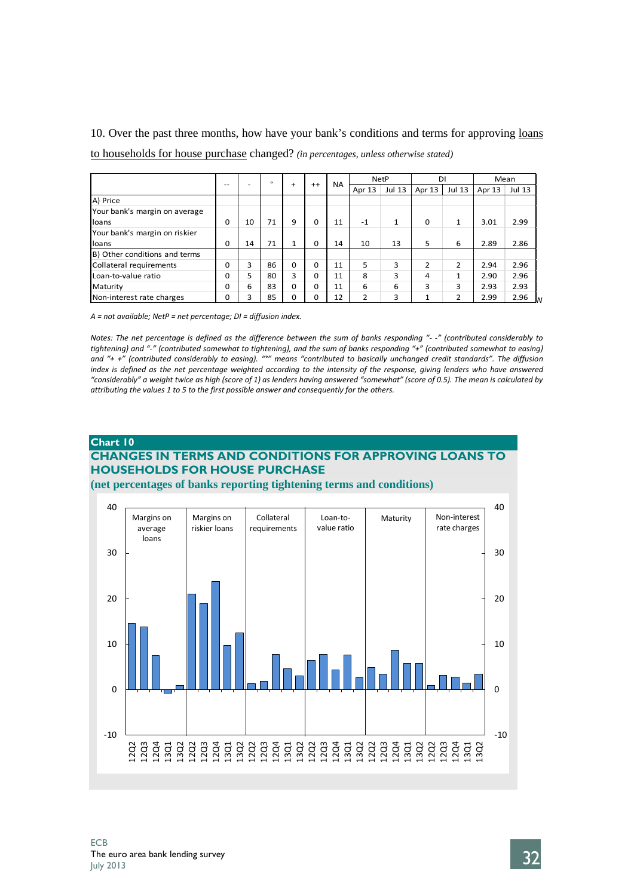10. Over the past three months, how have your bank's conditions and terms for approving loans to households for house purchase changed? *(in percentages, unless otherwise stated)*

| | -- | - | ° | + | ++ | NA | NetP | | DI | | Mean | |
|---|---|---|---|---|---|---|---|---|---|---|---|---|
| | | | | | | | Apr 13 | Jul 13 | Apr 13 | Jul 13 | Apr 13 | Jul 13 |
| A) Price | | | | | | | | | | | | |
| Your bank's margin on average loans | 0 | 10 | 71 | 9 | 0 | 11 | -1 | 1 | 0 | 1 | 3.01 | 2.99 |
| Your bank's margin on riskier loans | 0 | 14 | 71 | 1 | 0 | 14 | 10 | 13 | 5 | 6 | 2.89 | 2.86 |
| B) Other conditions and terms | | | | | | | | | | | | |
| Collateral requirements | 0 | 3 | 86 | 0 | 0 | 11 | 5 | 3 | 2 | 2 | 2.94 | 2.96 |
| Loan-to-value ratio | 0 | 5 | 80 | 3 | 0 | 11 | 8 | 3 | 4 | 1 | 2.90 | 2.96 |
| Maturity | 0 | 6 | 83 | 0 | 0 | 11 | 6 | 6 | 3 | 3 | 2.93 | 2.93 |
| Non-interest rate charges | 0 | 3 | 85 | 0 | 0 | 12 | 2 | 3 | 1 | 2 | 2.99 | 2.96 |

*A = not available; NetP = net percentage; DI = diffusion index.*

*Notes: The net percentage is defined as the difference between the sum of banks responding "- -" (contributed considerably to tightening) and "-" (contributed somewhat to tightening), and the sum of banks responding "+" (contributed somewhat to easing) and "+ +" (contributed considerably to easing). "°" means "contributed to basically unchanged credit standards". The diffusion index is defined as the net percentage weighted according to the intensity of the response, giving lenders who have answered "considerably" a weight twice as high (score of 1) as lenders having answered "somewhat" (score of 0.5). The mean is calculated by attributing the values 1 to 5 to the first possible answer and consequently for the others.*

**Chart 10**

**CHANGES IN TERMS AND CONDITIONS FOR APPROVING LOANS TO HOUSEHOLDS FOR HOUSE PURCHASE**

**(net percentages of banks reporting tightening terms and conditions)**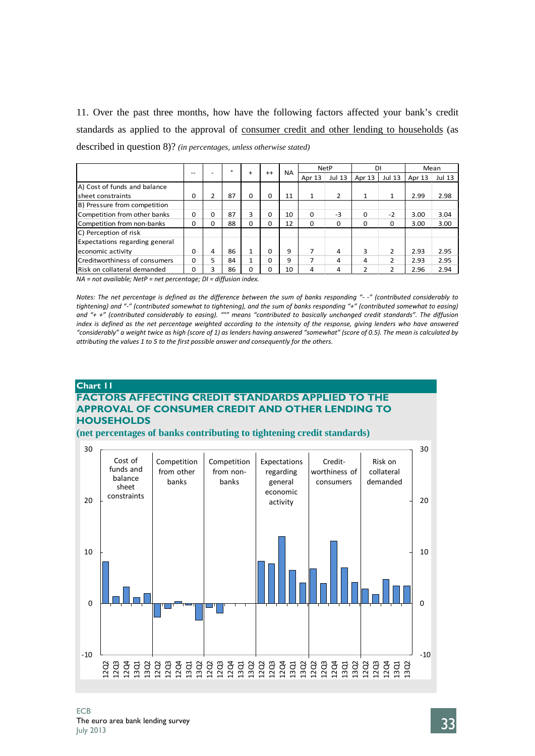11. Over the past three months, how have the following factors affected your bank's credit standards as applied to the approval of consumer credit and other lending to households (as described in question 8)? *(in percentages, unless otherwise stated)*

| | -- | - | ° | + | ++ | NA | NetP | | DI | | Mean | |
|---|---|---|---|---|---|---|---|---|---|---|---|---|
| | | | | | | | Apr 13 | Jul 13 | Apr 13 | Jul 13 | Apr 13 | Jul 13 |
| A) Cost of funds and balance sheet constraints | 0 | 2 | 87 | 0 | 0 | 11 | 1 | 2 | 1 | 1 | 2.99 | 2.98 |
| B) Pressure from competition | | | | | | | | | | | | |
| Competition from other banks | 0 | 0 | 87 | 3 | 0 | 10 | 0 | -3 | 0 | -2 | 3.00 | 3.04 |
| Competition from non-banks | 0 | 0 | 88 | 0 | 0 | 12 | 0 | 0 | 0 | 0 | 3.00 | 3.00 |
| C) Perception of risk | | | | | | | | | | | | |
| Expectations regarding general economic activity | 0 | 4 | 86 | 1 | 0 | 9 | 7 | 4 | 3 | 2 | 2.93 | 2.95 |
| Creditworthiness of consumers | 0 | 5 | 84 | 1 | 0 | 9 | 7 | 4 | 4 | 2 | 2.93 | 2.95 |
| Risk on collateral demanded | 0 | 3 | 86 | 0 | 0 | 10 | 4 | 4 | 2 | 2 | 2.96 | 2.94 |

*NA = not available; NetP = net percentage; DI = diffusion index.*

*Notes: The net percentage is defined as the difference between the sum of banks responding "- -" (contributed considerably to tightening) and "-" (contributed somewhat to tightening), and the sum of banks responding "+" (contributed somewhat to easing) and "+ +" (contributed considerably to easing). "°" means "contributed to basically unchanged credit standards". The diffusion index is defined as the net percentage weighted according to the intensity of the response, giving lenders who have answered "considerably" a weight twice as high (score of 1) as lenders having answered "somewhat" (score of 0.5). The mean is calculated by attributing the values 1 to 5 to the first possible answer and consequently for the others.*

**Chart 11**

**FACTORS AFFECTING CREDIT STANDARDS APPLIED TO THE APPROVAL OF CONSUMER CREDIT AND OTHER LENDING TO HOUSEHOLDS**

**(net percentages of banks contributing to tightening credit standards)**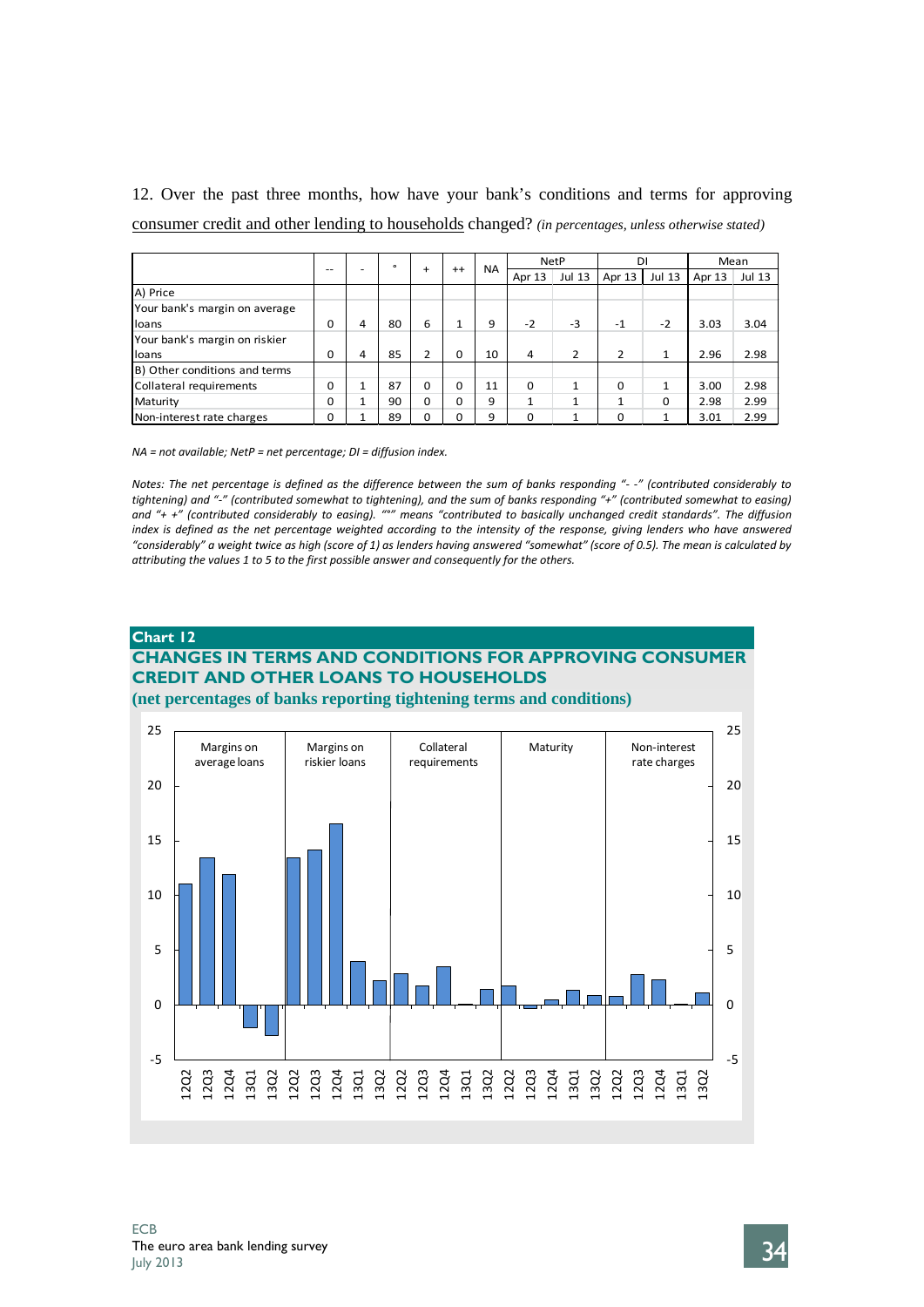12. Over the past three months, how have your bank's conditions and terms for approving consumer credit and other lending to households changed? *(in percentages, unless otherwise stated)*

| | -- | - | ° | + | ++ | NA | NetP | | DI | | Mean | |
|---|---|---|---|---|---|---|---|---|---|---|---|---|
| | | | | | | | Apr 13 | Jul 13 | Apr 13 | Jul 13 | Apr 13 | Jul 13 |
| A) Price | | | | | | | | | | | | |
| Your bank's margin on average loans | 0 | 4 | 80 | 6 | 1 | 9 | -2 | -3 | -1 | -2 | 3.03 | 3.04 |
| Your bank's margin on riskier loans | 0 | 4 | 85 | 2 | 0 | 10 | 4 | 2 | 2 | 1 | 2.96 | 2.98 |
| B) Other conditions and terms | | | | | | | | | | | | |
| Collateral requirements | 0 | 1 | 87 | 0 | 0 | 11 | 0 | 1 | 0 | 1 | 3.00 | 2.98 |
| Maturity | 0 | 1 | 90 | 0 | 0 | 9 | 1 | 1 | 1 | 0 | 2.98 | 2.99 |
| Non-interest rate charges | 0 | 1 | 89 | 0 | 0 | 9 | 0 | 1 | 0 | 1 | 3.01 | 2.99 |

*NA = not available; NetP = net percentage; DI = diffusion index.*

*Notes: The net percentage is defined as the difference between the sum of banks responding "- -" (contributed considerably to tightening) and "-" (contributed somewhat to tightening), and the sum of banks responding "+" (contributed somewhat to easing) and "+ +" (contributed considerably to easing). "°" means "contributed to basically unchanged credit standards". The diffusion index is defined as the net percentage weighted according to the intensity of the response, giving lenders who have answered "considerably" a weight twice as high (score of 1) as lenders having answered "somewhat" (score of 0.5). The mean is calculated by attributing the values 1 to 5 to the first possible answer and consequently for the others.*

**Chart 12**

**CHANGES IN TERMS AND CONDITIONS FOR APPROVING CONSUMER CREDIT AND OTHER LOANS TO HOUSEHOLDS**

**(net percentages of banks reporting tightening terms and conditions)**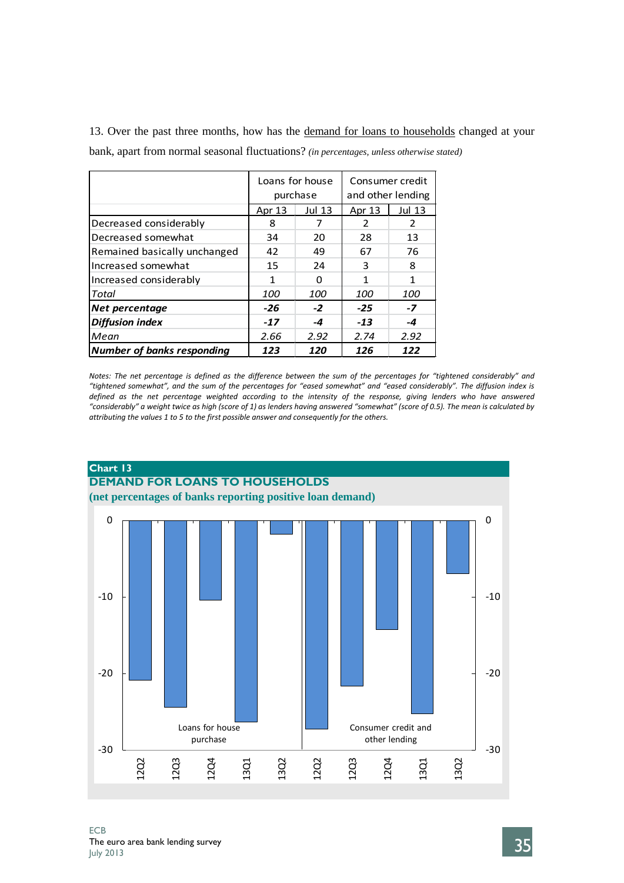13. Over the past three months, how has the demand for loans to households changed at your bank, apart from normal seasonal fluctuations? *(in percentages, unless otherwise stated)*

| | Loans for house purchase | | Consumer credit and other lending | |
|---|---|---|---|---|
| | Apr 13 | Jul 13 | Apr 13 | Jul 13 |
| Decreased considerably | 8 | 7 | 2 | 2 |
| Decreased somewhat | 34 | 20 | 28 | 13 |
| Remained basically unchanged | 42 | 49 | 67 | 76 |
| Increased somewhat | 15 | 24 | 3 | 8 |
| Increased considerably | 1 | 0 | 1 | 1 |
| *Total* | *100* | *100* | *100* | *100* |
| ***Net percentage*** | ***-26*** | ***-2*** | ***-25*** | ***-7*** |
| ***Diffusion index*** | ***-17*** | ***-4*** | ***-13*** | ***-4*** |
| *Mean* | *2.66* | *2.92* | *2.74* | *2.92* |
| ***Number of banks responding*** | ***123*** | ***120*** | ***126*** | ***122*** |

*Notes: The net percentage is defined as the difference between the sum of the percentages for "tightened considerably" and "tightened somewhat", and the sum of the percentages for "eased somewhat" and "eased considerably". The diffusion index is defined as the net percentage weighted according to the intensity of the response, giving lenders who have answered "considerably" a weight twice as high (score of 1) as lenders having answered "somewhat" (score of 0.5). The mean is calculated by attributing the values 1 to 5 to the first possible answer and consequently for the others.*

**Chart 13**

**DEMAND FOR LOANS TO HOUSEHOLDS**

**(net percentages of banks reporting positive loan demand)**

| | 12Q2 | 12Q3 | 12Q4 | 13Q1 | 13Q2 |
|---|---|---|---|---|---|
| Loans for house purchase | -21 | -25 | -10 | -26 | -2 |
| Consumer credit and other lending | -27 | -22 | -14 | -25 | -7 |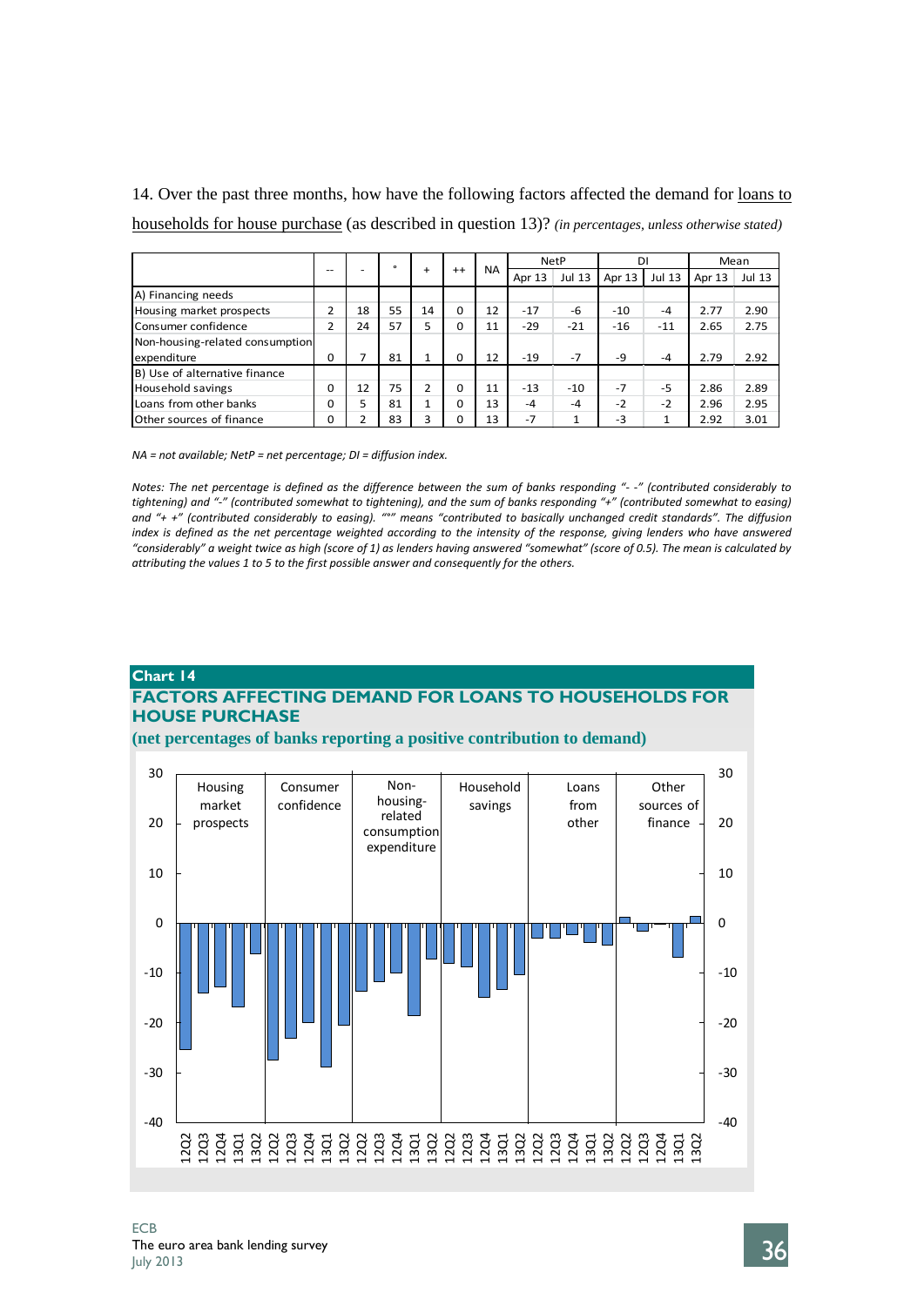14. Over the past three months, how have the following factors affected the demand for loans to households for house purchase (as described in question 13)? *(in percentages, unless otherwise stated)*

| | -- | - | ° | + | ++ | NA | NetP | | DI | | Mean | |
|---|---|---|---|---|---|---|---|---|---|---|---|---|
| | | | | | | | Apr 13 | Jul 13 | Apr 13 | Jul 13 | Apr 13 | Jul 13 |
| A) Financing needs | | | | | | | | | | | | |
| Housing market prospects | 2 | 18 | 55 | 14 | 0 | 12 | -17 | -6 | -10 | -4 | 2.77 | 2.90 |
| Consumer confidence | 2 | 24 | 57 | 5 | 0 | 11 | -29 | -21 | -16 | -11 | 2.65 | 2.75 |
| Non-housing-related consumption expenditure | 0 | 7 | 81 | 1 | 0 | 12 | -19 | -7 | -9 | -4 | 2.79 | 2.92 |
| B) Use of alternative finance | | | | | | | | | | | | |
| Household savings | 0 | 12 | 75 | 2 | 0 | 11 | -13 | -10 | -7 | -5 | 2.86 | 2.89 |
| Loans from other banks | 0 | 5 | 81 | 1 | 0 | 13 | -4 | -4 | -2 | -2 | 2.96 | 2.95 |
| Other sources of finance | 0 | 2 | 83 | 3 | 0 | 13 | -7 | 1 | -3 | 1 | 2.92 | 3.01 |

*NA = not available; NetP = net percentage; DI = diffusion index.*

*Notes: The net percentage is defined as the difference between the sum of banks responding "- -" (contributed considerably to tightening) and "-" (contributed somewhat to tightening), and the sum of banks responding "+" (contributed somewhat to easing) and "+ +" (contributed considerably to easing). "°" means "contributed to basically unchanged credit standards". The diffusion index is defined as the net percentage weighted according to the intensity of the response, giving lenders who have answered "considerably" a weight twice as high (score of 1) as lenders having answered "somewhat" (score of 0.5). The mean is calculated by attributing the values 1 to 5 to the first possible answer and consequently for the others.*

**Chart 14**

**FACTORS AFFECTING DEMAND FOR LOANS TO HOUSEHOLDS FOR HOUSE PURCHASE**

**(net percentages of banks reporting a positive contribution to demand)**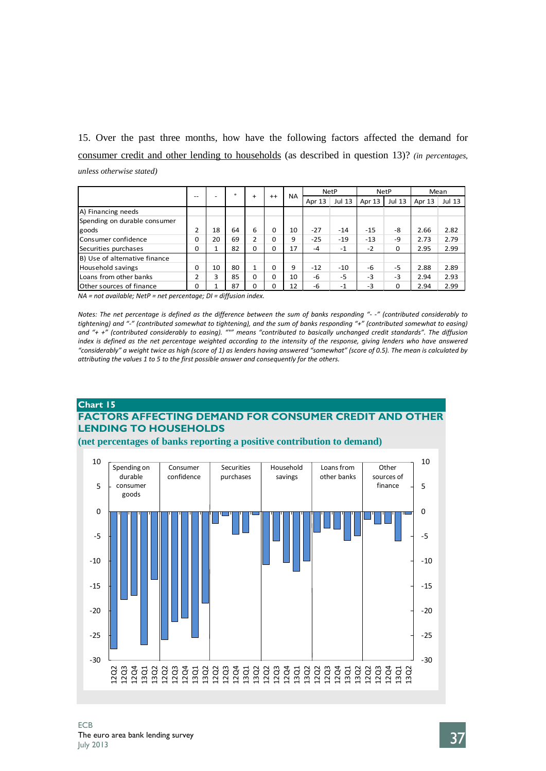15. Over the past three months, how have the following factors affected the demand for consumer credit and other lending to households (as described in question 13)? *(in percentages, unless otherwise stated)*

| | -- | - | ° | + | ++ | NA | NetP | | NetP | | Mean | |
|---|---|---|---|---|---|---|---|---|---|---|---|---|
| | | | | | | | Apr 13 | Jul 13 | Apr 13 | Jul 13 | Apr 13 | Jul 13 |
| A) Financing needs | | | | | | | | | | | | |
| Spending on durable consumer goods | 2 | 18 | 64 | 6 | 0 | 10 | -27 | -14 | -15 | -8 | 2.66 | 2.82 |
| Consumer confidence | 0 | 20 | 69 | 2 | 0 | 9 | -25 | -19 | -13 | -9 | 2.73 | 2.79 |
| Securities purchases | 0 | 1 | 82 | 0 | 0 | 17 | -4 | -1 | -2 | 0 | 2.95 | 2.99 |
| B) Use of alternative finance | | | | | | | | | | | | |
| Household savings | 0 | 10 | 80 | 1 | 0 | 9 | -12 | -10 | -6 | -5 | 2.88 | 2.89 |
| Loans from other banks | 2 | 3 | 85 | 0 | 0 | 10 | -6 | -5 | -3 | -3 | 2.94 | 2.93 |
| Other sources of finance | 0 | 1 | 87 | 0 | 0 | 12 | -6 | -1 | -3 | 0 | 2.94 | 2.99 |

*NA = not available; NetP = net percentage; DI = diffusion index.*

*Notes: The net percentage is defined as the difference between the sum of banks responding "- -" (contributed considerably to tightening) and "-" (contributed somewhat to tightening), and the sum of banks responding "+" (contributed somewhat to easing) and "+ +" (contributed considerably to easing). "°" means "contributed to basically unchanged credit standards". The diffusion index is defined as the net percentage weighted according to the intensity of the response, giving lenders who have answered "considerably" a weight twice as high (score of 1) as lenders having answered "somewhat" (score of 0.5). The mean is calculated by attributing the values 1 to 5 to the first possible answer and consequently for the others.*

**Chart 15**

**FACTORS AFFECTING DEMAND FOR CONSUMER CREDIT AND OTHER LENDING TO HOUSEHOLDS**

**(net percentages of banks reporting a positive contribution to demand)**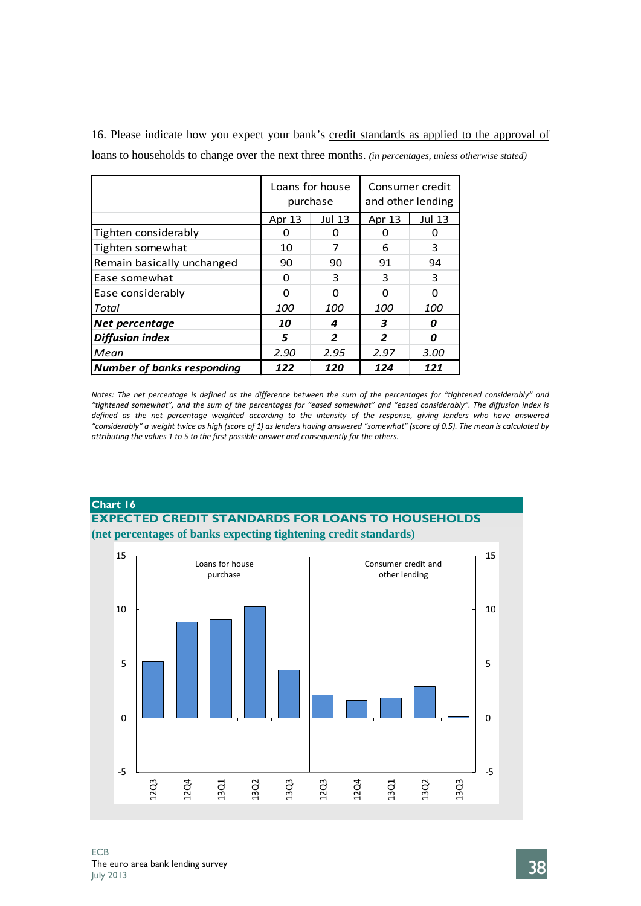16. Please indicate how you expect your bank's credit standards as applied to the approval of loans to households to change over the next three months. *(in percentages, unless otherwise stated)*

| | Loans for house purchase | | Consumer credit and other lending | |
|---|---|---|---|---|
| | Apr 13 | Jul 13 | Apr 13 | Jul 13 |
| Tighten considerably | 0 | 0 | 0 | 0 |
| Tighten somewhat | 10 | 7 | 6 | 3 |
| Remain basically unchanged | 90 | 90 | 91 | 94 |
| Ease somewhat | 0 | 3 | 3 | 3 |
| Ease considerably | 0 | 0 | 0 | 0 |
| *Total* | *100* | *100* | *100* | *100* |
| ***Net percentage*** | ***10*** | ***4*** | ***3*** | ***0*** |
| ***Diffusion index*** | ***5*** | ***2*** | ***2*** | ***0*** |
| *Mean* | *2.90* | *2.95* | *2.97* | *3.00* |
| ***Number of banks responding*** | ***122*** | ***120*** | ***124*** | ***121*** |

*Notes: The net percentage is defined as the difference between the sum of the percentages for "tightened considerably" and "tightened somewhat", and the sum of the percentages for "eased somewhat" and "eased considerably". The diffusion index is defined as the net percentage weighted according to the intensity of the response, giving lenders who have answered "considerably" a weight twice as high (score of 1) as lenders having answered "somewhat" (score of 0.5). The mean is calculated by attributing the values 1 to 5 to the first possible answer and consequently for the others.*

**Chart 16**

**EXPECTED CREDIT STANDARDS FOR LOANS TO HOUSEHOLDS**

**(net percentages of banks expecting tightening credit standards)**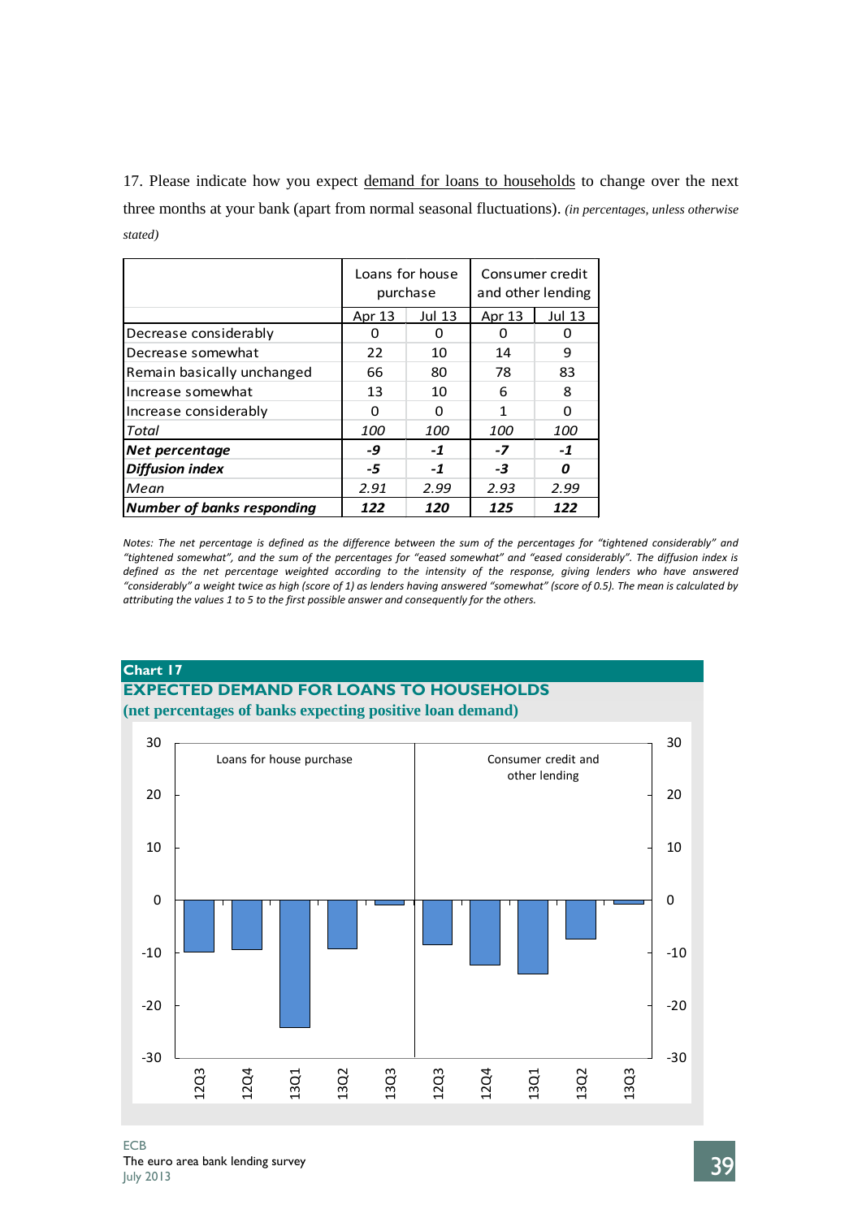17. Please indicate how you expect demand for loans to households to change over the next three months at your bank (apart from normal seasonal fluctuations). *(in percentages, unless otherwise stated)*

| | Loans for house purchase | | Consumer credit and other lending | |
|---|---|---|---|---|
| | Apr 13 | Jul 13 | Apr 13 | Jul 13 |
| Decrease considerably | 0 | 0 | 0 | 0 |
| Decrease somewhat | 22 | 10 | 14 | 9 |
| Remain basically unchanged | 66 | 80 | 78 | 83 |
| Increase somewhat | 13 | 10 | 6 | 8 |
| Increase considerably | 0 | 0 | 1 | 0 |
| *Total* | *100* | *100* | *100* | *100* |
| ***Net percentage*** | ***-9*** | ***-1*** | ***-7*** | ***-1*** |
| ***Diffusion index*** | ***-5*** | ***-1*** | ***-3*** | ***0*** |
| *Mean* | *2.91* | *2.99* | *2.93* | *2.99* |
| ***Number of banks responding*** | ***122*** | ***120*** | ***125*** | ***122*** |

*Notes: The net percentage is defined as the difference between the sum of the percentages for "tightened considerably" and "tightened somewhat", and the sum of the percentages for "eased somewhat" and "eased considerably". The diffusion index is defined as the net percentage weighted according to the intensity of the response, giving lenders who have answered "considerably" a weight twice as high (score of 1) as lenders having answered "somewhat" (score of 0.5). The mean is calculated by attributing the values 1 to 5 to the first possible answer and consequently for the others.*

**Chart 17**

**EXPECTED DEMAND FOR LOANS TO HOUSEHOLDS**

**(net percentages of banks expecting positive loan demand)**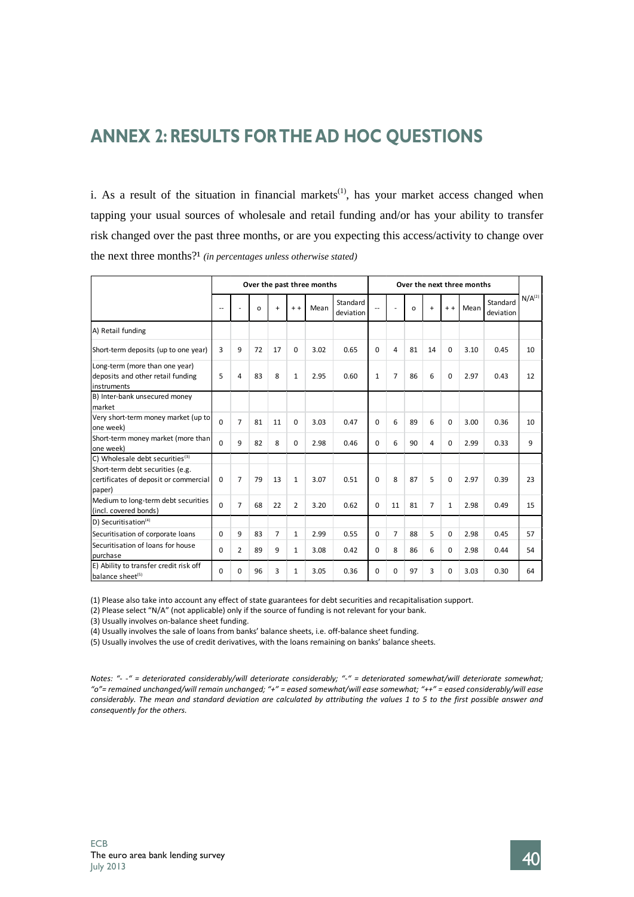# ANNEX 2: RESULTS FOR THE AD HOC QUESTIONS

i. As a result of the situation in financial markets[(1)], has your market access changed when tapping your usual sources of wholesale and retail funding and/or has your ability to transfer risk changed over the past three months, or are you expecting this access/activity to change over the next three months?[1] *(in percentages unless otherwise stated)*

| | Over the past three months | | | | | | | Over the next three months | | | | | | | N/A[(2)] |
|---|---|---|---|---|---|---|---|---|---|---|---|---|---|---|---|
| | -- | - | o | + | ++ | Mean | Standard deviation | -- | - | o | + | ++ | Mean | Standard deviation | |
| A) Retail funding | | | | | | | | | | | | | | | |
| Short-term deposits (up to one year) | 3 | 9 | 72 | 17 | 0 | 3.02 | 0.65 | 0 | 4 | 81 | 14 | 0 | 3.10 | 0.45 | 10 |
| Long-term (more than one year) deposits and other retail funding instruments | 5 | 4 | 83 | 8 | 1 | 2.95 | 0.60 | 1 | 7 | 86 | 6 | 0 | 2.97 | 0.43 | 12 |
| B) Inter-bank unsecured money market | | | | | | | | | | | | | | | |
| Very short-term money market (up to one week) | 0 | 7 | 81 | 11 | 0 | 3.03 | 0.47 | 0 | 6 | 89 | 6 | 0 | 3.00 | 0.36 | 10 |
| Short-term money market (more than one week) | 0 | 9 | 82 | 8 | 0 | 2.98 | 0.46 | 0 | 6 | 90 | 4 | 0 | 2.99 | 0.33 | 9 |
| C) Wholesale debt securities[(3)] | | | | | | | | | | | | | | | |
| Short-term debt securities (e.g. certificates of deposit or commercial paper) | 0 | 7 | 79 | 13 | 1 | 3.07 | 0.51 | 0 | 8 | 87 | 5 | 0 | 2.97 | 0.39 | 23 |
| Medium to long-term debt securities (incl. covered bonds) | 0 | 7 | 68 | 22 | 2 | 3.20 | 0.62 | 0 | 11 | 81 | 7 | 1 | 2.98 | 0.49 | 15 |
| D) Securitisation[(4)] | | | | | | | | | | | | | | | |
| Securitisation of corporate loans | 0 | 9 | 83 | 7 | 1 | 2.99 | 0.55 | 0 | 7 | 88 | 5 | 0 | 2.98 | 0.45 | 57 |
| Securitisation of loans for house purchase | 0 | 2 | 89 | 9 | 1 | 3.08 | 0.42 | 0 | 8 | 86 | 6 | 0 | 2.98 | 0.44 | 54 |
| E) Ability to transfer credit risk off balance sheet[(5)] | 0 | 0 | 96 | 3 | 1 | 3.05 | 0.36 | 0 | 0 | 97 | 3 | 0 | 3.03 | 0.30 | 64 |

(1) Please also take into account any effect of state guarantees for debt securities and recapitalisation support.

(2) Please select "N/A" (not applicable) only if the source of funding is not relevant for your bank.

(3) Usually involves on-balance sheet funding.

(4) Usually involves the sale of loans from banks' balance sheets, i.e. off-balance sheet funding.

(5) Usually involves the use of credit derivatives, with the loans remaining on banks' balance sheets.

*Notes: "- -" = deteriorated considerably/will deteriorate considerably; "-" = deteriorated somewhat/will deteriorate somewhat; "o"= remained unchanged/will remain unchanged; "+" = eased somewhat/will ease somewhat; "++" = eased considerably/will ease considerably. The mean and standard deviation are calculated by attributing the values 1 to 5 to the first possible answer and consequently for the others.*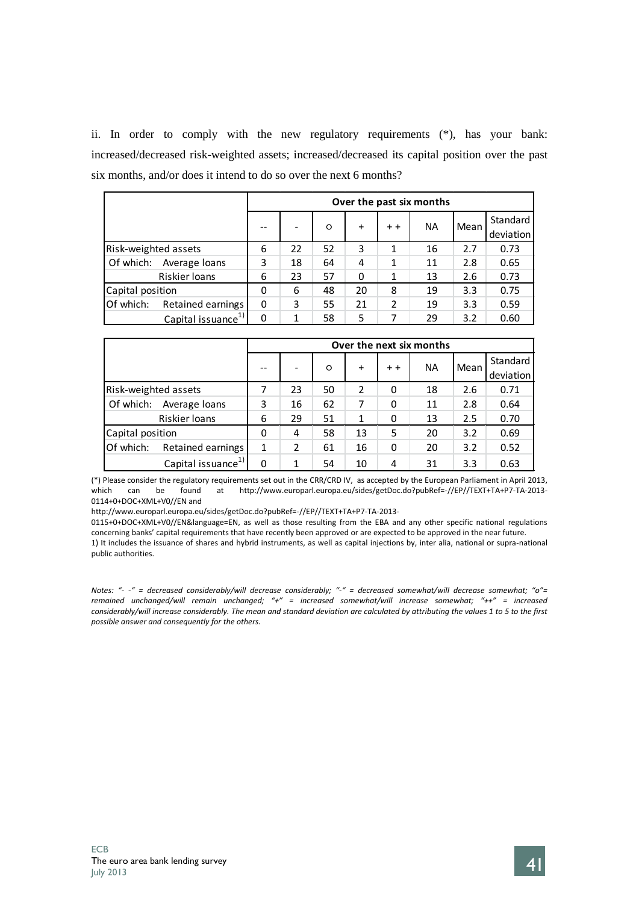ii. In order to comply with the new regulatory requirements (*), has your bank: increased/decreased risk-weighted assets; increased/decreased its capital position over the past six months, and/or does it intend to do so over the next 6 months?

| | | Over the past six months | | | | | | | |
|---|---|---|---|---|---|---|---|---|---|
| | | -- | - | o | + | + + | NA | Mean | Standard deviation |
| Risk-weighted assets | | 6 | 22 | 52 | 3 | 1 | 16 | 2.7 | 0.73 |
| Of which: | Average loans | 3 | 18 | 64 | 4 | 1 | 11 | 2.8 | 0.65 |
| | Riskier loans | 6 | 23 | 57 | 0 | 1 | 13 | 2.6 | 0.73 |
| Capital position | | 0 | 6 | 48 | 20 | 8 | 19 | 3.3 | 0.75 |
| Of which: | Retained earnings | 0 | 3 | 55 | 21 | 2 | 19 | 3.3 | 0.59 |
| | Capital issuance[1)] | 0 | 1 | 58 | 5 | 7 | 29 | 3.2 | 0.60 |

| | | Over the next six months | | | | | | | |
|---|---|---|---|---|---|---|---|---|---|
| | | -- | - | o | + | + + | NA | Mean | Standard deviation |
| Risk-weighted assets | | 7 | 23 | 50 | 2 | 0 | 18 | 2.6 | 0.71 |
| Of which: | Average loans | 3 | 16 | 62 | 7 | 0 | 11 | 2.8 | 0.64 |
| | Riskier loans | 6 | 29 | 51 | 1 | 0 | 13 | 2.5 | 0.70 |
| Capital position | | 0 | 4 | 58 | 13 | 5 | 20 | 3.2 | 0.69 |
| Of which: | Retained earnings | 1 | 2 | 61 | 16 | 0 | 20 | 3.2 | 0.52 |
| | Capital issuance[1)] | 0 | 1 | 54 | 10 | 4 | 31 | 3.3 | 0.63 |

(*) Please consider the regulatory requirements set out in the CRR/CRD IV, as accepted by the European Parliament in April 2013, which can be found at http://www.europarl.europa.eu/sides/getDoc.do?pubRef=-//EP//TEXT+TA+P7-TA-2013-0114+0+DOC+XML+V0//EN and
http://www.europarl.europa.eu/sides/getDoc.do?pubRef=-//EP//TEXT+TA+P7-TA-2013-0115+0+DOC+XML+V0//EN&language=EN, as well as those resulting from the EBA and any other specific national regulations concerning banks' capital requirements that have recently been approved or are expected to be approved in the near future.
1) It includes the issuance of shares and hybrid instruments, as well as capital injections by, inter alia, national or supra-national public authorities.

*Notes: "- -" = decreased considerably/will decrease considerably; "-" = decreased somewhat/will decrease somewhat; "o"= remained unchanged/will remain unchanged; "+" = increased somewhat/will increase somewhat; "++" = increased considerably/will increase considerably. The mean and standard deviation are calculated by attributing the values 1 to 5 to the first possible answer and consequently for the others.*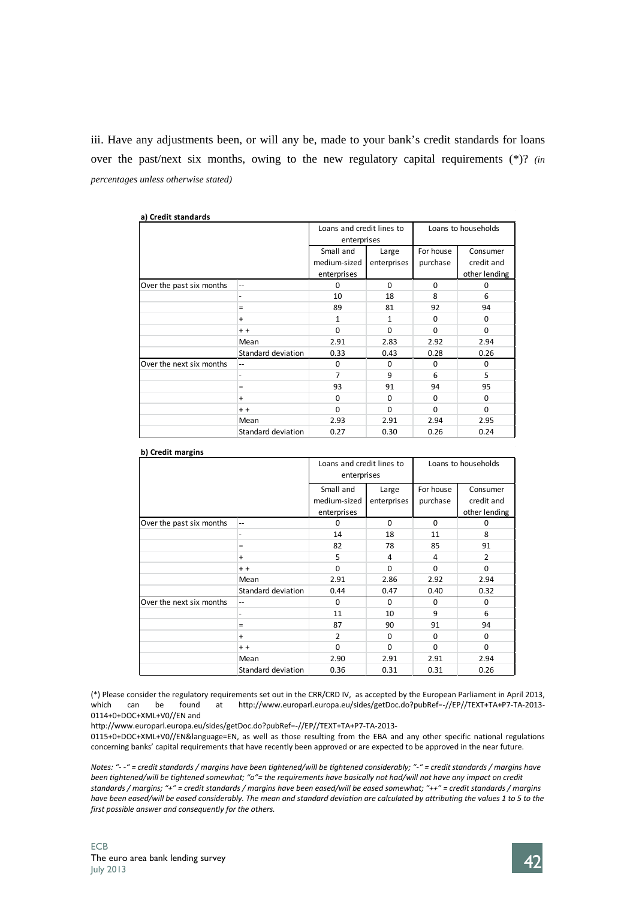iii. Have any adjustments been, or will any be, made to your bank's credit standards for loans over the past/next six months, owing to the new regulatory capital requirements (*)? *(in percentages unless otherwise stated)*

**a) Credit standards**

| | | Loans and credit lines to enterprises | | Loans to households | |
|---|---|---|---|---|---|
| | | Small and medium-sized enterprises | Large enterprises | For house purchase | Consumer credit and other lending |
| Over the past six months | -- | 0 | 0 | 0 | 0 |
| | - | 10 | 18 | 8 | 6 |
| | = | 89 | 81 | 92 | 94 |
| | + | 1 | 1 | 0 | 0 |
| | + + | 0 | 0 | 0 | 0 |
| | Mean | 2.91 | 2.83 | 2.92 | 2.94 |
| | Standard deviation | 0.33 | 0.43 | 0.28 | 0.26 |
| Over the next six months | -- | 0 | 0 | 0 | 0 |
| | - | 7 | 9 | 6 | 5 |
| | = | 93 | 91 | 94 | 95 |
| | + | 0 | 0 | 0 | 0 |
| | + + | 0 | 0 | 0 | 0 |
| | Mean | 2.93 | 2.91 | 2.94 | 2.95 |
| | Standard deviation | 0.27 | 0.30 | 0.26 | 0.24 |

**b) Credit margins**

| | | Loans and credit lines to enterprises | | Loans to households | |
|---|---|---|---|---|---|
| | | Small and medium-sized enterprises | Large enterprises | For house purchase | Consumer credit and other lending |
| Over the past six months | -- | 0 | 0 | 0 | 0 |
| | - | 14 | 18 | 11 | 8 |
| | = | 82 | 78 | 85 | 91 |
| | + | 5 | 4 | 4 | 2 |
| | + + | 0 | 0 | 0 | 0 |
| | Mean | 2.91 | 2.86 | 2.92 | 2.94 |
| | Standard deviation | 0.44 | 0.47 | 0.40 | 0.32 |
| Over the next six months | -- | 0 | 0 | 0 | 0 |
| | - | 11 | 10 | 9 | 6 |
| | = | 87 | 90 | 91 | 94 |
| | + | 2 | 0 | 0 | 0 |
| | + + | 0 | 0 | 0 | 0 |
| | Mean | 2.90 | 2.91 | 2.91 | 2.94 |
| | Standard deviation | 0.36 | 0.31 | 0.31 | 0.26 |

(*) Please consider the regulatory requirements set out in the CRR/CRD IV, as accepted by the European Parliament in April 2013, which can be found at http://www.europarl.europa.eu/sides/getDoc.do?pubRef=-//EP//TEXT+TA+P7-TA-2013-0114+0+DOC+XML+V0//EN and http://www.europarl.europa.eu/sides/getDoc.do?pubRef=-//EP//TEXT+TA+P7-TA-2013-0115+0+DOC+XML+V0//EN&language=EN, as well as those resulting from the EBA and any other specific national regulations concerning banks' capital requirements that have recently been approved or are expected to be approved in the near future.

*Notes: "- -" = credit standards / margins have been tightened/will be tightened considerably; "-" = credit standards / margins have been tightened/will be tightened somewhat; "o"= the requirements have basically not had/will not have any impact on credit standards / margins; "+" = credit standards / margins have been eased/will be eased somewhat; "++" = credit standards / margins have been eased/will be eased considerably. The mean and standard deviation are calculated by attributing the values 1 to 5 to the first possible answer and consequently for the others.*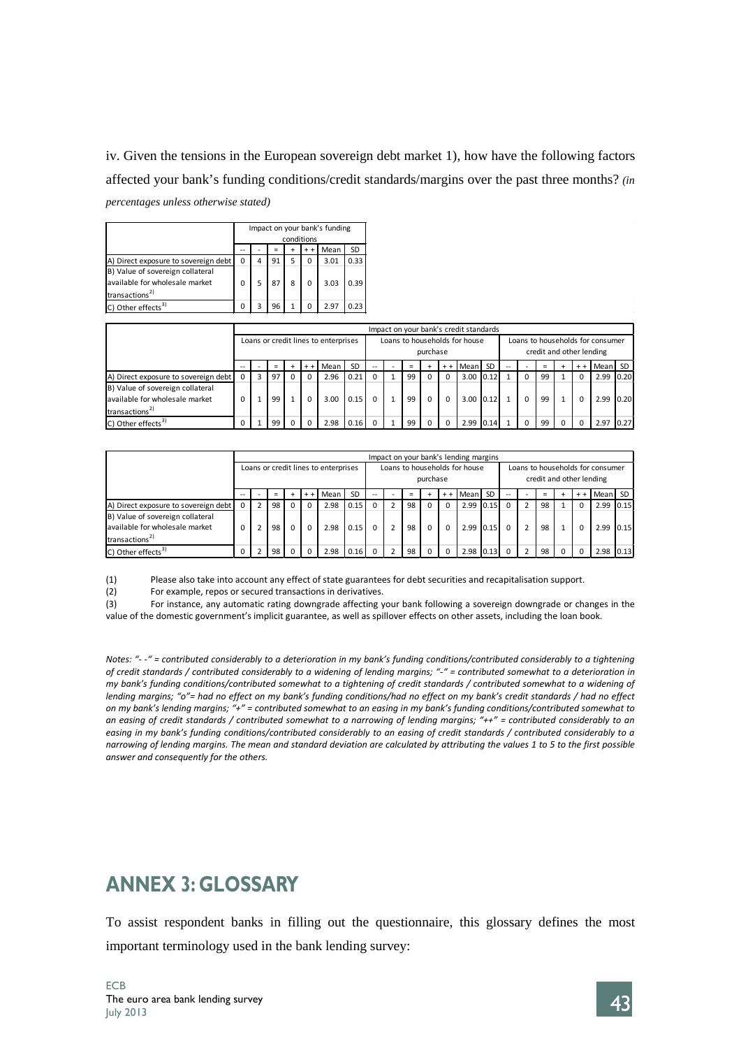iv. Given the tensions in the European sovereign debt market 1), how have the following factors affected your bank's funding conditions/credit standards/margins over the past three months? *(in percentages unless otherwise stated)*

| | Impact on your bank's funding conditions | | | | | | |
|---|---|---|---|---|---|---|---|
| | -- | - | = | + | + + | Mean | SD |
| A) Direct exposure to sovereign debt | 0 | 4 | 91 | 5 | 0 | 3.01 | 0.33 |
| B) Value of sovereign collateral available for wholesale market transactions 2) | 0 | 5 | 87 | 8 | 0 | 3.03 | 0.39 |
| C) Other effects 3) | 0 | 3 | 96 | 1 | 0 | 2.97 | 0.23 |

| | Impact on your bank's credit standards | | | | | | | | | | | | | | | | | | | | |
|---|---|---|---|---|---|---|---|---|---|---|---|---|---|---|---|---|---|---|---|---|---|
| | Loans or credit lines to enterprises | | | | | | | Loans to households for house purchase | | | | | | | Loans to households for consumer credit and other lending | | | | | | |
| | -- | - | = | + | + + | Mean | SD | -- | - | = | + | + + | Mean | SD | -- | - | = | + | + + | Mean | SD |
| A) Direct exposure to sovereign debt | 0 | 3 | 97 | 0 | 0 | 2.96 | 0.21 | 0 | 1 | 99 | 0 | 0 | 3.00 | 0.12 | 1 | 0 | 99 | 1 | 0 | 2.99 | 0.20 |
| B) Value of sovereign collateral available for wholesale market transactions 2) | 0 | 1 | 99 | 1 | 0 | 3.00 | 0.15 | 0 | 1 | 99 | 0 | 0 | 3.00 | 0.12 | 1 | 0 | 99 | 1 | 0 | 2.99 | 0.20 |
| C) Other effects 3) | 0 | 1 | 99 | 0 | 0 | 2.98 | 0.16 | 0 | 1 | 99 | 0 | 0 | 2.99 | 0.14 | 1 | 0 | 99 | 0 | 0 | 2.97 | 0.27 |

| | Impact on your bank's lending margins | | | | | | | | | | | | | | | | | | | | |
|---|---|---|---|---|---|---|---|---|---|---|---|---|---|---|---|---|---|---|---|---|---|
| | Loans or credit lines to enterprises | | | | | | | Loans to households for house purchase | | | | | | | Loans to households for consumer credit and other lending | | | | | | |
| | -- | - | = | + | + + | Mean | SD | -- | - | = | + | + + | Mean | SD | -- | - | = | + | + + | Mean | SD |
| A) Direct exposure to sovereign debt | 0 | 2 | 98 | 0 | 0 | 2.98 | 0.15 | 0 | 2 | 98 | 0 | 0 | 2.99 | 0.15 | 0 | 2 | 98 | 1 | 0 | 2.99 | 0.15 |
| B) Value of sovereign collateral available for wholesale market transactions 2) | 0 | 2 | 98 | 0 | 0 | 2.98 | 0.15 | 0 | 2 | 98 | 0 | 0 | 2.99 | 0.15 | 0 | 2 | 98 | 1 | 0 | 2.99 | 0.15 |
| C) Other effects 3) | 0 | 2 | 98 | 0 | 0 | 2.98 | 0.16 | 0 | 2 | 98 | 0 | 0 | 2.98 | 0.13 | 0 | 2 | 98 | 0 | 0 | 2.98 | 0.13 |

(1) Please also take into account any effect of state guarantees for debt securities and recapitalisation support.

(2) For example, repos or secured transactions in derivatives.

(3) For instance, any automatic rating downgrade affecting your bank following a sovereign downgrade or changes in the value of the domestic government's implicit guarantee, as well as spillover effects on other assets, including the loan book.

*Notes: "- -" = contributed considerably to a deterioration in my bank's funding conditions/contributed considerably to a tightening of credit standards / contributed considerably to a widening of lending margins; "-" = contributed somewhat to a deterioration in my bank's funding conditions/contributed somewhat to a tightening of credit standards / contributed somewhat to a widening of lending margins; "o"= had no effect on my bank's funding conditions/had no effect on my bank's credit standards / had no effect on my bank's lending margins; "+" = contributed somewhat to an easing in my bank's funding conditions/contributed somewhat to an easing of credit standards / contributed somewhat to a narrowing of lending margins; "++" = contributed considerably to an easing in my bank's funding conditions/contributed considerably to an easing of credit standards / contributed considerably to a narrowing of lending margins. The mean and standard deviation are calculated by attributing the values 1 to 5 to the first possible answer and consequently for the others.*

# ANNEX 3: GLOSSARY

To assist respondent banks in filling out the questionnaire, this glossary defines the most important terminology used in the bank lending survey: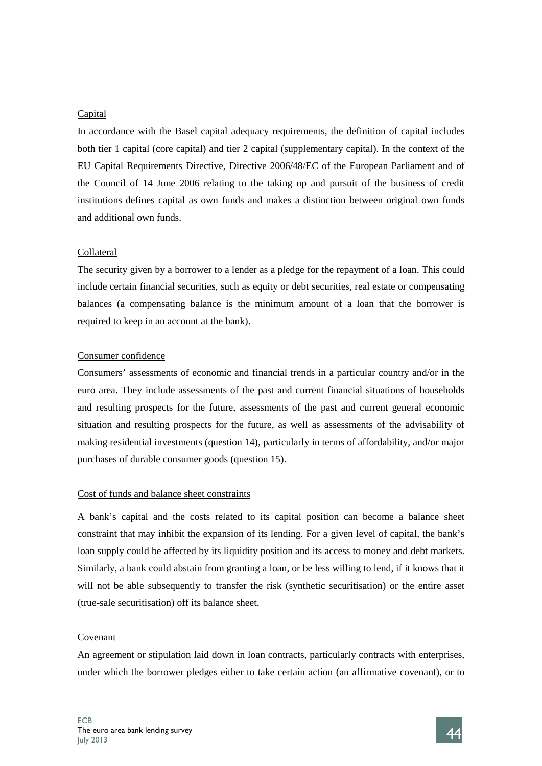Capital

In accordance with the Basel capital adequacy requirements, the definition of capital includes both tier 1 capital (core capital) and tier 2 capital (supplementary capital). In the context of the EU Capital Requirements Directive, Directive 2006/48/EC of the European Parliament and of the Council of 14 June 2006 relating to the taking up and pursuit of the business of credit institutions defines capital as own funds and makes a distinction between original own funds and additional own funds.

Collateral

The security given by a borrower to a lender as a pledge for the repayment of a loan. This could include certain financial securities, such as equity or debt securities, real estate or compensating balances (a compensating balance is the minimum amount of a loan that the borrower is required to keep in an account at the bank).

Consumer confidence

Consumers' assessments of economic and financial trends in a particular country and/or in the euro area. They include assessments of the past and current financial situations of households and resulting prospects for the future, assessments of the past and current general economic situation and resulting prospects for the future, as well as assessments of the advisability of making residential investments (question 14), particularly in terms of affordability, and/or major purchases of durable consumer goods (question 15).

Cost of funds and balance sheet constraints

A bank's capital and the costs related to its capital position can become a balance sheet constraint that may inhibit the expansion of its lending. For a given level of capital, the bank's loan supply could be affected by its liquidity position and its access to money and debt markets. Similarly, a bank could abstain from granting a loan, or be less willing to lend, if it knows that it will not be able subsequently to transfer the risk (synthetic securitisation) or the entire asset (true-sale securitisation) off its balance sheet.

Covenant

An agreement or stipulation laid down in loan contracts, particularly contracts with enterprises, under which the borrower pledges either to take certain action (an affirmative covenant), or to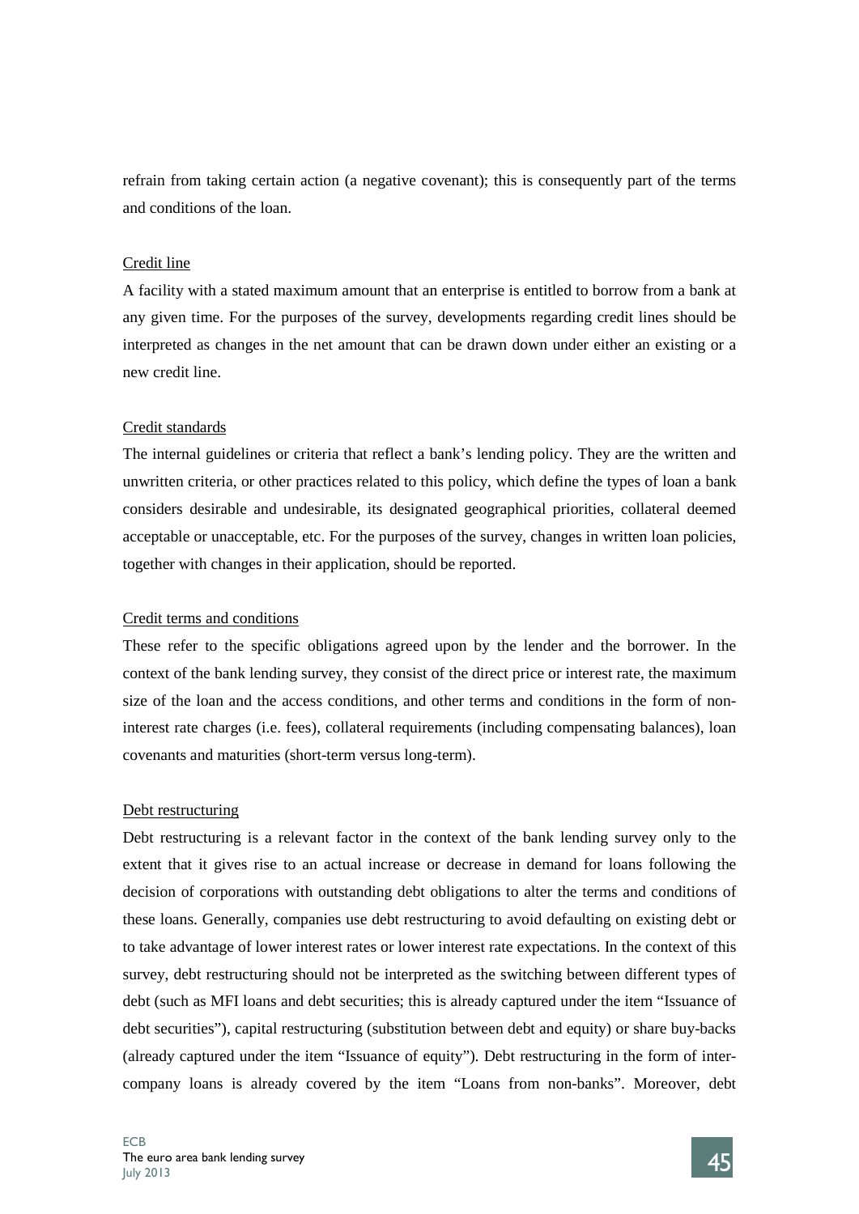refrain from taking certain action (a negative covenant); this is consequently part of the terms and conditions of the loan.

Credit line

A facility with a stated maximum amount that an enterprise is entitled to borrow from a bank at any given time. For the purposes of the survey, developments regarding credit lines should be interpreted as changes in the net amount that can be drawn down under either an existing or a new credit line.

Credit standards

The internal guidelines or criteria that reflect a bank's lending policy. They are the written and unwritten criteria, or other practices related to this policy, which define the types of loan a bank considers desirable and undesirable, its designated geographical priorities, collateral deemed acceptable or unacceptable, etc. For the purposes of the survey, changes in written loan policies, together with changes in their application, should be reported.

Credit terms and conditions

These refer to the specific obligations agreed upon by the lender and the borrower. In the context of the bank lending survey, they consist of the direct price or interest rate, the maximum size of the loan and the access conditions, and other terms and conditions in the form of non-interest rate charges (i.e. fees), collateral requirements (including compensating balances), loan covenants and maturities (short-term versus long-term).

Debt restructuring

Debt restructuring is a relevant factor in the context of the bank lending survey only to the extent that it gives rise to an actual increase or decrease in demand for loans following the decision of corporations with outstanding debt obligations to alter the terms and conditions of these loans. Generally, companies use debt restructuring to avoid defaulting on existing debt or to take advantage of lower interest rates or lower interest rate expectations. In the context of this survey, debt restructuring should not be interpreted as the switching between different types of debt (such as MFI loans and debt securities; this is already captured under the item "Issuance of debt securities"), capital restructuring (substitution between debt and equity) or share buy-backs (already captured under the item "Issuance of equity"). Debt restructuring in the form of inter-company loans is already covered by the item "Loans from non-banks". Moreover, debt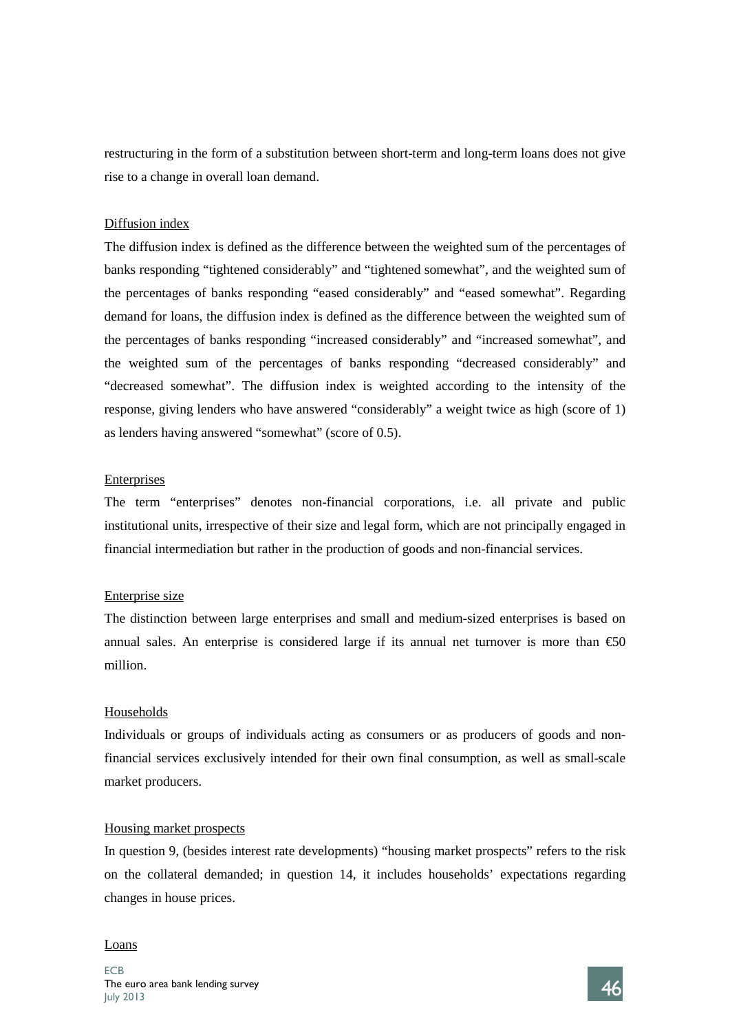restructuring in the form of a substitution between short-term and long-term loans does not give rise to a change in overall loan demand.

Diffusion index

The diffusion index is defined as the difference between the weighted sum of the percentages of banks responding "tightened considerably" and "tightened somewhat", and the weighted sum of the percentages of banks responding "eased considerably" and "eased somewhat". Regarding demand for loans, the diffusion index is defined as the difference between the weighted sum of the percentages of banks responding "increased considerably" and "increased somewhat", and the weighted sum of the percentages of banks responding "decreased considerably" and "decreased somewhat". The diffusion index is weighted according to the intensity of the response, giving lenders who have answered "considerably" a weight twice as high (score of 1) as lenders having answered "somewhat" (score of 0.5).

Enterprises

The term "enterprises" denotes non-financial corporations, i.e. all private and public institutional units, irrespective of their size and legal form, which are not principally engaged in financial intermediation but rather in the production of goods and non-financial services.

Enterprise size

The distinction between large enterprises and small and medium-sized enterprises is based on annual sales. An enterprise is considered large if its annual net turnover is more than €50 million.

Households

Individuals or groups of individuals acting as consumers or as producers of goods and non-financial services exclusively intended for their own final consumption, as well as small-scale market producers.

Housing market prospects

In question 9, (besides interest rate developments) "housing market prospects" refers to the risk on the collateral demanded; in question 14, it includes households' expectations regarding changes in house prices.

Loans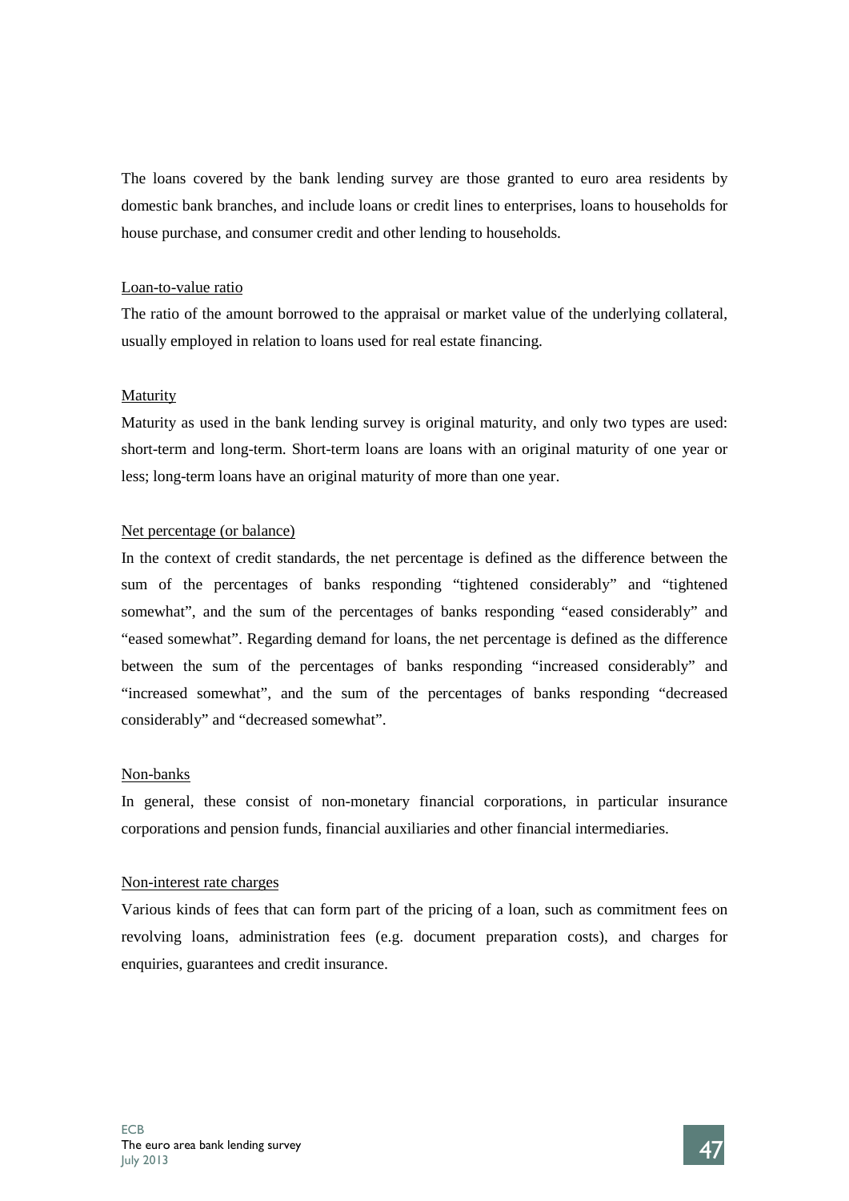The loans covered by the bank lending survey are those granted to euro area residents by domestic bank branches, and include loans or credit lines to enterprises, loans to households for house purchase, and consumer credit and other lending to households.

Loan-to-value ratio

The ratio of the amount borrowed to the appraisal or market value of the underlying collateral, usually employed in relation to loans used for real estate financing.

Maturity

Maturity as used in the bank lending survey is original maturity, and only two types are used: short-term and long-term. Short-term loans are loans with an original maturity of one year or less; long-term loans have an original maturity of more than one year.

Net percentage (or balance)

In the context of credit standards, the net percentage is defined as the difference between the sum of the percentages of banks responding "tightened considerably" and "tightened somewhat", and the sum of the percentages of banks responding "eased considerably" and "eased somewhat". Regarding demand for loans, the net percentage is defined as the difference between the sum of the percentages of banks responding "increased considerably" and "increased somewhat", and the sum of the percentages of banks responding "decreased considerably" and "decreased somewhat".

Non-banks

In general, these consist of non-monetary financial corporations, in particular insurance corporations and pension funds, financial auxiliaries and other financial intermediaries.

Non-interest rate charges

Various kinds of fees that can form part of the pricing of a loan, such as commitment fees on revolving loans, administration fees (e.g. document preparation costs), and charges for enquiries, guarantees and credit insurance.